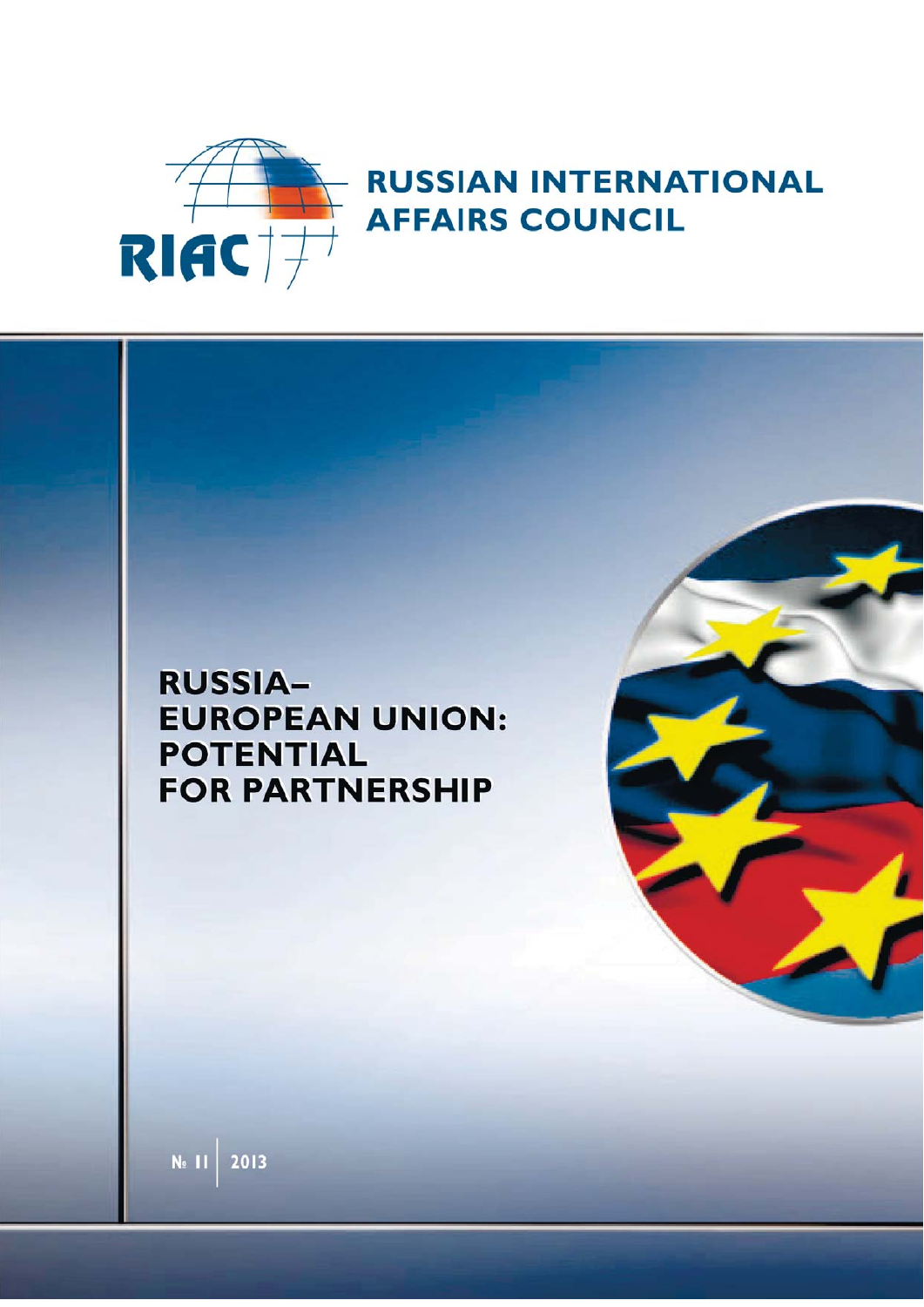RIAC

# RUSSIAN INTERNATIONAL AFFAIRS COUNCIL

# RUSSIA–EUROPEAN UNION: POTENTIAL FOR PARTNERSHIP

№ 11 | 2013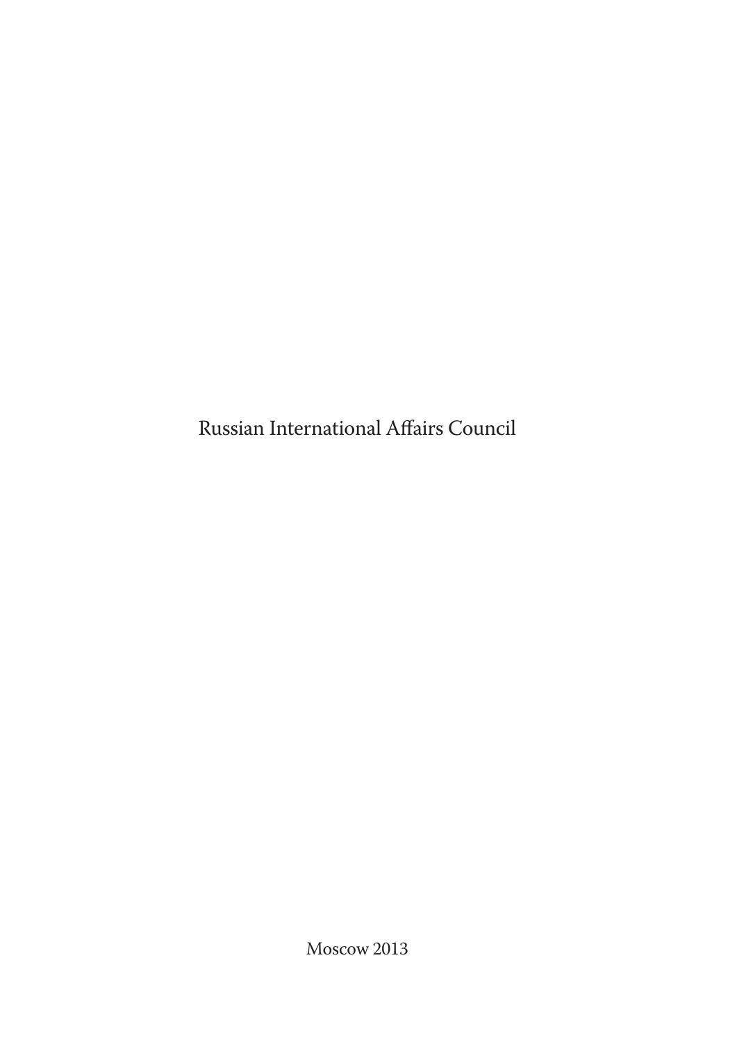Russian International Affairs Council

Moscow 2013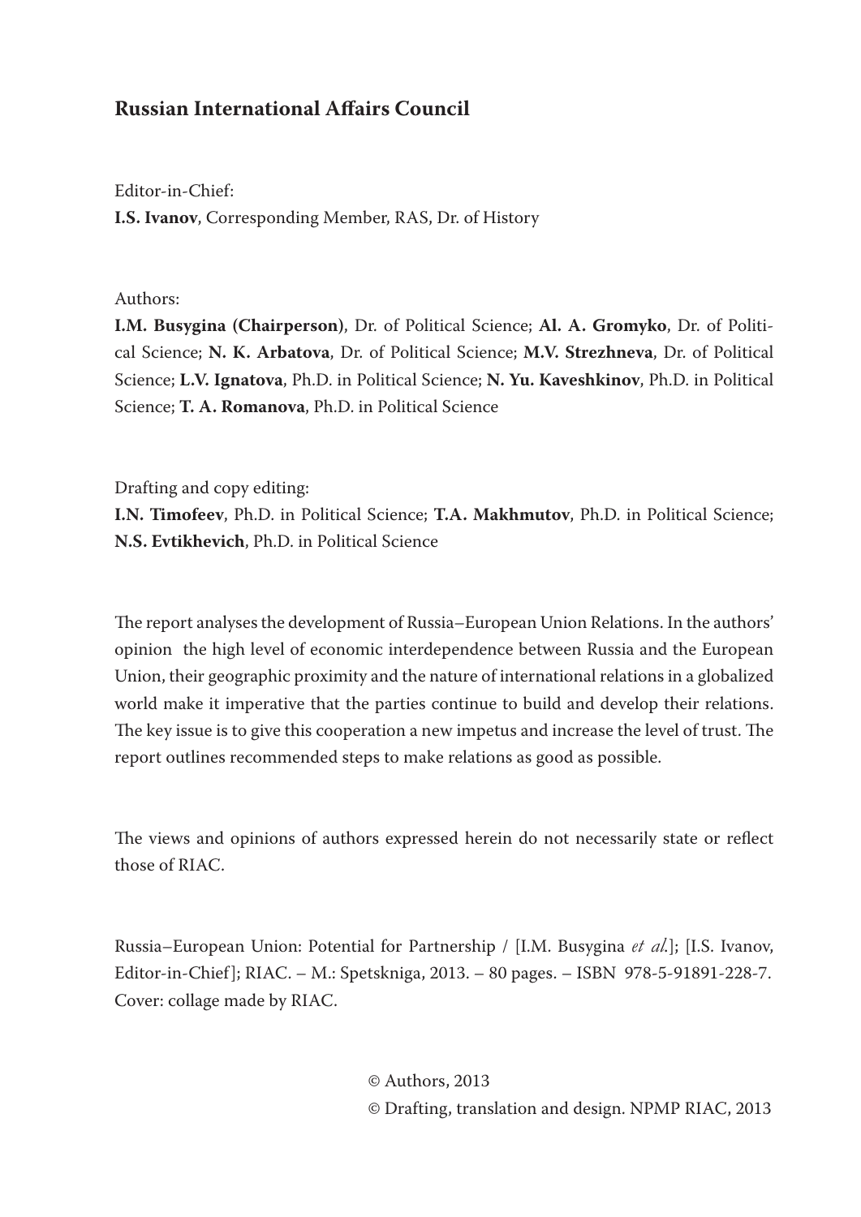## Russian International Affairs Council

Editor-in-Chief:
**I.S. Ivanov**, Corresponding Member, RAS, Dr. of History

Authors:
**I.M. Busygina (Chairperson)**, Dr. of Political Science; **Al. A. Gromyko**, Dr. of Political Science; **N. K. Arbatova**, Dr. of Political Science; **M.V. Strezhneva**, Dr. of Political Science; **L.V. Ignatova**, Ph.D. in Political Science; **N. Yu. Kaveshkinov**, Ph.D. in Political Science; **T. A. Romanova**, Ph.D. in Political Science

Drafting and copy editing:
**I.N. Timofeev**, Ph.D. in Political Science; **T.A. Makhmutov**, Ph.D. in Political Science; **N.S. Evtikhevich**, Ph.D. in Political Science

The report analyses the development of Russia–European Union Relations. In the authors' opinion the high level of economic interdependence between Russia and the European Union, their geographic proximity and the nature of international relations in a globalized world make it imperative that the parties continue to build and develop their relations. The key issue is to give this cooperation a new impetus and increase the level of trust. The report outlines recommended steps to make relations as good as possible.

The views and opinions of authors expressed herein do not necessarily state or reflect those of RIAC.

Russia–European Union: Potential for Partnership / [I.M. Busygina *et al.*]; [I.S. Ivanov, Editor-in-Chief]; RIAC. – M.: Spetskniga, 2013. – 80 pages. – ISBN 978-5-91891-228-7. Cover: collage made by RIAC.

© Authors, 2013
© Drafting, translation and design. NPMP RIAC, 2013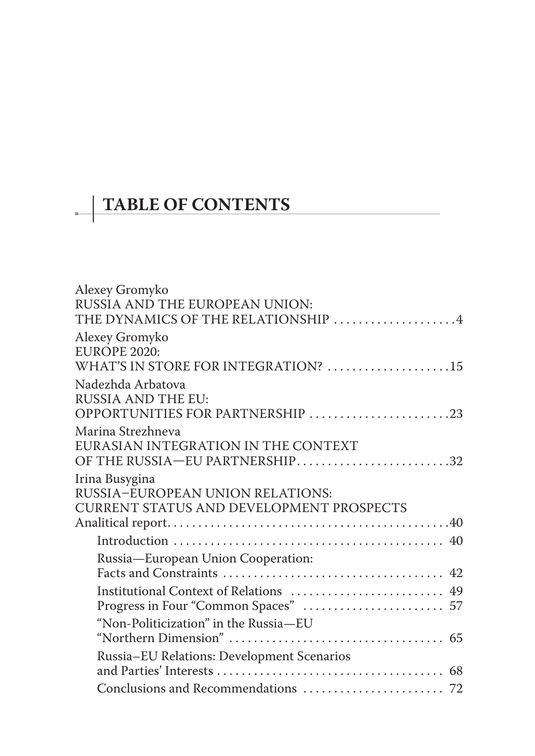# TABLE OF CONTENTS

Alexey Gromyko
RUSSIA AND THE EUROPEAN UNION:
THE DYNAMICS OF THE RELATIONSHIP .................... 4

Alexey Gromyko
EUROPE 2020:
WHAT'S IN STORE FOR INTEGRATION? .................... 15

Nadezhda Arbatova
RUSSIA AND THE EU:
OPPORTUNITIES FOR PARTNERSHIP ....................... 23

Marina Strezhneva
EURASIAN INTEGRATION IN THE CONTEXT
OF THE RUSSIA—EU PARTNERSHIP......................... 32

Irina Busygina
RUSSIA–EUROPEAN UNION RELATIONS:
CURRENT STATUS AND DEVELOPMENT PROSPECTS
Analitical report............................................. 40

- Introduction ............................................ 40
- Russia—European Union Cooperation: Facts and Constraints .................................... 42
- Institutional Context of Relations ......................... 49
- Progress in Four "Common Spaces" ....................... 57
- "Non-Politicization" in the Russia—EU "Northern Dimension" .................................. 65
- Russia–EU Relations: Development Scenarios and Parties' Interests ..................................... 68
- Conclusions and Recommendations ....................... 72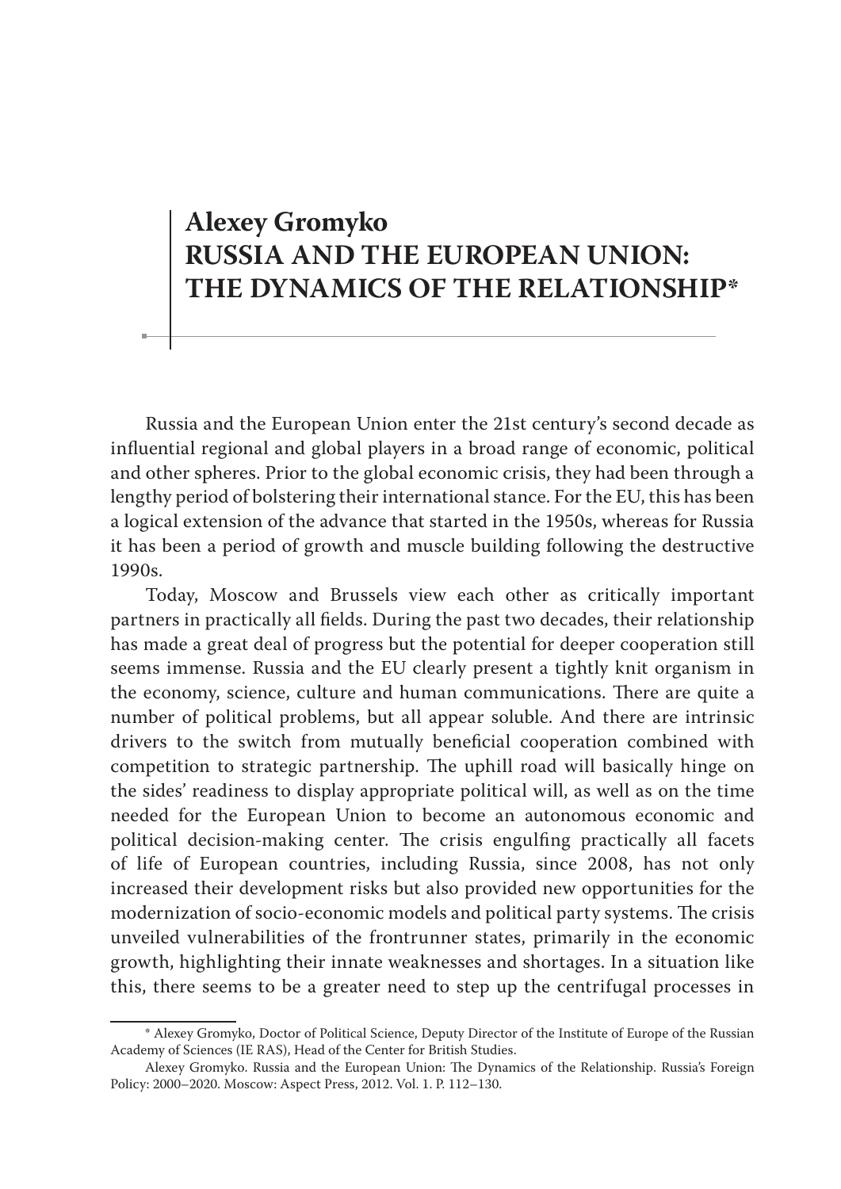# Alexey Gromyko
# RUSSIA AND THE EUROPEAN UNION: THE DYNAMICS OF THE RELATIONSHIP*

Russia and the European Union enter the 21st century's second decade as influential regional and global players in a broad range of economic, political and other spheres. Prior to the global economic crisis, they had been through a lengthy period of bolstering their international stance. For the EU, this has been a logical extension of the advance that started in the 1950s, whereas for Russia it has been a period of growth and muscle building following the destructive 1990s.

Today, Moscow and Brussels view each other as critically important partners in practically all fields. During the past two decades, their relationship has made a great deal of progress but the potential for deeper cooperation still seems immense. Russia and the EU clearly present a tightly knit organism in the economy, science, culture and human communications. There are quite a number of political problems, but all appear soluble. And there are intrinsic drivers to the switch from mutually beneficial cooperation combined with competition to strategic partnership. The uphill road will basically hinge on the sides' readiness to display appropriate political will, as well as on the time needed for the European Union to become an autonomous economic and political decision-making center. The crisis engulfing practically all facets of life of European countries, including Russia, since 2008, has not only increased their development risks but also provided new opportunities for the modernization of socio-economic models and political party systems. The crisis unveiled vulnerabilities of the frontrunner states, primarily in the economic growth, highlighting their innate weaknesses and shortages. In a situation like this, there seems to be a greater need to step up the centrifugal processes in

---

* Alexey Gromyko, Doctor of Political Science, Deputy Director of the Institute of Europe of the Russian Academy of Sciences (IE RAS), Head of the Center for British Studies.

Alexey Gromyko. Russia and the European Union: The Dynamics of the Relationship. Russia's Foreign Policy: 2000–2020. Moscow: Aspect Press, 2012. Vol. 1. P. 112–130.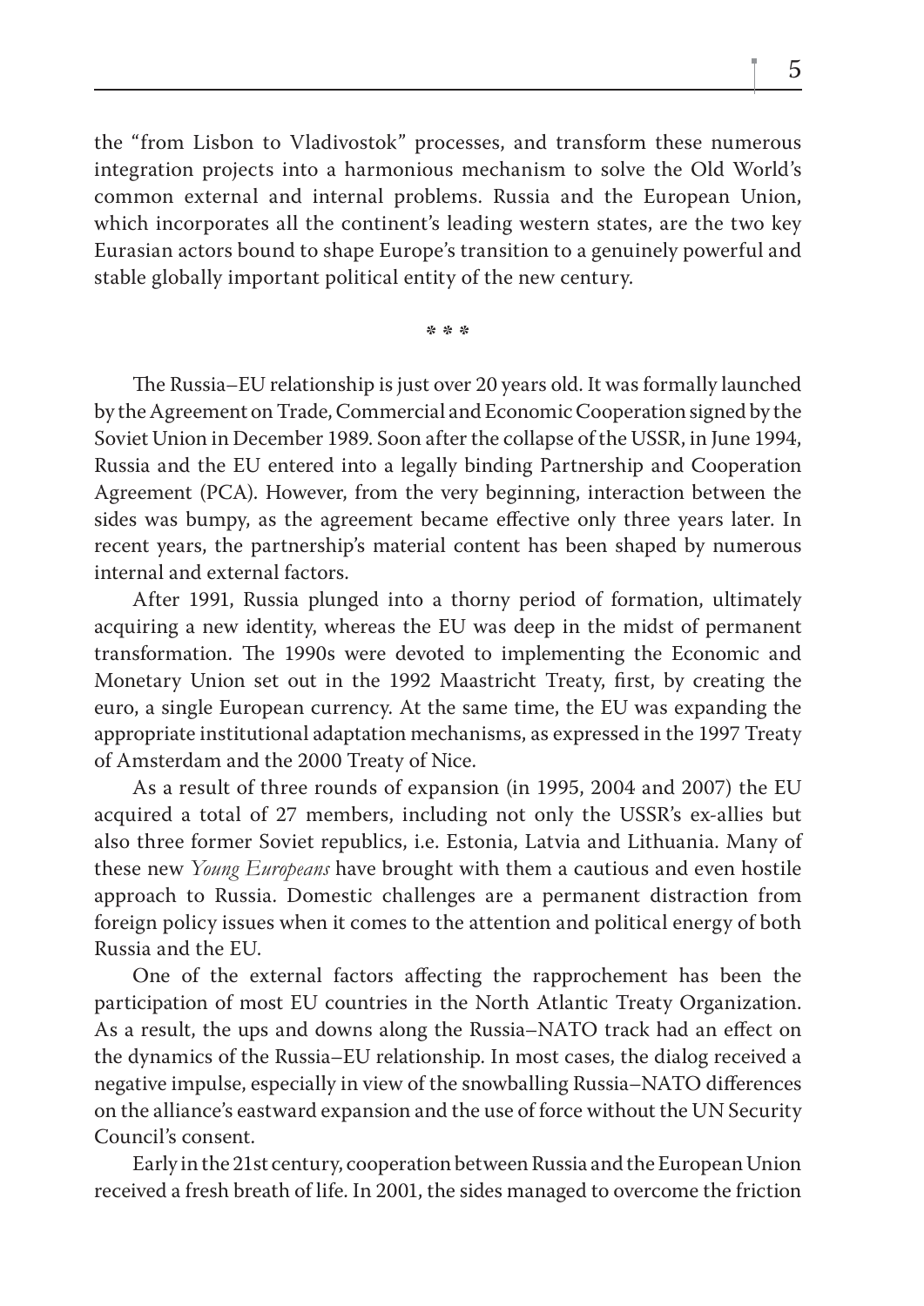the "from Lisbon to Vladivostok" processes, and transform these numerous integration projects into a harmonious mechanism to solve the Old World's common external and internal problems. Russia and the European Union, which incorporates all the continent's leading western states, are the two key Eurasian actors bound to shape Europe's transition to a genuinely powerful and stable globally important political entity of the new century.

\* \* \*

The Russia–EU relationship is just over 20 years old. It was formally launched by the Agreement on Trade, Commercial and Economic Cooperation signed by the Soviet Union in December 1989. Soon after the collapse of the USSR, in June 1994, Russia and the EU entered into a legally binding Partnership and Cooperation Agreement (PCA). However, from the very beginning, interaction between the sides was bumpy, as the agreement became effective only three years later. In recent years, the partnership's material content has been shaped by numerous internal and external factors.

After 1991, Russia plunged into a thorny period of formation, ultimately acquiring a new identity, whereas the EU was deep in the midst of permanent transformation. The 1990s were devoted to implementing the Economic and Monetary Union set out in the 1992 Maastricht Treaty, first, by creating the euro, a single European currency. At the same time, the EU was expanding the appropriate institutional adaptation mechanisms, as expressed in the 1997 Treaty of Amsterdam and the 2000 Treaty of Nice.

As a result of three rounds of expansion (in 1995, 2004 and 2007) the EU acquired a total of 27 members, including not only the USSR's ex-allies but also three former Soviet republics, i.e. Estonia, Latvia and Lithuania. Many of these new *Young Europeans* have brought with them a cautious and even hostile approach to Russia. Domestic challenges are a permanent distraction from foreign policy issues when it comes to the attention and political energy of both Russia and the EU.

One of the external factors affecting the rapprochement has been the participation of most EU countries in the North Atlantic Treaty Organization. As a result, the ups and downs along the Russia–NATO track had an effect on the dynamics of the Russia–EU relationship. In most cases, the dialog received a negative impulse, especially in view of the snowballing Russia–NATO differences on the alliance's eastward expansion and the use of force without the UN Security Council's consent.

Early in the 21st century, cooperation between Russia and the European Union received a fresh breath of life. In 2001, the sides managed to overcome the friction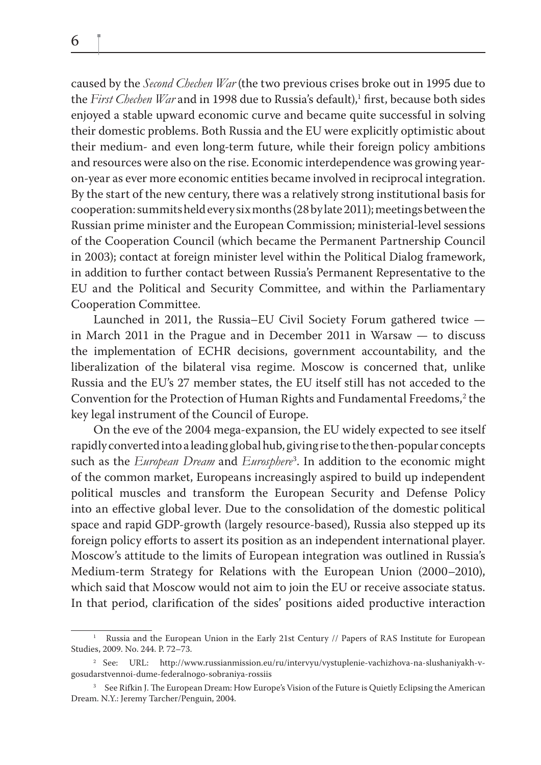caused by the *Second Chechen War* (the two previous crises broke out in 1995 due to the *First Chechen War* and in 1998 due to Russia's default),[1] first, because both sides enjoyed a stable upward economic curve and became quite successful in solving their domestic problems. Both Russia and the EU were explicitly optimistic about their medium- and even long-term future, while their foreign policy ambitions and resources were also on the rise. Economic interdependence was growing year-on-year as ever more economic entities became involved in reciprocal integration. By the start of the new century, there was a relatively strong institutional basis for cooperation: summits held every six months (28 by late 2011); meetings between the Russian prime minister and the European Commission; ministerial-level sessions of the Cooperation Council (which became the Permanent Partnership Council in 2003); contact at foreign minister level within the Political Dialog framework, in addition to further contact between Russia's Permanent Representative to the EU and the Political and Security Committee, and within the Parliamentary Cooperation Committee.

Launched in 2011, the Russia–EU Civil Society Forum gathered twice — in March 2011 in the Prague and in December 2011 in Warsaw — to discuss the implementation of ECHR decisions, government accountability, and the liberalization of the bilateral visa regime. Moscow is concerned that, unlike Russia and the EU's 27 member states, the EU itself still has not acceded to the Convention for the Protection of Human Rights and Fundamental Freedoms,[2] the key legal instrument of the Council of Europe.

On the eve of the 2004 mega-expansion, the EU widely expected to see itself rapidly converted into a leading global hub, giving rise to the then-popular concepts such as the *European Dream* and *Eurosphere*[3]. In addition to the economic might of the common market, Europeans increasingly aspired to build up independent political muscles and transform the European Security and Defense Policy into an effective global lever. Due to the consolidation of the domestic political space and rapid GDP-growth (largely resource-based), Russia also stepped up its foreign policy efforts to assert its position as an independent international player. Moscow's attitude to the limits of European integration was outlined in Russia's Medium-term Strategy for Relations with the European Union (2000–2010), which said that Moscow would not aim to join the EU or receive associate status. In that period, clarification of the sides' positions aided productive interaction

---

[1] Russia and the European Union in the Early 21st Century // Papers of RAS Institute for European Studies, 2009. No. 244. P. 72–73.

[2] See: URL: http://www.russianmission.eu/ru/intervyu/vystuplenie-vachizhova-na-slushaniyakh-v-gosudarstvennoi-dume-federalnogo-sobraniya-rossiis

[3] See Rifkin J. The European Dream: How Europe's Vision of the Future is Quietly Eclipsing the American Dream. N.Y.: Jeremy Tarcher/Penguin, 2004.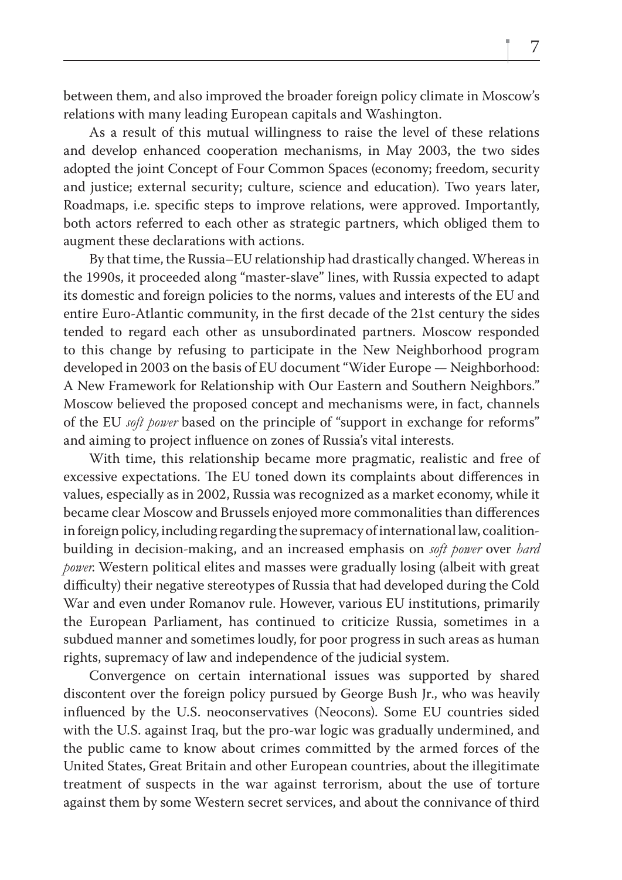between them, and also improved the broader foreign policy climate in Moscow's relations with many leading European capitals and Washington.

As a result of this mutual willingness to raise the level of these relations and develop enhanced cooperation mechanisms, in May 2003, the two sides adopted the joint Concept of Four Common Spaces (economy; freedom, security and justice; external security; culture, science and education). Two years later, Roadmaps, i.e. specific steps to improve relations, were approved. Importantly, both actors referred to each other as strategic partners, which obliged them to augment these declarations with actions.

By that time, the Russia–EU relationship had drastically changed. Whereas in the 1990s, it proceeded along "master-slave" lines, with Russia expected to adapt its domestic and foreign policies to the norms, values and interests of the EU and entire Euro-Atlantic community, in the first decade of the 21st century the sides tended to regard each other as unsubordinated partners. Moscow responded to this change by refusing to participate in the New Neighborhood program developed in 2003 on the basis of EU document "Wider Europe — Neighborhood: A New Framework for Relationship with Our Eastern and Southern Neighbors." Moscow believed the proposed concept and mechanisms were, in fact, channels of the EU *soft power* based on the principle of "support in exchange for reforms" and aiming to project influence on zones of Russia's vital interests.

With time, this relationship became more pragmatic, realistic and free of excessive expectations. The EU toned down its complaints about differences in values, especially as in 2002, Russia was recognized as a market economy, while it became clear Moscow and Brussels enjoyed more commonalities than differences in foreign policy, including regarding the supremacy of international law, coalition-building in decision-making, and an increased emphasis on *soft power* over *hard power*. Western political elites and masses were gradually losing (albeit with great difficulty) their negative stereotypes of Russia that had developed during the Cold War and even under Romanov rule. However, various EU institutions, primarily the European Parliament, has continued to criticize Russia, sometimes in a subdued manner and sometimes loudly, for poor progress in such areas as human rights, supremacy of law and independence of the judicial system.

Convergence on certain international issues was supported by shared discontent over the foreign policy pursued by George Bush Jr., who was heavily influenced by the U.S. neoconservatives (Neocons). Some EU countries sided with the U.S. against Iraq, but the pro-war logic was gradually undermined, and the public came to know about crimes committed by the armed forces of the United States, Great Britain and other European countries, about the illegitimate treatment of suspects in the war against terrorism, about the use of torture against them by some Western secret services, and about the connivance of third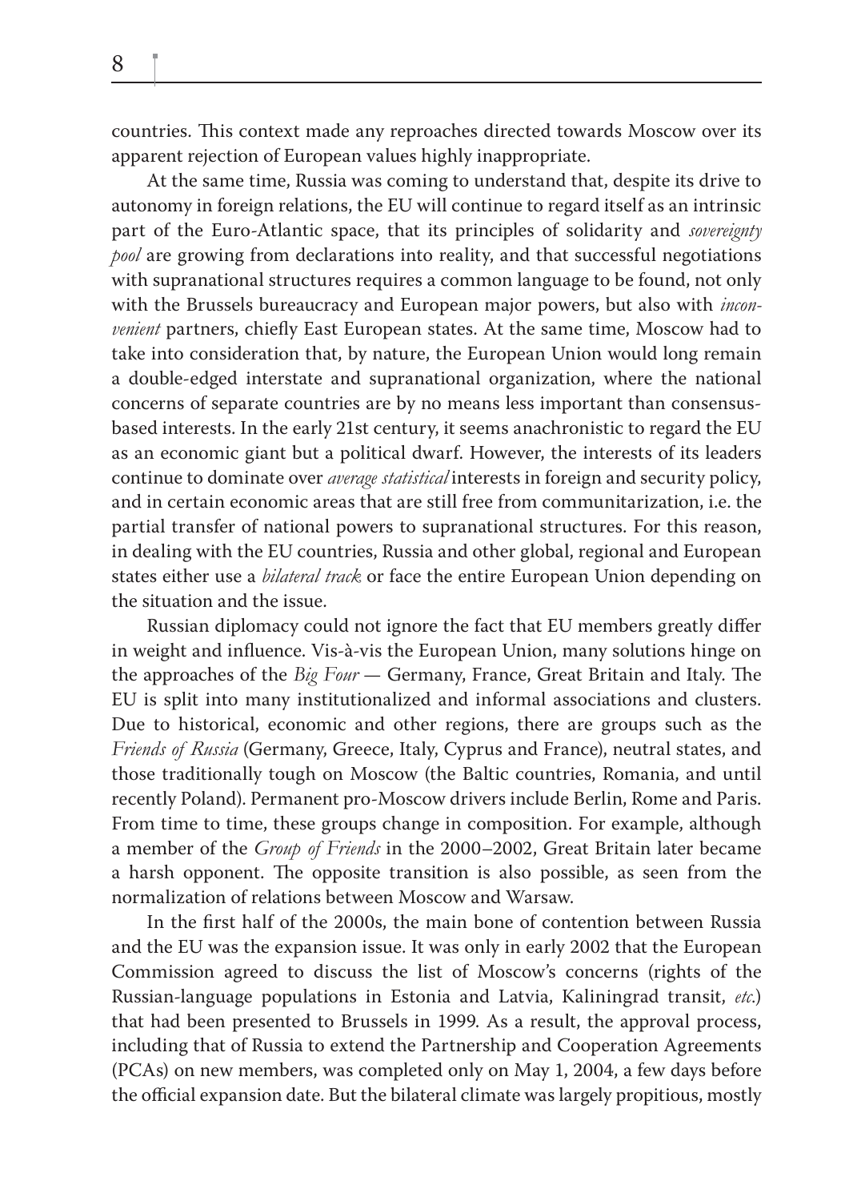countries. This context made any reproaches directed towards Moscow over its apparent rejection of European values highly inappropriate.

At the same time, Russia was coming to understand that, despite its drive to autonomy in foreign relations, the EU will continue to regard itself as an intrinsic part of the Euro-Atlantic space, that its principles of solidarity and *sovereignty pool* are growing from declarations into reality, and that successful negotiations with supranational structures requires a common language to be found, not only with the Brussels bureaucracy and European major powers, but also with *inconvenient* partners, chiefly East European states. At the same time, Moscow had to take into consideration that, by nature, the European Union would long remain a double-edged interstate and supranational organization, where the national concerns of separate countries are by no means less important than consensus-based interests. In the early 21st century, it seems anachronistic to regard the EU as an economic giant but a political dwarf. However, the interests of its leaders continue to dominate over *average statistical* interests in foreign and security policy, and in certain economic areas that are still free from communitarization, i.e. the partial transfer of national powers to supranational structures. For this reason, in dealing with the EU countries, Russia and other global, regional and European states either use a *bilateral track* or face the entire European Union depending on the situation and the issue.

Russian diplomacy could not ignore the fact that EU members greatly differ in weight and influence. Vis-à-vis the European Union, many solutions hinge on the approaches of the *Big Four* — Germany, France, Great Britain and Italy. The EU is split into many institutionalized and informal associations and clusters. Due to historical, economic and other regions, there are groups such as the *Friends of Russia* (Germany, Greece, Italy, Cyprus and France), neutral states, and those traditionally tough on Moscow (the Baltic countries, Romania, and until recently Poland). Permanent pro-Moscow drivers include Berlin, Rome and Paris. From time to time, these groups change in composition. For example, although a member of the *Group of Friends* in the 2000–2002, Great Britain later became a harsh opponent. The opposite transition is also possible, as seen from the normalization of relations between Moscow and Warsaw.

In the first half of the 2000s, the main bone of contention between Russia and the EU was the expansion issue. It was only in early 2002 that the European Commission agreed to discuss the list of Moscow's concerns (rights of the Russian-language populations in Estonia and Latvia, Kaliningrad transit, *etc.*) that had been presented to Brussels in 1999. As a result, the approval process, including that of Russia to extend the Partnership and Cooperation Agreements (PCAs) on new members, was completed only on May 1, 2004, a few days before the official expansion date. But the bilateral climate was largely propitious, mostly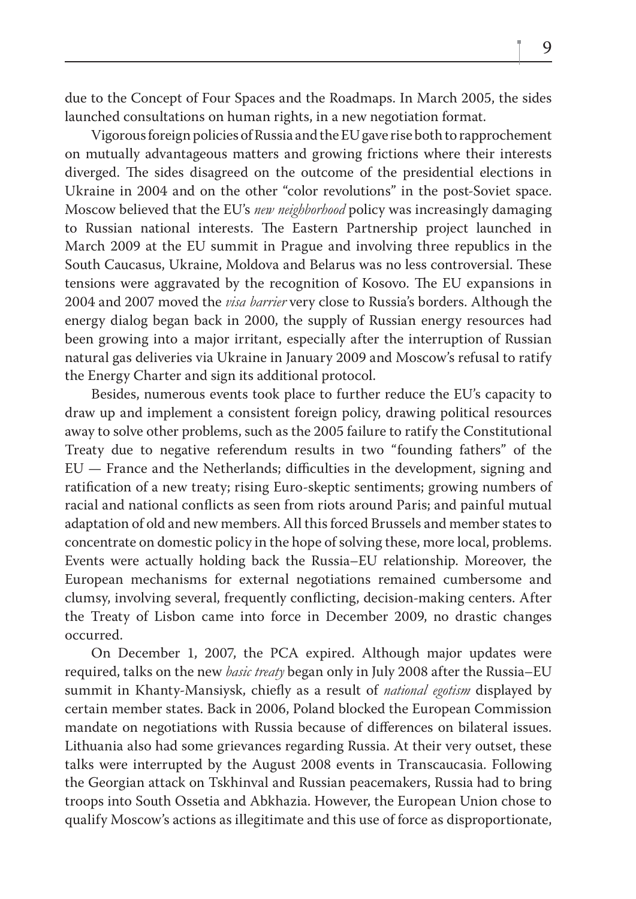due to the Concept of Four Spaces and the Roadmaps. In March 2005, the sides launched consultations on human rights, in a new negotiation format.

Vigorous foreign policies of Russia and the EU gave rise both to rapprochement on mutually advantageous matters and growing frictions where their interests diverged. The sides disagreed on the outcome of the presidential elections in Ukraine in 2004 and on the other "color revolutions" in the post-Soviet space. Moscow believed that the EU's *new neighborhood* policy was increasingly damaging to Russian national interests. The Eastern Partnership project launched in March 2009 at the EU summit in Prague and involving three republics in the South Caucasus, Ukraine, Moldova and Belarus was no less controversial. These tensions were aggravated by the recognition of Kosovo. The EU expansions in 2004 and 2007 moved the *visa barrier* very close to Russia's borders. Although the energy dialog began back in 2000, the supply of Russian energy resources had been growing into a major irritant, especially after the interruption of Russian natural gas deliveries via Ukraine in January 2009 and Moscow's refusal to ratify the Energy Charter and sign its additional protocol.

Besides, numerous events took place to further reduce the EU's capacity to draw up and implement a consistent foreign policy, drawing political resources away to solve other problems, such as the 2005 failure to ratify the Constitutional Treaty due to negative referendum results in two "founding fathers" of the EU — France and the Netherlands; difficulties in the development, signing and ratification of a new treaty; rising Euro-skeptic sentiments; growing numbers of racial and national conflicts as seen from riots around Paris; and painful mutual adaptation of old and new members. All this forced Brussels and member states to concentrate on domestic policy in the hope of solving these, more local, problems. Events were actually holding back the Russia–EU relationship. Moreover, the European mechanisms for external negotiations remained cumbersome and clumsy, involving several, frequently conflicting, decision-making centers. After the Treaty of Lisbon came into force in December 2009, no drastic changes occurred.

On December 1, 2007, the PCA expired. Although major updates were required, talks on the new *basic treaty* began only in July 2008 after the Russia–EU summit in Khanty-Mansiysk, chiefly as a result of *national egotism* displayed by certain member states. Back in 2006, Poland blocked the European Commission mandate on negotiations with Russia because of differences on bilateral issues. Lithuania also had some grievances regarding Russia. At their very outset, these talks were interrupted by the August 2008 events in Transcaucasia. Following the Georgian attack on Tskhinval and Russian peacemakers, Russia had to bring troops into South Ossetia and Abkhazia. However, the European Union chose to qualify Moscow's actions as illegitimate and this use of force as disproportionate,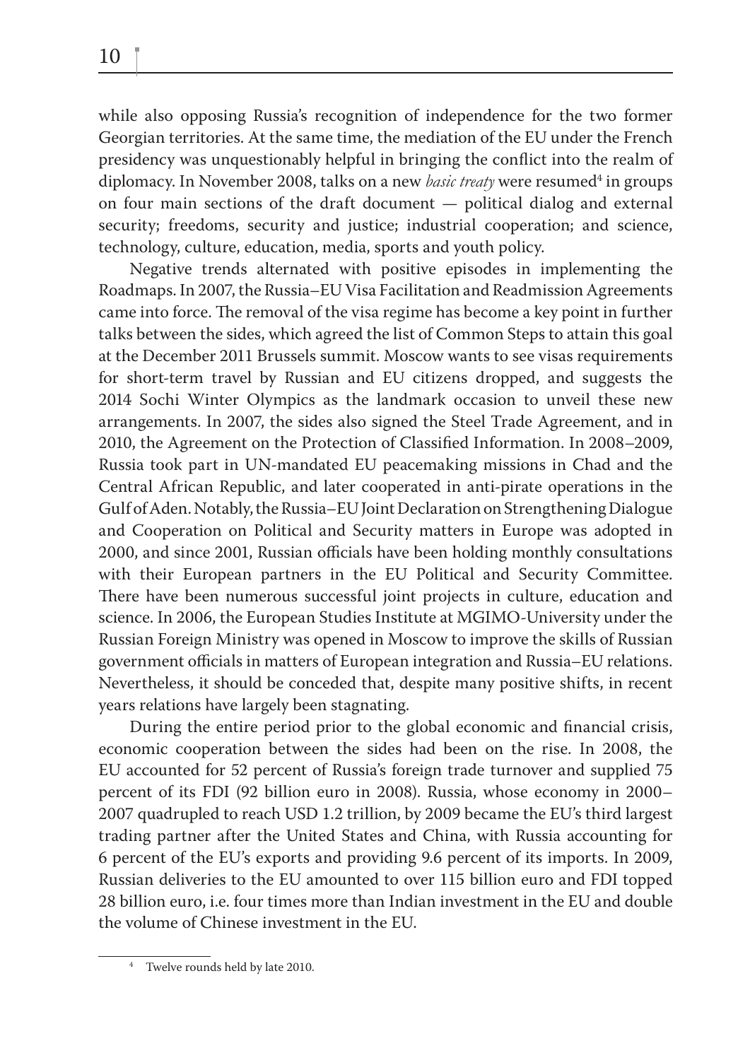while also opposing Russia's recognition of independence for the two former Georgian territories. At the same time, the mediation of the EU under the French presidency was unquestionably helpful in bringing the conflict into the realm of diplomacy. In November 2008, talks on a new *basic treaty* were resumed[4] in groups on four main sections of the draft document — political dialog and external security; freedoms, security and justice; industrial cooperation; and science, technology, culture, education, media, sports and youth policy.

Negative trends alternated with positive episodes in implementing the Roadmaps. In 2007, the Russia–EU Visa Facilitation and Readmission Agreements came into force. The removal of the visa regime has become a key point in further talks between the sides, which agreed the list of Common Steps to attain this goal at the December 2011 Brussels summit. Moscow wants to see visas requirements for short-term travel by Russian and EU citizens dropped, and suggests the 2014 Sochi Winter Olympics as the landmark occasion to unveil these new arrangements. In 2007, the sides also signed the Steel Trade Agreement, and in 2010, the Agreement on the Protection of Classified Information. In 2008–2009, Russia took part in UN-mandated EU peacemaking missions in Chad and the Central African Republic, and later cooperated in anti-pirate operations in the Gulf of Aden. Notably, the Russia–EU Joint Declaration on Strengthening Dialogue and Cooperation on Political and Security matters in Europe was adopted in 2000, and since 2001, Russian officials have been holding monthly consultations with their European partners in the EU Political and Security Committee. There have been numerous successful joint projects in culture, education and science. In 2006, the European Studies Institute at MGIMO-University under the Russian Foreign Ministry was opened in Moscow to improve the skills of Russian government officials in matters of European integration and Russia–EU relations. Nevertheless, it should be conceded that, despite many positive shifts, in recent years relations have largely been stagnating.

During the entire period prior to the global economic and financial crisis, economic cooperation between the sides had been on the rise. In 2008, the EU accounted for 52 percent of Russia's foreign trade turnover and supplied 75 percent of its FDI (92 billion euro in 2008). Russia, whose economy in 2000–2007 quadrupled to reach USD 1.2 trillion, by 2009 became the EU's third largest trading partner after the United States and China, with Russia accounting for 6 percent of the EU's exports and providing 9.6 percent of its imports. In 2009, Russian deliveries to the EU amounted to over 115 billion euro and FDI topped 28 billion euro, i.e. four times more than Indian investment in the EU and double the volume of Chinese investment in the EU.

[4] Twelve rounds held by late 2010.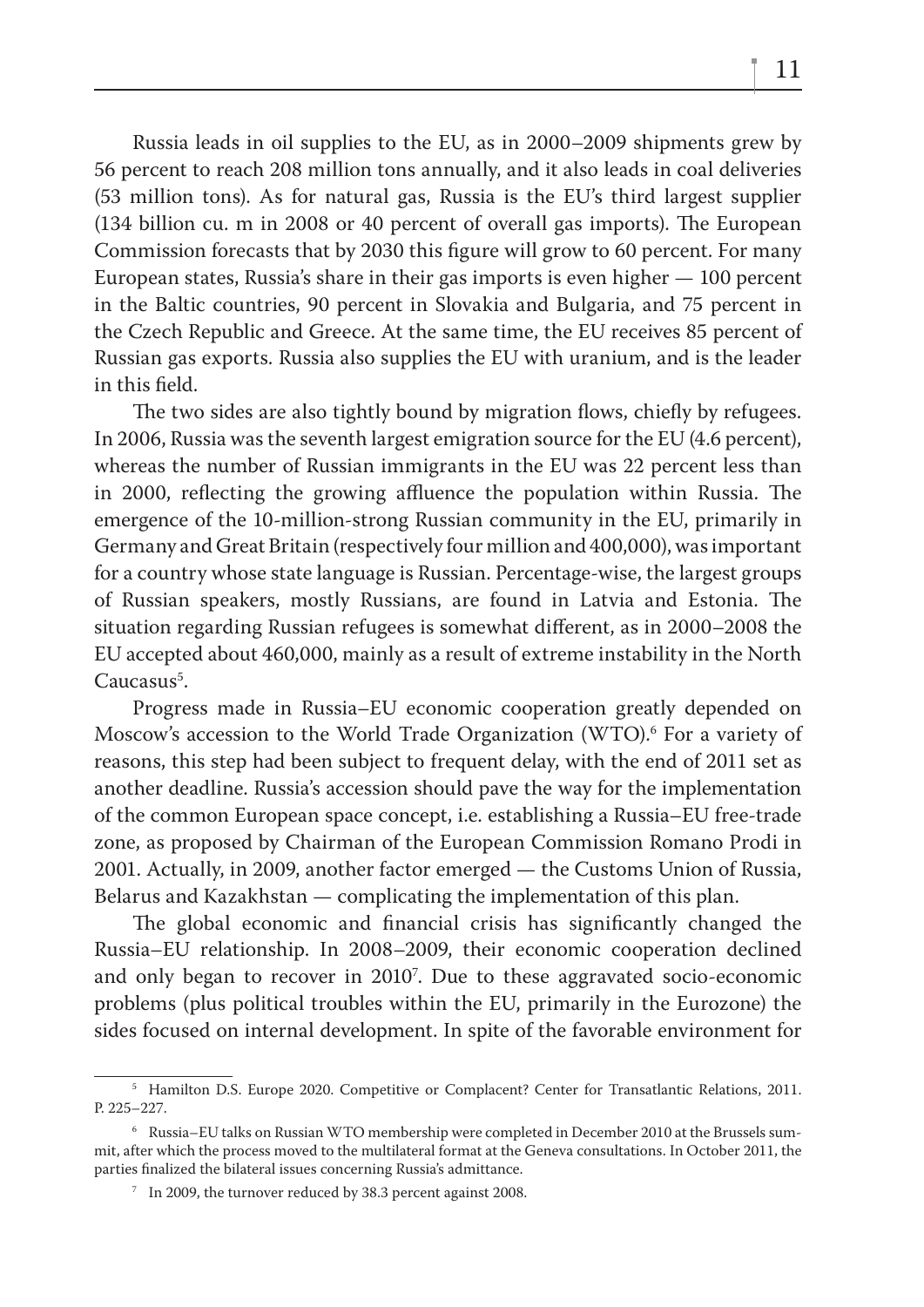Russia leads in oil supplies to the EU, as in 2000–2009 shipments grew by 56 percent to reach 208 million tons annually, and it also leads in coal deliveries (53 million tons). As for natural gas, Russia is the EU's third largest supplier (134 billion cu. m in 2008 or 40 percent of overall gas imports). The European Commission forecasts that by 2030 this figure will grow to 60 percent. For many European states, Russia's share in their gas imports is even higher — 100 percent in the Baltic countries, 90 percent in Slovakia and Bulgaria, and 75 percent in the Czech Republic and Greece. At the same time, the EU receives 85 percent of Russian gas exports. Russia also supplies the EU with uranium, and is the leader in this field.

The two sides are also tightly bound by migration flows, chiefly by refugees. In 2006, Russia was the seventh largest emigration source for the EU (4.6 percent), whereas the number of Russian immigrants in the EU was 22 percent less than in 2000, reflecting the growing affluence the population within Russia. The emergence of the 10-million-strong Russian community in the EU, primarily in Germany and Great Britain (respectively four million and 400,000), was important for a country whose state language is Russian. Percentage-wise, the largest groups of Russian speakers, mostly Russians, are found in Latvia and Estonia. The situation regarding Russian refugees is somewhat different, as in 2000–2008 the EU accepted about 460,000, mainly as a result of extreme instability in the North Caucasus[5].

Progress made in Russia–EU economic cooperation greatly depended on Moscow's accession to the World Trade Organization (WTO).[6] For a variety of reasons, this step had been subject to frequent delay, with the end of 2011 set as another deadline. Russia's accession should pave the way for the implementation of the common European space concept, i.e. establishing a Russia–EU free-trade zone, as proposed by Chairman of the European Commission Romano Prodi in 2001. Actually, in 2009, another factor emerged — the Customs Union of Russia, Belarus and Kazakhstan — complicating the implementation of this plan.

The global economic and financial crisis has significantly changed the Russia–EU relationship. In 2008–2009, their economic cooperation declined and only began to recover in 2010[7]. Due to these aggravated socio-economic problems (plus political troubles within the EU, primarily in the Eurozone) the sides focused on internal development. In spite of the favorable environment for

---

[5] Hamilton D.S. Europe 2020. Competitive or Complacent? Center for Transatlantic Relations, 2011. P. 225–227.

[6] Russia–EU talks on Russian WTO membership were completed in December 2010 at the Brussels summit, after which the process moved to the multilateral format at the Geneva consultations. In October 2011, the parties finalized the bilateral issues concerning Russia's admittance.

[7] In 2009, the turnover reduced by 38.3 percent against 2008.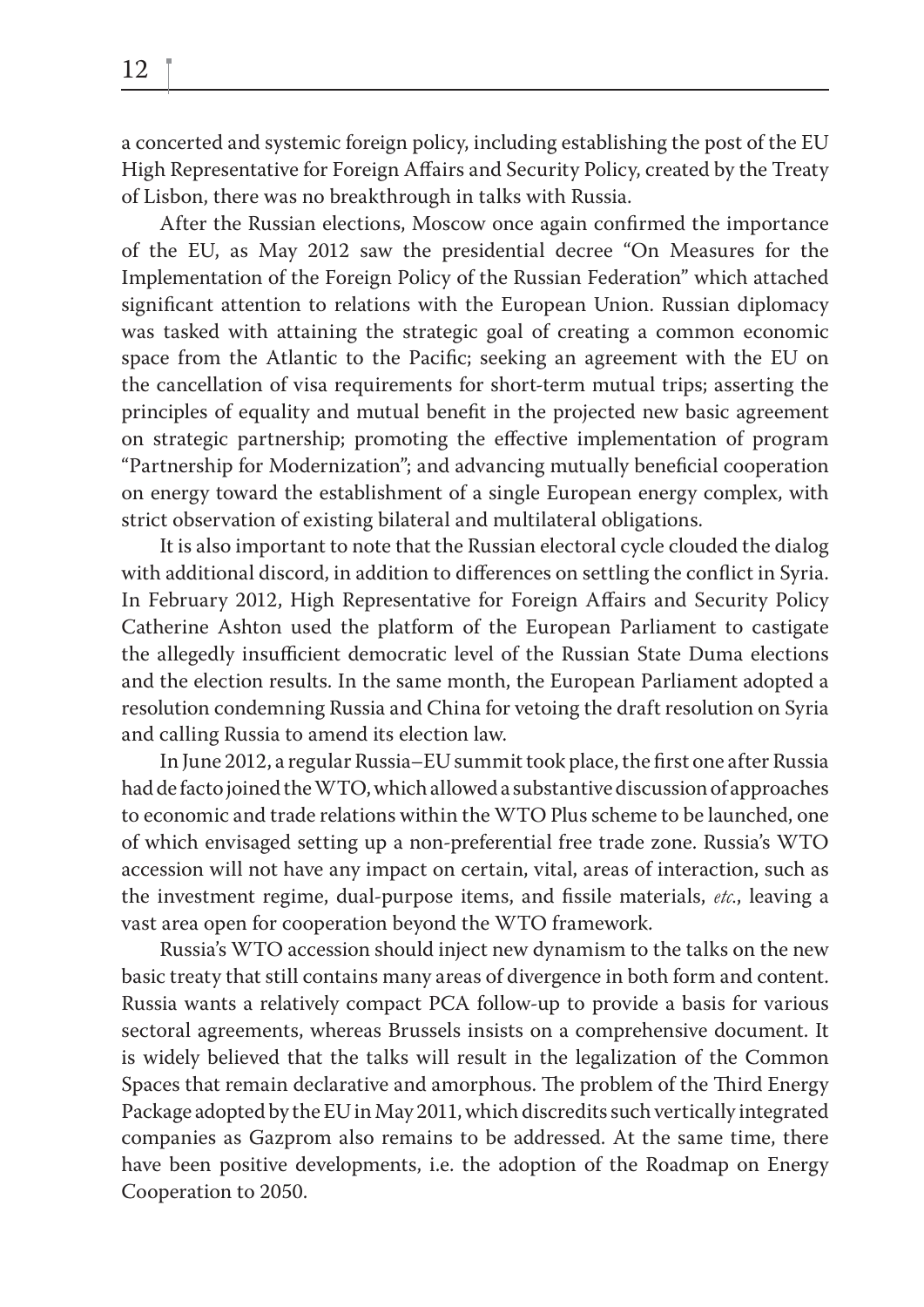a concerted and systemic foreign policy, including establishing the post of the EU High Representative for Foreign Affairs and Security Policy, created by the Treaty of Lisbon, there was no breakthrough in talks with Russia.

After the Russian elections, Moscow once again confirmed the importance of the EU, as May 2012 saw the presidential decree "On Measures for the Implementation of the Foreign Policy of the Russian Federation" which attached significant attention to relations with the European Union. Russian diplomacy was tasked with attaining the strategic goal of creating a common economic space from the Atlantic to the Pacific; seeking an agreement with the EU on the cancellation of visa requirements for short-term mutual trips; asserting the principles of equality and mutual benefit in the projected new basic agreement on strategic partnership; promoting the effective implementation of program "Partnership for Modernization"; and advancing mutually beneficial cooperation on energy toward the establishment of a single European energy complex, with strict observation of existing bilateral and multilateral obligations.

It is also important to note that the Russian electoral cycle clouded the dialog with additional discord, in addition to differences on settling the conflict in Syria. In February 2012, High Representative for Foreign Affairs and Security Policy Catherine Ashton used the platform of the European Parliament to castigate the allegedly insufficient democratic level of the Russian State Duma elections and the election results. In the same month, the European Parliament adopted a resolution condemning Russia and China for vetoing the draft resolution on Syria and calling Russia to amend its election law.

In June 2012, a regular Russia–EU summit took place, the first one after Russia had de facto joined the WTO, which allowed a substantive discussion of approaches to economic and trade relations within the WTO Plus scheme to be launched, one of which envisaged setting up a non-preferential free trade zone. Russia's WTO accession will not have any impact on certain, vital, areas of interaction, such as the investment regime, dual-purpose items, and fissile materials, *etc.*, leaving a vast area open for cooperation beyond the WTO framework.

Russia's WTO accession should inject new dynamism to the talks on the new basic treaty that still contains many areas of divergence in both form and content. Russia wants a relatively compact PCA follow-up to provide a basis for various sectoral agreements, whereas Brussels insists on a comprehensive document. It is widely believed that the talks will result in the legalization of the Common Spaces that remain declarative and amorphous. The problem of the Third Energy Package adopted by the EU in May 2011, which discredits such vertically integrated companies as Gazprom also remains to be addressed. At the same time, there have been positive developments, i.e. the adoption of the Roadmap on Energy Cooperation to 2050.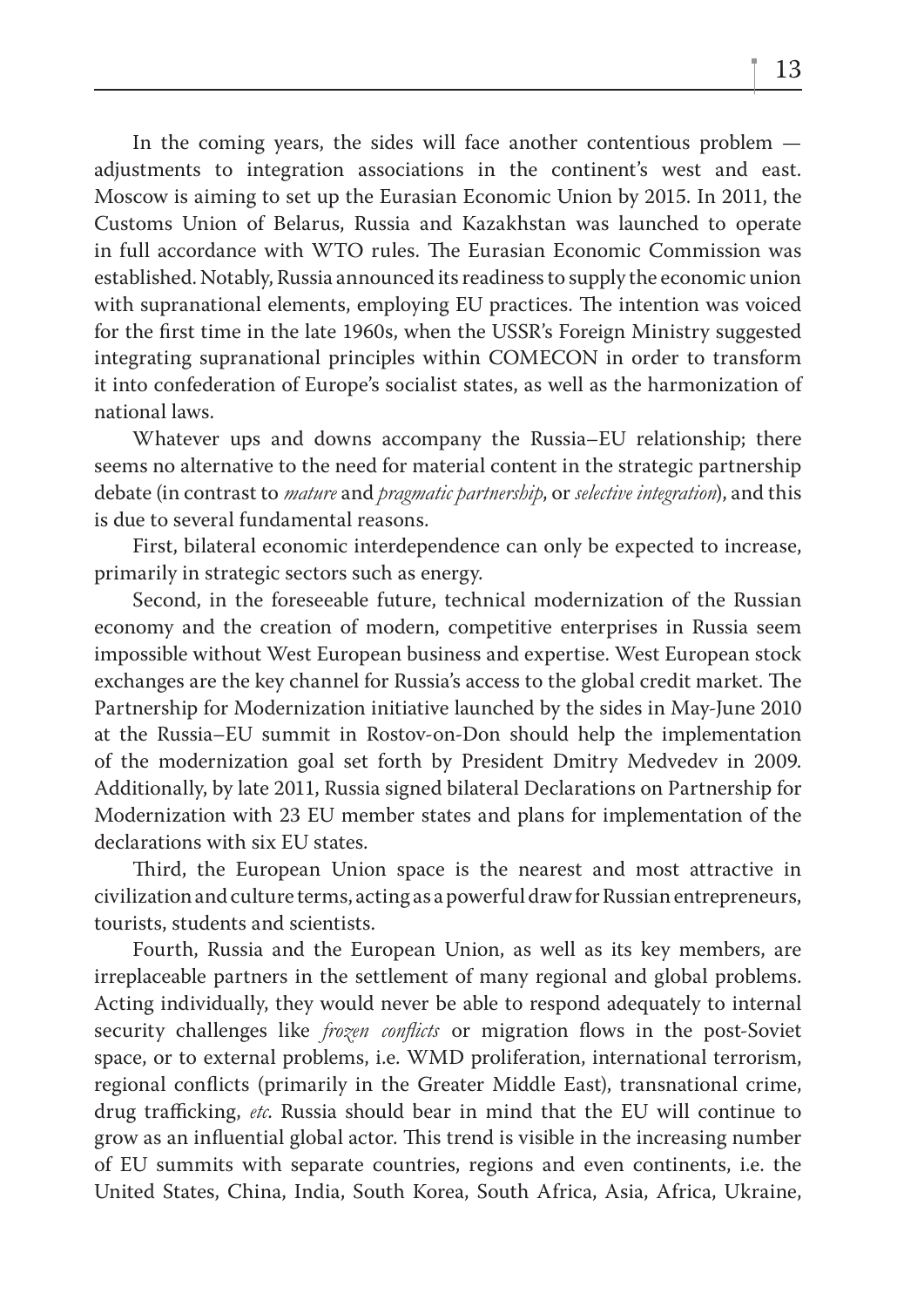In the coming years, the sides will face another contentious problem — adjustments to integration associations in the continent's west and east. Moscow is aiming to set up the Eurasian Economic Union by 2015. In 2011, the Customs Union of Belarus, Russia and Kazakhstan was launched to operate in full accordance with WTO rules. The Eurasian Economic Commission was established. Notably, Russia announced its readiness to supply the economic union with supranational elements, employing EU practices. The intention was voiced for the first time in the late 1960s, when the USSR's Foreign Ministry suggested integrating supranational principles within COMECON in order to transform it into confederation of Europe's socialist states, as well as the harmonization of national laws.

Whatever ups and downs accompany the Russia–EU relationship; there seems no alternative to the need for material content in the strategic partnership debate (in contrast to *mature* and *pragmatic partnership*, or *selective integration*), and this is due to several fundamental reasons.

First, bilateral economic interdependence can only be expected to increase, primarily in strategic sectors such as energy.

Second, in the foreseeable future, technical modernization of the Russian economy and the creation of modern, competitive enterprises in Russia seem impossible without West European business and expertise. West European stock exchanges are the key channel for Russia's access to the global credit market. The Partnership for Modernization initiative launched by the sides in May-June 2010 at the Russia–EU summit in Rostov-on-Don should help the implementation of the modernization goal set forth by President Dmitry Medvedev in 2009. Additionally, by late 2011, Russia signed bilateral Declarations on Partnership for Modernization with 23 EU member states and plans for implementation of the declarations with six EU states.

Third, the European Union space is the nearest and most attractive in civilization and culture terms, acting as a powerful draw for Russian entrepreneurs, tourists, students and scientists.

Fourth, Russia and the European Union, as well as its key members, are irreplaceable partners in the settlement of many regional and global problems. Acting individually, they would never be able to respond adequately to internal security challenges like *frozen conflicts* or migration flows in the post-Soviet space, or to external problems, i.e. WMD proliferation, international terrorism, regional conflicts (primarily in the Greater Middle East), transnational crime, drug trafficking, *etc.* Russia should bear in mind that the EU will continue to grow as an influential global actor. This trend is visible in the increasing number of EU summits with separate countries, regions and even continents, i.e. the United States, China, India, South Korea, South Africa, Asia, Africa, Ukraine,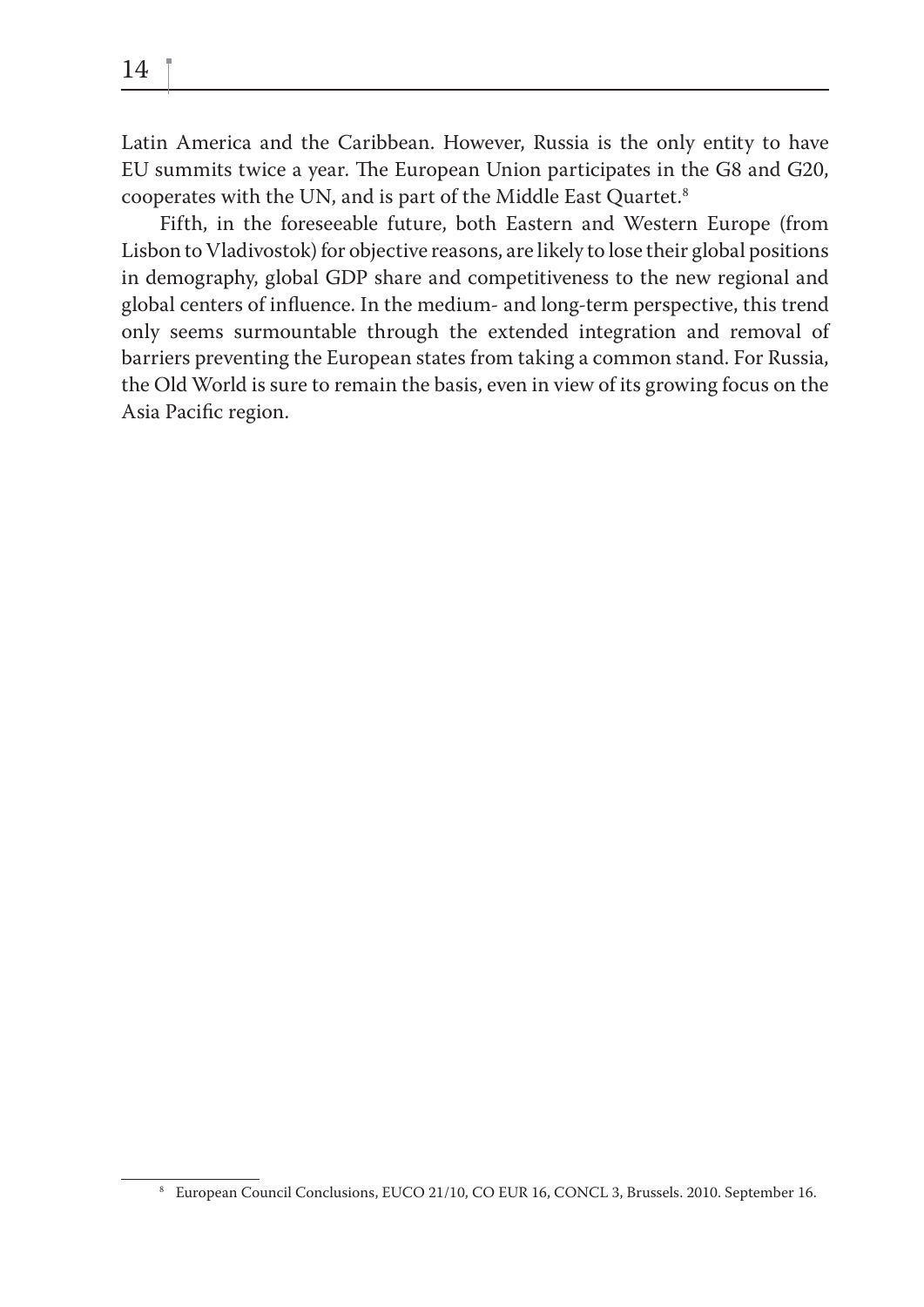Latin America and the Caribbean. However, Russia is the only entity to have EU summits twice a year. The European Union participates in the G8 and G20, cooperates with the UN, and is part of the Middle East Quartet.[8]

Fifth, in the foreseeable future, both Eastern and Western Europe (from Lisbon to Vladivostok) for objective reasons, are likely to lose their global positions in demography, global GDP share and competitiveness to the new regional and global centers of influence. In the medium- and long-term perspective, this trend only seems surmountable through the extended integration and removal of barriers preventing the European states from taking a common stand. For Russia, the Old World is sure to remain the basis, even in view of its growing focus on the Asia Pacific region.

---

[8] European Council Conclusions, EUCO 21/10, CO EUR 16, CONCL 3, Brussels. 2010. September 16.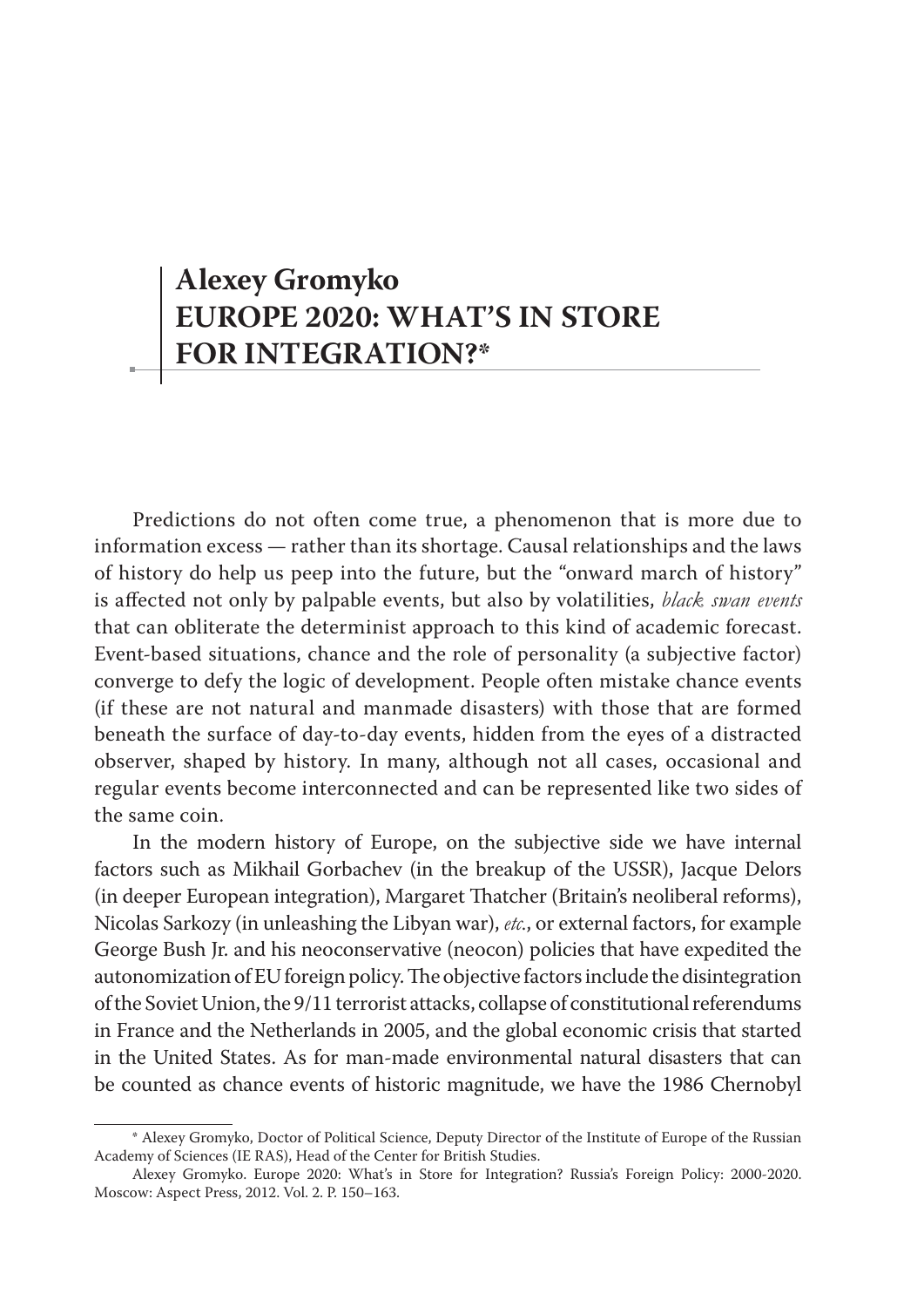# Alexey Gromyko
# EUROPE 2020: WHAT'S IN STORE FOR INTEGRATION?*

Predictions do not often come true, a phenomenon that is more due to information excess — rather than its shortage. Causal relationships and the laws of history do help us peep into the future, but the "onward march of history" is affected not only by palpable events, but also by volatilities, *black swan events* that can obliterate the determinist approach to this kind of academic forecast. Event-based situations, chance and the role of personality (a subjective factor) converge to defy the logic of development. People often mistake chance events (if these are not natural and manmade disasters) with those that are formed beneath the surface of day-to-day events, hidden from the eyes of a distracted observer, shaped by history. In many, although not all cases, occasional and regular events become interconnected and can be represented like two sides of the same coin.

In the modern history of Europe, on the subjective side we have internal factors such as Mikhail Gorbachev (in the breakup of the USSR), Jacque Delors (in deeper European integration), Margaret Thatcher (Britain's neoliberal reforms), Nicolas Sarkozy (in unleashing the Libyan war), *etc*., or external factors, for example George Bush Jr. and his neoconservative (neocon) policies that have expedited the autonomization of EU foreign policy. The objective factors include the disintegration of the Soviet Union, the 9/11 terrorist attacks, collapse of constitutional referendums in France and the Netherlands in 2005, and the global economic crisis that started in the United States. As for man-made environmental natural disasters that can be counted as chance events of historic magnitude, we have the 1986 Chernobyl

---

\* Alexey Gromyko, Doctor of Political Science, Deputy Director of the Institute of Europe of the Russian Academy of Sciences (IE RAS), Head of the Center for British Studies.

Alexey Gromyko. Europe 2020: What's in Store for Integration? Russia's Foreign Policy: 2000-2020. Moscow: Aspect Press, 2012. Vol. 2. P. 150–163.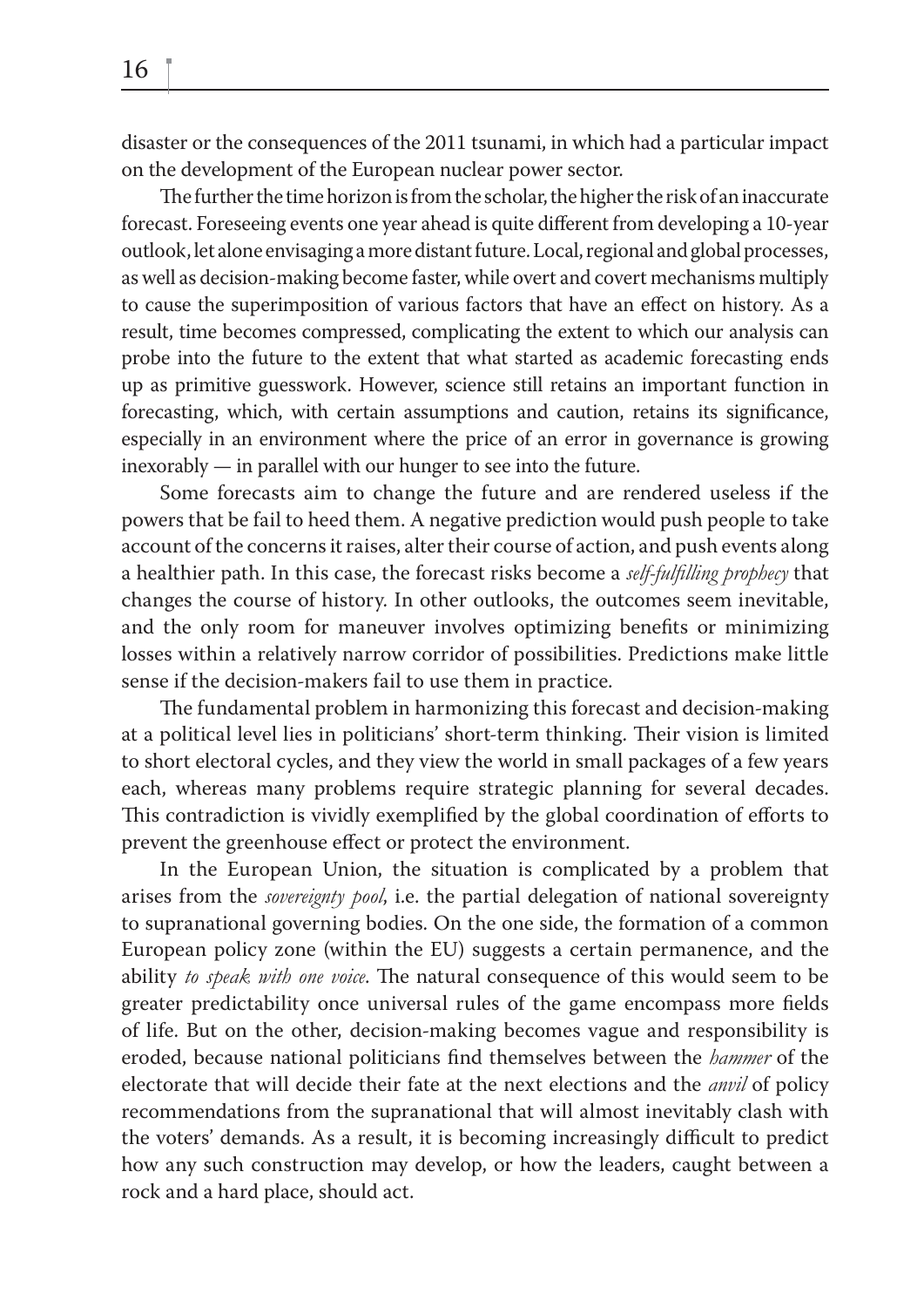disaster or the consequences of the 2011 tsunami, in which had a particular impact on the development of the European nuclear power sector.

The further the time horizon is from the scholar, the higher the risk of an inaccurate forecast. Foreseeing events one year ahead is quite different from developing a 10-year outlook, let alone envisaging a more distant future. Local, regional and global processes, as well as decision-making become faster, while overt and covert mechanisms multiply to cause the superimposition of various factors that have an effect on history. As a result, time becomes compressed, complicating the extent to which our analysis can probe into the future to the extent that what started as academic forecasting ends up as primitive guesswork. However, science still retains an important function in forecasting, which, with certain assumptions and caution, retains its significance, especially in an environment where the price of an error in governance is growing inexorably — in parallel with our hunger to see into the future.

Some forecasts aim to change the future and are rendered useless if the powers that be fail to heed them. A negative prediction would push people to take account of the concerns it raises, alter their course of action, and push events along a healthier path. In this case, the forecast risks become a *self-fulfilling prophecy* that changes the course of history. In other outlooks, the outcomes seem inevitable, and the only room for maneuver involves optimizing benefits or minimizing losses within a relatively narrow corridor of possibilities. Predictions make little sense if the decision-makers fail to use them in practice.

The fundamental problem in harmonizing this forecast and decision-making at a political level lies in politicians' short-term thinking. Their vision is limited to short electoral cycles, and they view the world in small packages of a few years each, whereas many problems require strategic planning for several decades. This contradiction is vividly exemplified by the global coordination of efforts to prevent the greenhouse effect or protect the environment.

In the European Union, the situation is complicated by a problem that arises from the *sovereignty pool*, i.e. the partial delegation of national sovereignty to supranational governing bodies. On the one side, the formation of a common European policy zone (within the EU) suggests a certain permanence, and the ability *to speak with one voice*. The natural consequence of this would seem to be greater predictability once universal rules of the game encompass more fields of life. But on the other, decision-making becomes vague and responsibility is eroded, because national politicians find themselves between the *hammer* of the electorate that will decide their fate at the next elections and the *anvil* of policy recommendations from the supranational that will almost inevitably clash with the voters' demands. As a result, it is becoming increasingly difficult to predict how any such construction may develop, or how the leaders, caught between a rock and a hard place, should act.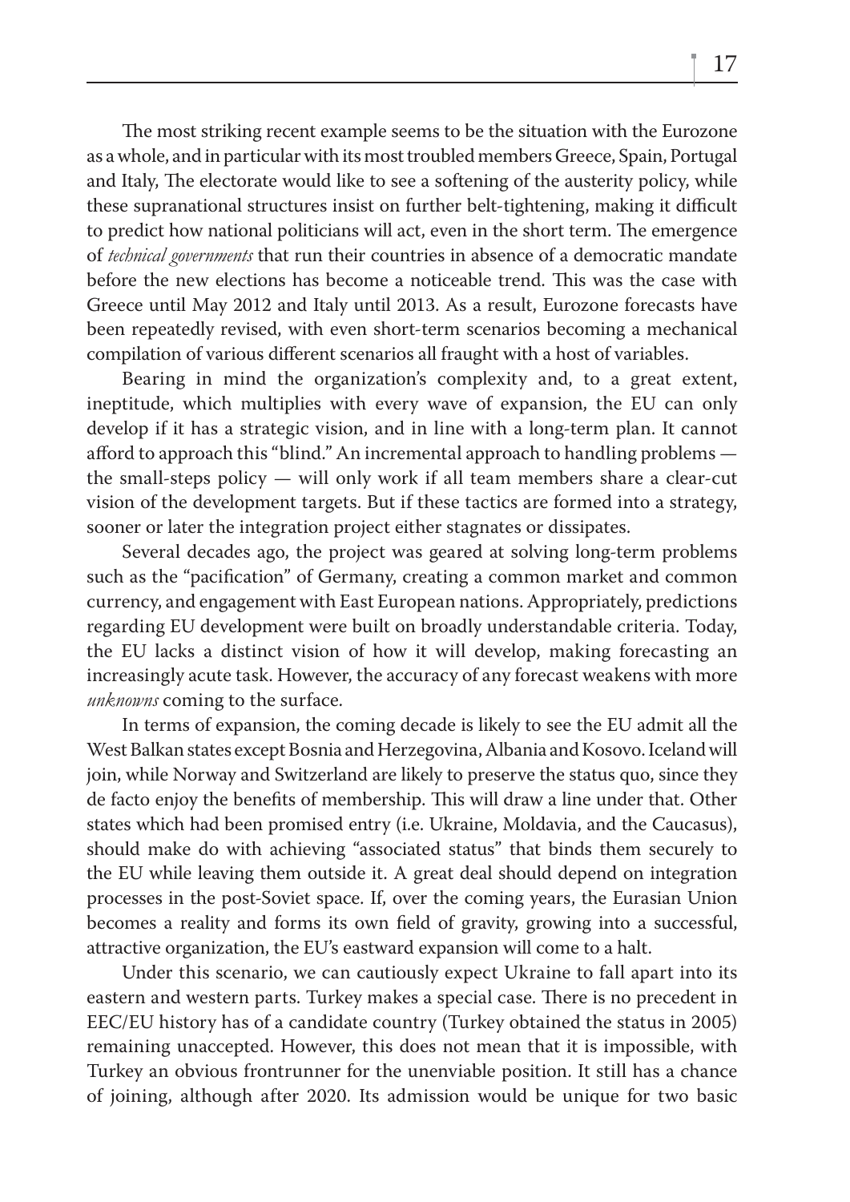The most striking recent example seems to be the situation with the Eurozone as a whole, and in particular with its most troubled members Greece, Spain, Portugal and Italy, The electorate would like to see a softening of the austerity policy, while these supranational structures insist on further belt-tightening, making it difficult to predict how national politicians will act, even in the short term. The emergence of *technical governments* that run their countries in absence of a democratic mandate before the new elections has become a noticeable trend. This was the case with Greece until May 2012 and Italy until 2013. As a result, Eurozone forecasts have been repeatedly revised, with even short-term scenarios becoming a mechanical compilation of various different scenarios all fraught with a host of variables.

Bearing in mind the organization's complexity and, to a great extent, ineptitude, which multiplies with every wave of expansion, the EU can only develop if it has a strategic vision, and in line with a long-term plan. It cannot afford to approach this "blind." An incremental approach to handling problems — the small-steps policy — will only work if all team members share a clear-cut vision of the development targets. But if these tactics are formed into a strategy, sooner or later the integration project either stagnates or dissipates.

Several decades ago, the project was geared at solving long-term problems such as the "pacification" of Germany, creating a common market and common currency, and engagement with East European nations. Appropriately, predictions regarding EU development were built on broadly understandable criteria. Today, the EU lacks a distinct vision of how it will develop, making forecasting an increasingly acute task. However, the accuracy of any forecast weakens with more *unknowns* coming to the surface.

In terms of expansion, the coming decade is likely to see the EU admit all the West Balkan states except Bosnia and Herzegovina, Albania and Kosovo. Iceland will join, while Norway and Switzerland are likely to preserve the status quo, since they de facto enjoy the benefits of membership. This will draw a line under that. Other states which had been promised entry (i.e. Ukraine, Moldavia, and the Caucasus), should make do with achieving "associated status" that binds them securely to the EU while leaving them outside it. A great deal should depend on integration processes in the post-Soviet space. If, over the coming years, the Eurasian Union becomes a reality and forms its own field of gravity, growing into a successful, attractive organization, the EU's eastward expansion will come to a halt.

Under this scenario, we can cautiously expect Ukraine to fall apart into its eastern and western parts. Turkey makes a special case. There is no precedent in EEC/EU history has of a candidate country (Turkey obtained the status in 2005) remaining unaccepted. However, this does not mean that it is impossible, with Turkey an obvious frontrunner for the unenviable position. It still has a chance of joining, although after 2020. Its admission would be unique for two basic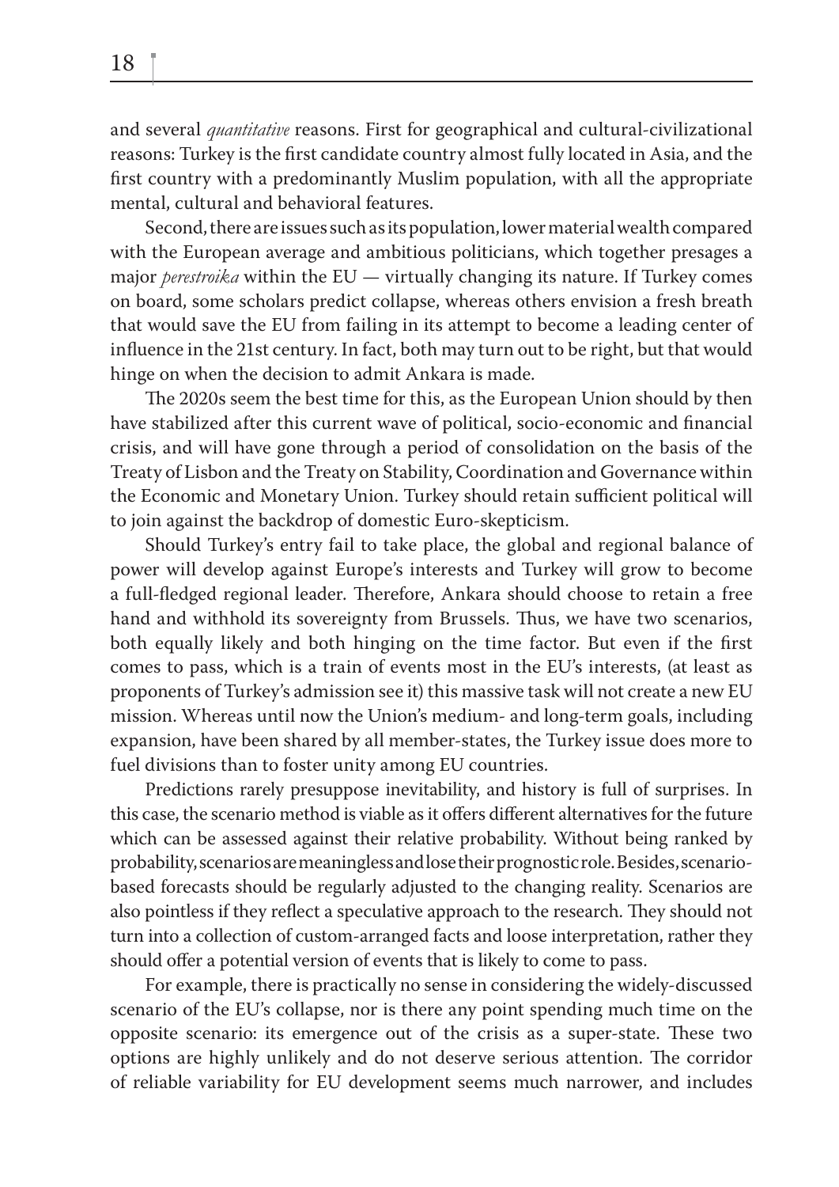and several *quantitative* reasons. First for geographical and cultural-civilizational reasons: Turkey is the first candidate country almost fully located in Asia, and the first country with a predominantly Muslim population, with all the appropriate mental, cultural and behavioral features.

Second, there are issues such as its population, lower material wealth compared with the European average and ambitious politicians, which together presages a major *perestroika* within the EU — virtually changing its nature. If Turkey comes on board, some scholars predict collapse, whereas others envision a fresh breath that would save the EU from failing in its attempt to become a leading center of influence in the 21st century. In fact, both may turn out to be right, but that would hinge on when the decision to admit Ankara is made.

The 2020s seem the best time for this, as the European Union should by then have stabilized after this current wave of political, socio-economic and financial crisis, and will have gone through a period of consolidation on the basis of the Treaty of Lisbon and the Treaty on Stability, Coordination and Governance within the Economic and Monetary Union. Turkey should retain sufficient political will to join against the backdrop of domestic Euro-skepticism.

Should Turkey's entry fail to take place, the global and regional balance of power will develop against Europe's interests and Turkey will grow to become a full-fledged regional leader. Therefore, Ankara should choose to retain a free hand and withhold its sovereignty from Brussels. Thus, we have two scenarios, both equally likely and both hinging on the time factor. But even if the first comes to pass, which is a train of events most in the EU's interests, (at least as proponents of Turkey's admission see it) this massive task will not create a new EU mission. Whereas until now the Union's medium- and long-term goals, including expansion, have been shared by all member-states, the Turkey issue does more to fuel divisions than to foster unity among EU countries.

Predictions rarely presuppose inevitability, and history is full of surprises. In this case, the scenario method is viable as it offers different alternatives for the future which can be assessed against their relative probability. Without being ranked by probability, scenarios are meaningless and lose their prognostic role. Besides, scenario-based forecasts should be regularly adjusted to the changing reality. Scenarios are also pointless if they reflect a speculative approach to the research. They should not turn into a collection of custom-arranged facts and loose interpretation, rather they should offer a potential version of events that is likely to come to pass.

For example, there is practically no sense in considering the widely-discussed scenario of the EU's collapse, nor is there any point spending much time on the opposite scenario: its emergence out of the crisis as a super-state. These two options are highly unlikely and do not deserve serious attention. The corridor of reliable variability for EU development seems much narrower, and includes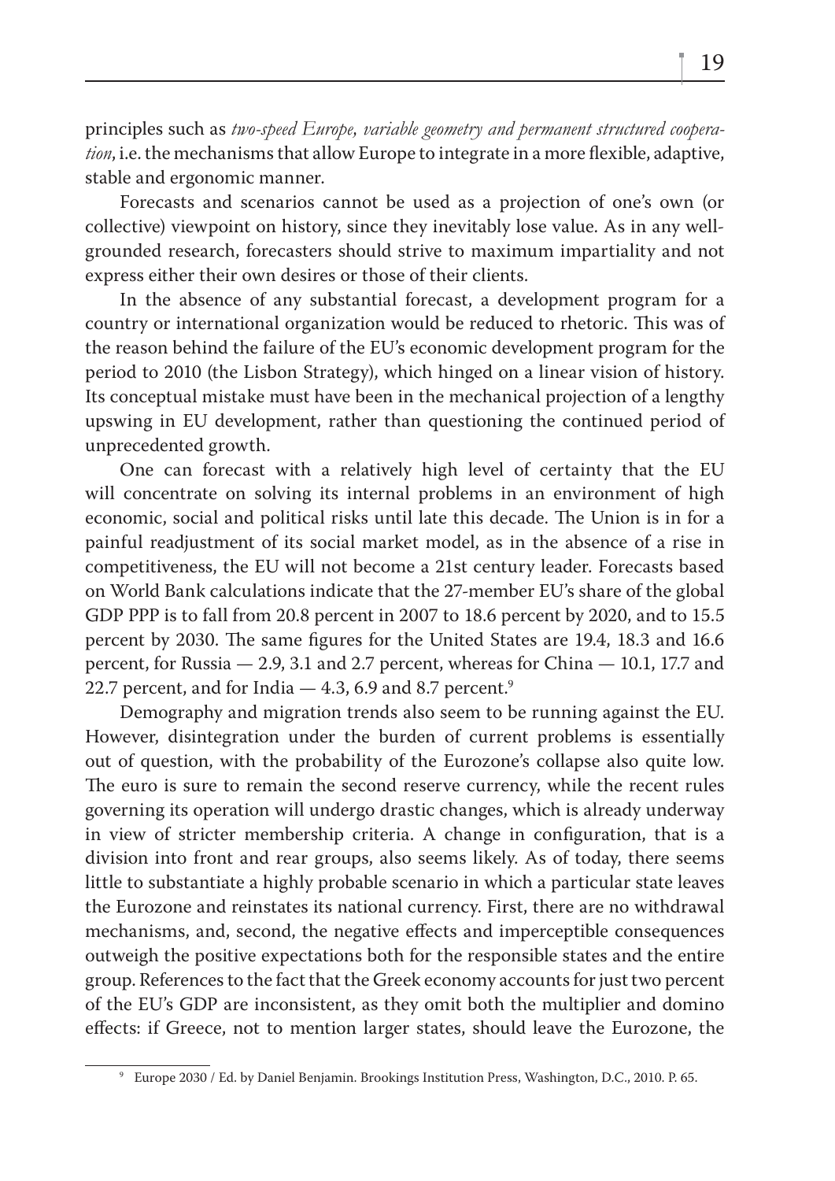principles such as *two-speed Europe, variable geometry and permanent structured cooperation*, i.e. the mechanisms that allow Europe to integrate in a more flexible, adaptive, stable and ergonomic manner.

Forecasts and scenarios cannot be used as a projection of one's own (or collective) viewpoint on history, since they inevitably lose value. As in any well-grounded research, forecasters should strive to maximum impartiality and not express either their own desires or those of their clients.

In the absence of any substantial forecast, a development program for a country or international organization would be reduced to rhetoric. This was of the reason behind the failure of the EU's economic development program for the period to 2010 (the Lisbon Strategy), which hinged on a linear vision of history. Its conceptual mistake must have been in the mechanical projection of a lengthy upswing in EU development, rather than questioning the continued period of unprecedented growth.

One can forecast with a relatively high level of certainty that the EU will concentrate on solving its internal problems in an environment of high economic, social and political risks until late this decade. The Union is in for a painful readjustment of its social market model, as in the absence of a rise in competitiveness, the EU will not become a 21st century leader. Forecasts based on World Bank calculations indicate that the 27-member EU's share of the global GDP PPP is to fall from 20.8 percent in 2007 to 18.6 percent by 2020, and to 15.5 percent by 2030. The same figures for the United States are 19.4, 18.3 and 16.6 percent, for Russia — 2.9, 3.1 and 2.7 percent, whereas for China — 10.1, 17.7 and 22.7 percent, and for India — 4.3, 6.9 and 8.7 percent.[9]

Demography and migration trends also seem to be running against the EU. However, disintegration under the burden of current problems is essentially out of question, with the probability of the Eurozone's collapse also quite low. The euro is sure to remain the second reserve currency, while the recent rules governing its operation will undergo drastic changes, which is already underway in view of stricter membership criteria. A change in configuration, that is a division into front and rear groups, also seems likely. As of today, there seems little to substantiate a highly probable scenario in which a particular state leaves the Eurozone and reinstates its national currency. First, there are no withdrawal mechanisms, and, second, the negative effects and imperceptible consequences outweigh the positive expectations both for the responsible states and the entire group. References to the fact that the Greek economy accounts for just two percent of the EU's GDP are inconsistent, as they omit both the multiplier and domino effects: if Greece, not to mention larger states, should leave the Eurozone, the

[9] Europe 2030 / Ed. by Daniel Benjamin. Brookings Institution Press, Washington, D.C., 2010. P. 65.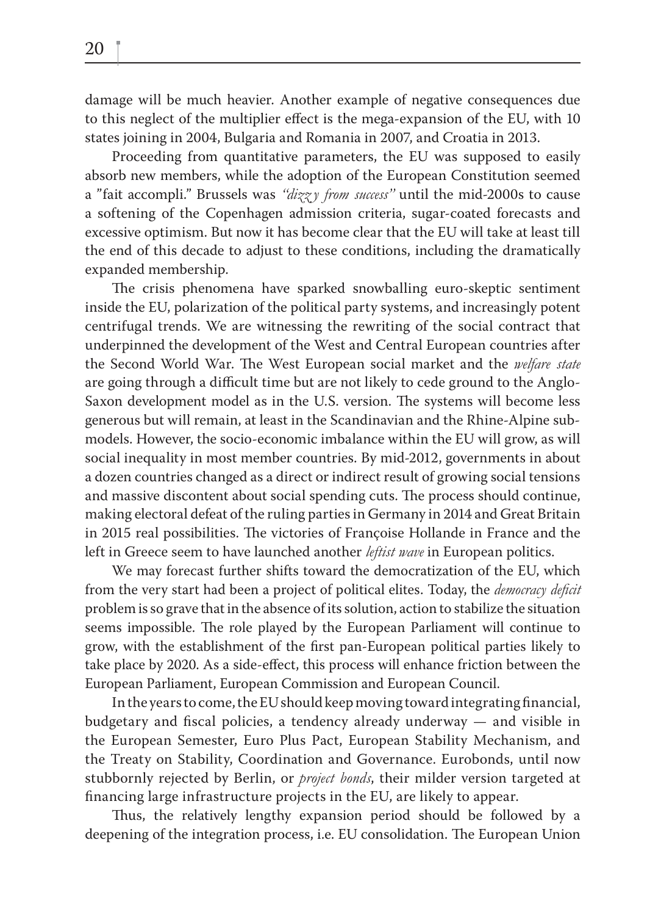damage will be much heavier. Another example of negative consequences due to this neglect of the multiplier effect is the mega-expansion of the EU, with 10 states joining in 2004, Bulgaria and Romania in 2007, and Croatia in 2013.

Proceeding from quantitative parameters, the EU was supposed to easily absorb new members, while the adoption of the European Constitution seemed a "fait accompli." Brussels was *"dizzy from success"* until the mid-2000s to cause a softening of the Copenhagen admission criteria, sugar-coated forecasts and excessive optimism. But now it has become clear that the EU will take at least till the end of this decade to adjust to these conditions, including the dramatically expanded membership.

The crisis phenomena have sparked snowballing euro-skeptic sentiment inside the EU, polarization of the political party systems, and increasingly potent centrifugal trends. We are witnessing the rewriting of the social contract that underpinned the development of the West and Central European countries after the Second World War. The West European social market and the *welfare state* are going through a difficult time but are not likely to cede ground to the Anglo-Saxon development model as in the U.S. version. The systems will become less generous but will remain, at least in the Scandinavian and the Rhine-Alpine sub-models. However, the socio-economic imbalance within the EU will grow, as will social inequality in most member countries. By mid-2012, governments in about a dozen countries changed as a direct or indirect result of growing social tensions and massive discontent about social spending cuts. The process should continue, making electoral defeat of the ruling parties in Germany in 2014 and Great Britain in 2015 real possibilities. The victories of Françoise Hollande in France and the left in Greece seem to have launched another *leftist wave* in European politics.

We may forecast further shifts toward the democratization of the EU, which from the very start had been a project of political elites. Today, the *democracy deficit* problem is so grave that in the absence of its solution, action to stabilize the situation seems impossible. The role played by the European Parliament will continue to grow, with the establishment of the first pan-European political parties likely to take place by 2020. As a side-effect, this process will enhance friction between the European Parliament, European Commission and European Council.

In the years to come, the EU should keep moving toward integrating financial, budgetary and fiscal policies, a tendency already underway — and visible in the European Semester, Euro Plus Pact, European Stability Mechanism, and the Treaty on Stability, Coordination and Governance. Eurobonds, until now stubbornly rejected by Berlin, or *project bonds*, their milder version targeted at financing large infrastructure projects in the EU, are likely to appear.

Thus, the relatively lengthy expansion period should be followed by a deepening of the integration process, i.e. EU consolidation. The European Union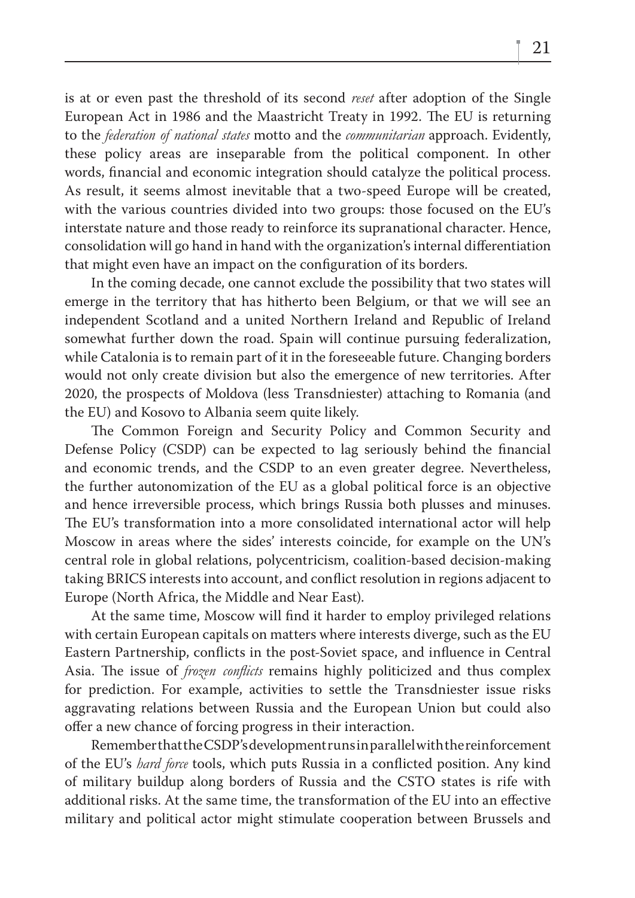is at or even past the threshold of its second *reset* after adoption of the Single European Act in 1986 and the Maastricht Treaty in 1992. The EU is returning to the *federation of national states* motto and the *communitarian* approach. Evidently, these policy areas are inseparable from the political component. In other words, financial and economic integration should catalyze the political process. As result, it seems almost inevitable that a two-speed Europe will be created, with the various countries divided into two groups: those focused on the EU's interstate nature and those ready to reinforce its supranational character. Hence, consolidation will go hand in hand with the organization's internal differentiation that might even have an impact on the configuration of its borders.

In the coming decade, one cannot exclude the possibility that two states will emerge in the territory that has hitherto been Belgium, or that we will see an independent Scotland and a united Northern Ireland and Republic of Ireland somewhat further down the road. Spain will continue pursuing federalization, while Catalonia is to remain part of it in the foreseeable future. Changing borders would not only create division but also the emergence of new territories. After 2020, the prospects of Moldova (less Transdniester) attaching to Romania (and the EU) and Kosovo to Albania seem quite likely.

The Common Foreign and Security Policy and Common Security and Defense Policy (CSDP) can be expected to lag seriously behind the financial and economic trends, and the CSDP to an even greater degree. Nevertheless, the further autonomization of the EU as a global political force is an objective and hence irreversible process, which brings Russia both plusses and minuses. The EU's transformation into a more consolidated international actor will help Moscow in areas where the sides' interests coincide, for example on the UN's central role in global relations, polycentricism, coalition-based decision-making taking BRICS interests into account, and conflict resolution in regions adjacent to Europe (North Africa, the Middle and Near East).

At the same time, Moscow will find it harder to employ privileged relations with certain European capitals on matters where interests diverge, such as the EU Eastern Partnership, conflicts in the post-Soviet space, and influence in Central Asia. The issue of *frozen conflicts* remains highly politicized and thus complex for prediction. For example, activities to settle the Transdniester issue risks aggravating relations between Russia and the European Union but could also offer a new chance of forcing progress in their interaction.

Remember that the CSDP's development runs in parallel with the reinforcement of the EU's *hard force* tools, which puts Russia in a conflicted position. Any kind of military buildup along borders of Russia and the CSTO states is rife with additional risks. At the same time, the transformation of the EU into an effective military and political actor might stimulate cooperation between Brussels and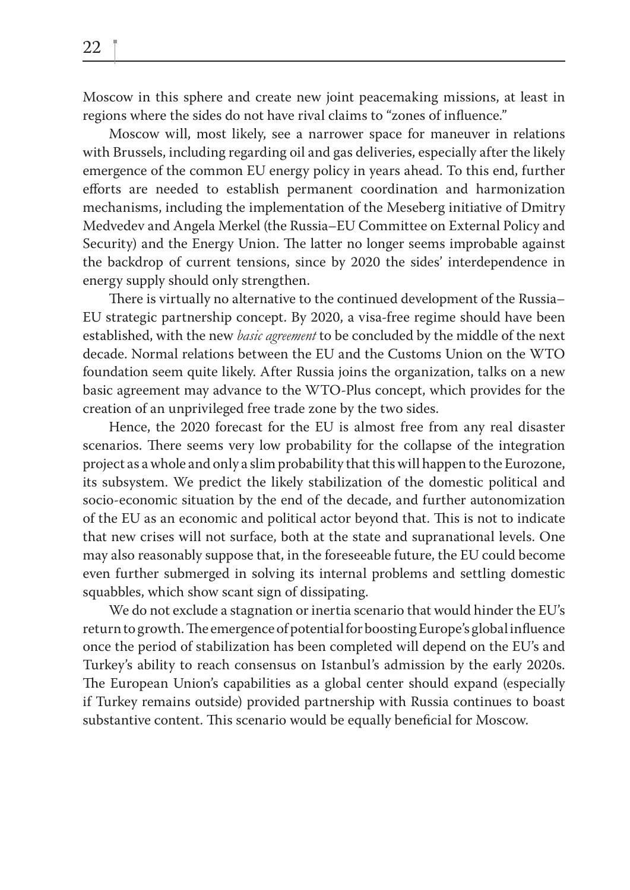Moscow in this sphere and create new joint peacemaking missions, at least in regions where the sides do not have rival claims to "zones of influence."

Moscow will, most likely, see a narrower space for maneuver in relations with Brussels, including regarding oil and gas deliveries, especially after the likely emergence of the common EU energy policy in years ahead. To this end, further efforts are needed to establish permanent coordination and harmonization mechanisms, including the implementation of the Meseberg initiative of Dmitry Medvedev and Angela Merkel (the Russia–EU Committee on External Policy and Security) and the Energy Union. The latter no longer seems improbable against the backdrop of current tensions, since by 2020 the sides' interdependence in energy supply should only strengthen.

There is virtually no alternative to the continued development of the Russia–EU strategic partnership concept. By 2020, a visa-free regime should have been established, with the new *basic agreement* to be concluded by the middle of the next decade. Normal relations between the EU and the Customs Union on the WTO foundation seem quite likely. After Russia joins the organization, talks on a new basic agreement may advance to the WTO-Plus concept, which provides for the creation of an unprivileged free trade zone by the two sides.

Hence, the 2020 forecast for the EU is almost free from any real disaster scenarios. There seems very low probability for the collapse of the integration project as a whole and only a slim probability that this will happen to the Eurozone, its subsystem. We predict the likely stabilization of the domestic political and socio-economic situation by the end of the decade, and further autonomization of the EU as an economic and political actor beyond that. This is not to indicate that new crises will not surface, both at the state and supranational levels. One may also reasonably suppose that, in the foreseeable future, the EU could become even further submerged in solving its internal problems and settling domestic squabbles, which show scant sign of dissipating.

We do not exclude a stagnation or inertia scenario that would hinder the EU's return to growth. The emergence of potential for boosting Europe's global influence once the period of stabilization has been completed will depend on the EU's and Turkey's ability to reach consensus on Istanbul's admission by the early 2020s. The European Union's capabilities as a global center should expand (especially if Turkey remains outside) provided partnership with Russia continues to boast substantive content. This scenario would be equally beneficial for Moscow.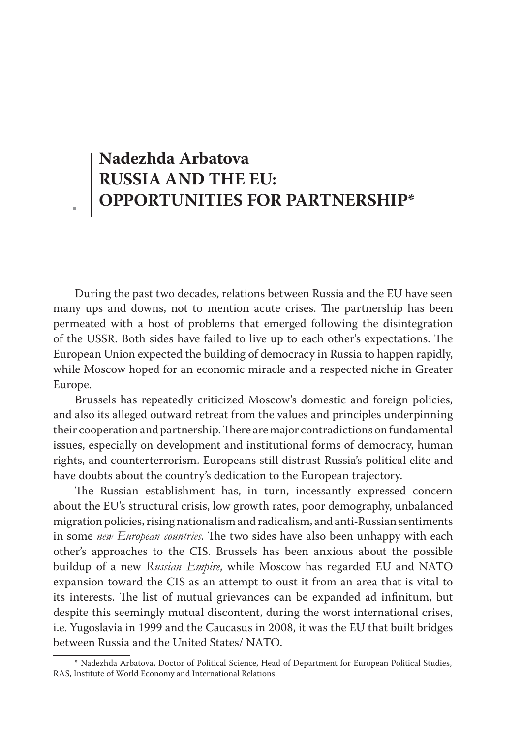# Nadezhda Arbatova
# RUSSIA AND THE EU: OPPORTUNITIES FOR PARTNERSHIP*

During the past two decades, relations between Russia and the EU have seen many ups and downs, not to mention acute crises. The partnership has been permeated with a host of problems that emerged following the disintegration of the USSR. Both sides have failed to live up to each other's expectations. The European Union expected the building of democracy in Russia to happen rapidly, while Moscow hoped for an economic miracle and a respected niche in Greater Europe.

Brussels has repeatedly criticized Moscow's domestic and foreign policies, and also its alleged outward retreat from the values and principles underpinning their cooperation and partnership. There are major contradictions on fundamental issues, especially on development and institutional forms of democracy, human rights, and counterterrorism. Europeans still distrust Russia's political elite and have doubts about the country's dedication to the European trajectory.

The Russian establishment has, in turn, incessantly expressed concern about the EU's structural crisis, low growth rates, poor demography, unbalanced migration policies, rising nationalism and radicalism, and anti-Russian sentiments in some *new European countries*. The two sides have also been unhappy with each other's approaches to the CIS. Brussels has been anxious about the possible buildup of a new *Russian Empire*, while Moscow has regarded EU and NATO expansion toward the CIS as an attempt to oust it from an area that is vital to its interests. The list of mutual grievances can be expanded ad infinitum, but despite this seemingly mutual discontent, during the worst international crises, i.e. Yugoslavia in 1999 and the Caucasus in 2008, it was the EU that built bridges between Russia and the United States/ NATO.

---

* Nadezhda Arbatova, Doctor of Political Science, Head of Department for European Political Studies, RAS, Institute of World Economy and International Relations.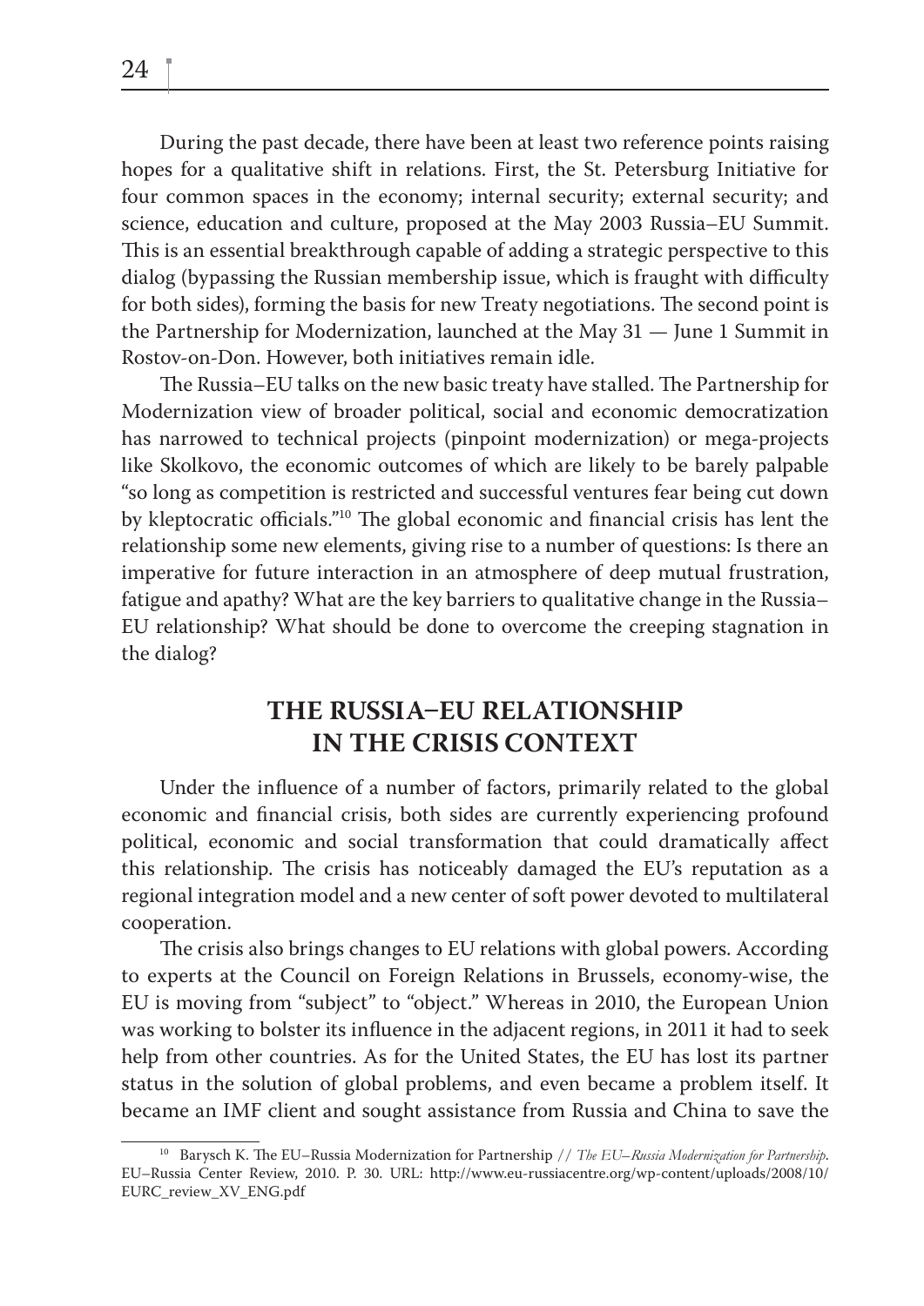During the past decade, there have been at least two reference points raising hopes for a qualitative shift in relations. First, the St. Petersburg Initiative for four common spaces in the economy; internal security; external security; and science, education and culture, proposed at the May 2003 Russia–EU Summit. This is an essential breakthrough capable of adding a strategic perspective to this dialog (bypassing the Russian membership issue, which is fraught with difficulty for both sides), forming the basis for new Treaty negotiations. The second point is the Partnership for Modernization, launched at the May 31 — June 1 Summit in Rostov-on-Don. However, both initiatives remain idle.

The Russia–EU talks on the new basic treaty have stalled. The Partnership for Modernization view of broader political, social and economic democratization has narrowed to technical projects (pinpoint modernization) or mega-projects like Skolkovo, the economic outcomes of which are likely to be barely palpable "so long as competition is restricted and successful ventures fear being cut down by kleptocratic officials."[10] The global economic and financial crisis has lent the relationship some new elements, giving rise to a number of questions: Is there an imperative for future interaction in an atmosphere of deep mutual frustration, fatigue and apathy? What are the key barriers to qualitative change in the Russia–EU relationship? What should be done to overcome the creeping stagnation in the dialog?

## THE RUSSIA–EU RELATIONSHIP IN THE CRISIS CONTEXT

Under the influence of a number of factors, primarily related to the global economic and financial crisis, both sides are currently experiencing profound political, economic and social transformation that could dramatically affect this relationship. The crisis has noticeably damaged the EU's reputation as a regional integration model and a new center of soft power devoted to multilateral cooperation.

The crisis also brings changes to EU relations with global powers. According to experts at the Council on Foreign Relations in Brussels, economy-wise, the EU is moving from "subject" to "object." Whereas in 2010, the European Union was working to bolster its influence in the adjacent regions, in 2011 it had to seek help from other countries. As for the United States, the EU has lost its partner status in the solution of global problems, and even became a problem itself. It became an IMF client and sought assistance from Russia and China to save the

[10] Barysch K. The EU–Russia Modernization for Partnership // *The EU–Russia Modernization for Partnership*. EU–Russia Center Review, 2010. P. 30. URL: http://www.eu-russiacentre.org/wp-content/uploads/2008/10/EURC_review_XV_ENG.pdf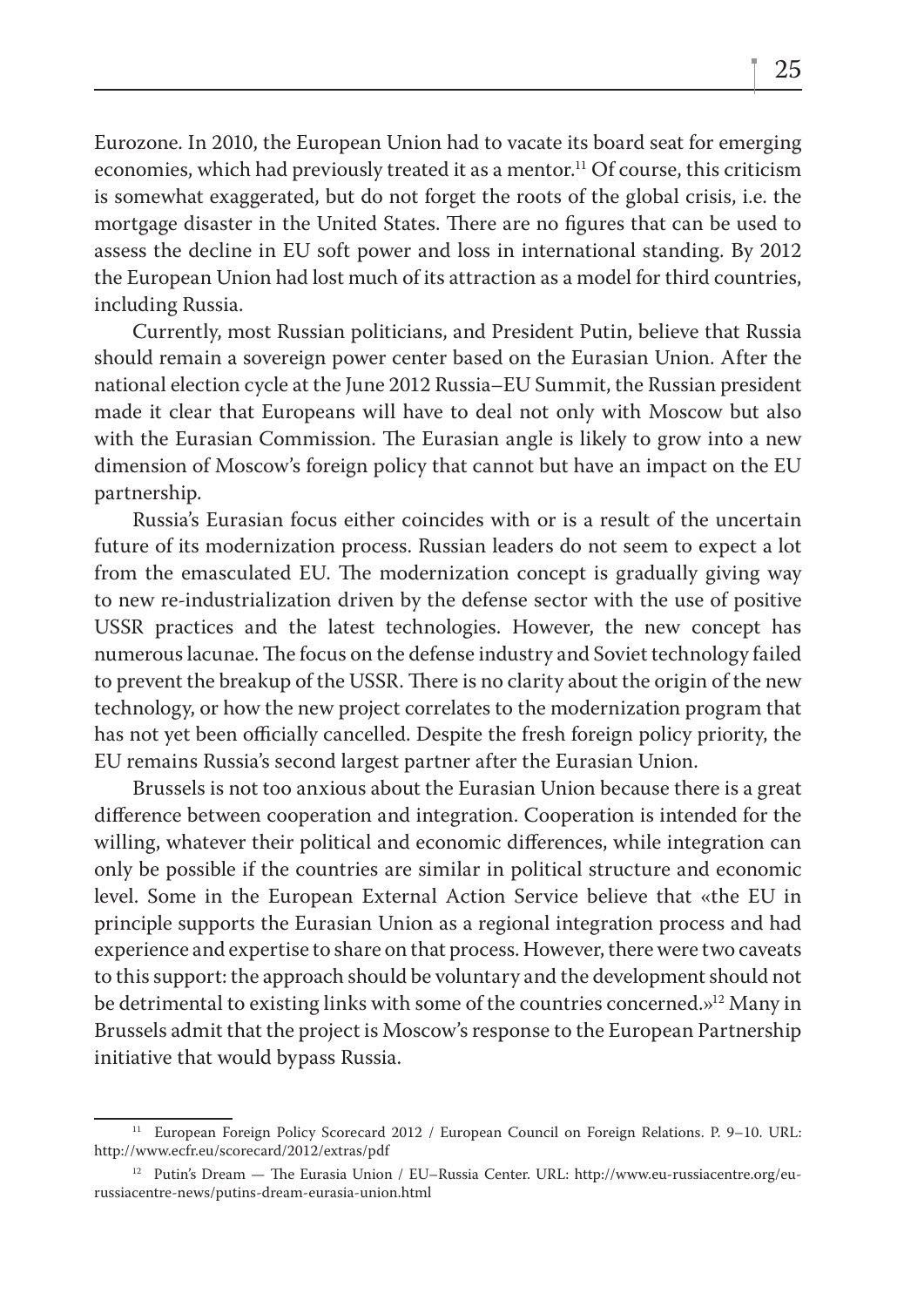Eurozone. In 2010, the European Union had to vacate its board seat for emerging economies, which had previously treated it as a mentor.[11] Of course, this criticism is somewhat exaggerated, but do not forget the roots of the global crisis, i.e. the mortgage disaster in the United States. There are no figures that can be used to assess the decline in EU soft power and loss in international standing. By 2012 the European Union had lost much of its attraction as a model for third countries, including Russia.

Currently, most Russian politicians, and President Putin, believe that Russia should remain a sovereign power center based on the Eurasian Union. After the national election cycle at the June 2012 Russia–EU Summit, the Russian president made it clear that Europeans will have to deal not only with Moscow but also with the Eurasian Commission. The Eurasian angle is likely to grow into a new dimension of Moscow's foreign policy that cannot but have an impact on the EU partnership.

Russia's Eurasian focus either coincides with or is a result of the uncertain future of its modernization process. Russian leaders do not seem to expect a lot from the emasculated EU. The modernization concept is gradually giving way to new re-industrialization driven by the defense sector with the use of positive USSR practices and the latest technologies. However, the new concept has numerous lacunae. The focus on the defense industry and Soviet technology failed to prevent the breakup of the USSR. There is no clarity about the origin of the new technology, or how the new project correlates to the modernization program that has not yet been officially cancelled. Despite the fresh foreign policy priority, the EU remains Russia's second largest partner after the Eurasian Union.

Brussels is not too anxious about the Eurasian Union because there is a great difference between cooperation and integration. Cooperation is intended for the willing, whatever their political and economic differences, while integration can only be possible if the countries are similar in political structure and economic level. Some in the European External Action Service believe that «the EU in principle supports the Eurasian Union as a regional integration process and had experience and expertise to share on that process. However, there were two caveats to this support: the approach should be voluntary and the development should not be detrimental to existing links with some of the countries concerned.»[12] Many in Brussels admit that the project is Moscow's response to the European Partnership initiative that would bypass Russia.

---

[11] European Foreign Policy Scorecard 2012 / European Council on Foreign Relations. P. 9–10. URL: http://www.ecfr.eu/scorecard/2012/extras/pdf

[12] Putin's Dream — The Eurasia Union / EU–Russia Center. URL: http://www.eu-russiacentre.org/eu-russiacentre-news/putins-dream-eurasia-union.html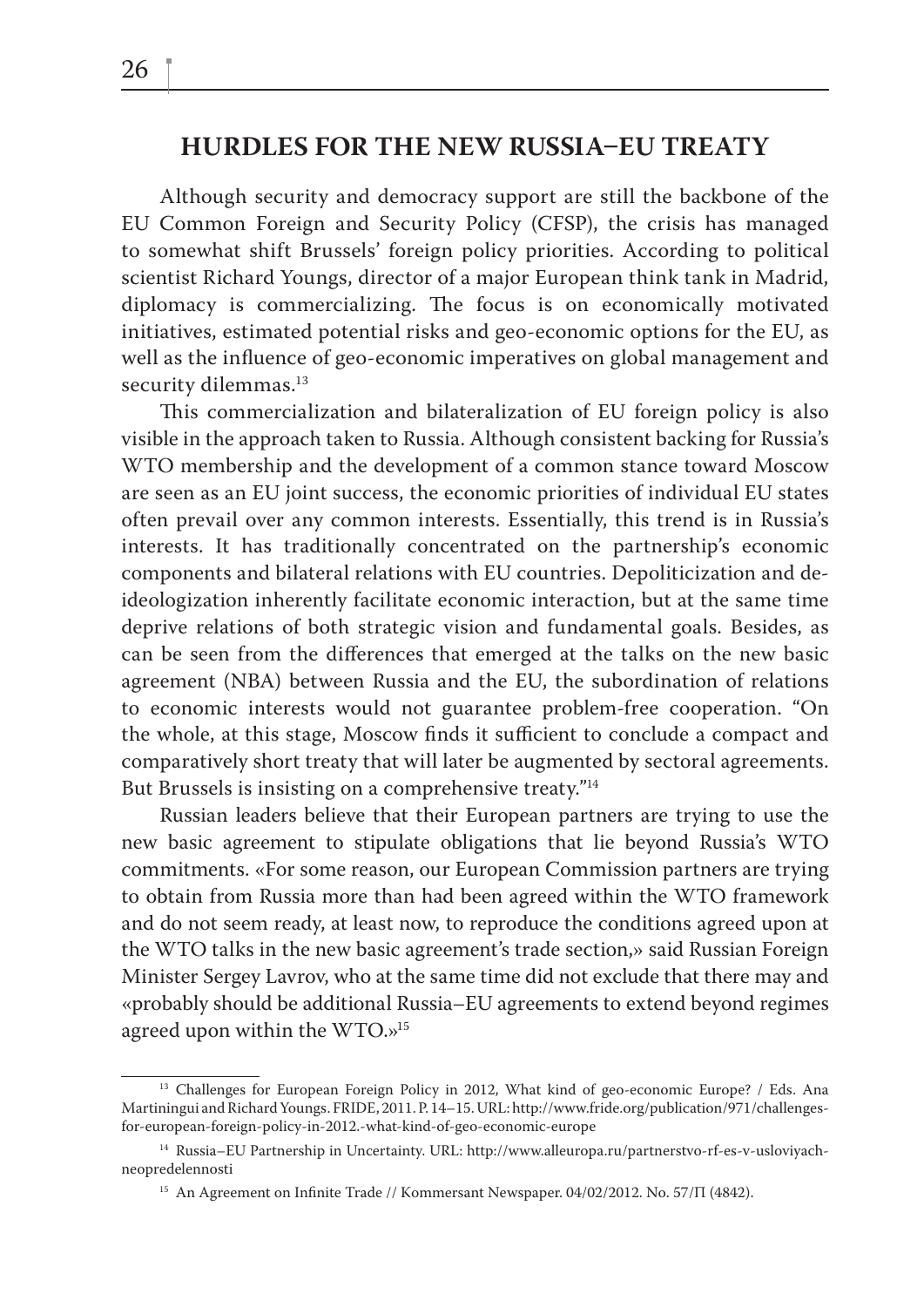## HURDLES FOR THE NEW RUSSIA–EU TREATY

Although security and democracy support are still the backbone of the EU Common Foreign and Security Policy (CFSP), the crisis has managed to somewhat shift Brussels' foreign policy priorities. According to political scientist Richard Youngs, director of a major European think tank in Madrid, diplomacy is commercializing. The focus is on economically motivated initiatives, estimated potential risks and geo-economic options for the EU, as well as the influence of geo-economic imperatives on global management and security dilemmas.[13]

This commercialization and bilateralization of EU foreign policy is also visible in the approach taken to Russia. Although consistent backing for Russia's WTO membership and the development of a common stance toward Moscow are seen as an EU joint success, the economic priorities of individual EU states often prevail over any common interests. Essentially, this trend is in Russia's interests. It has traditionally concentrated on the partnership's economic components and bilateral relations with EU countries. Depoliticization and de-ideologization inherently facilitate economic interaction, but at the same time deprive relations of both strategic vision and fundamental goals. Besides, as can be seen from the differences that emerged at the talks on the new basic agreement (NBA) between Russia and the EU, the subordination of relations to economic interests would not guarantee problem-free cooperation. "On the whole, at this stage, Moscow finds it sufficient to conclude a compact and comparatively short treaty that will later be augmented by sectoral agreements. But Brussels is insisting on a comprehensive treaty."[14]

Russian leaders believe that their European partners are trying to use the new basic agreement to stipulate obligations that lie beyond Russia's WTO commitments. «For some reason, our European Commission partners are trying to obtain from Russia more than had been agreed within the WTO framework and do not seem ready, at least now, to reproduce the conditions agreed upon at the WTO talks in the new basic agreement's trade section,» said Russian Foreign Minister Sergey Lavrov, who at the same time did not exclude that there may and «probably should be additional Russia–EU agreements to extend beyond regimes agreed upon within the WTO.»[15]

---

[13] Challenges for European Foreign Policy in 2012, What kind of geo-economic Europe? / Eds. Ana Martiningui and Richard Youngs. FRIDE, 2011. P. 14–15. URL: http://www.fride.org/publication/971/challenges-for-european-foreign-policy-in-2012.-what-kind-of-geo-economic-europe

[14] Russia–EU Partnership in Uncertainty. URL: http://www.alleuropa.ru/partnerstvo-rf-es-v-usloviyach-neopredelennosti

[15] An Agreement on Infinite Trade // Kommersant Newspaper. 04/02/2012. No. 57/П (4842).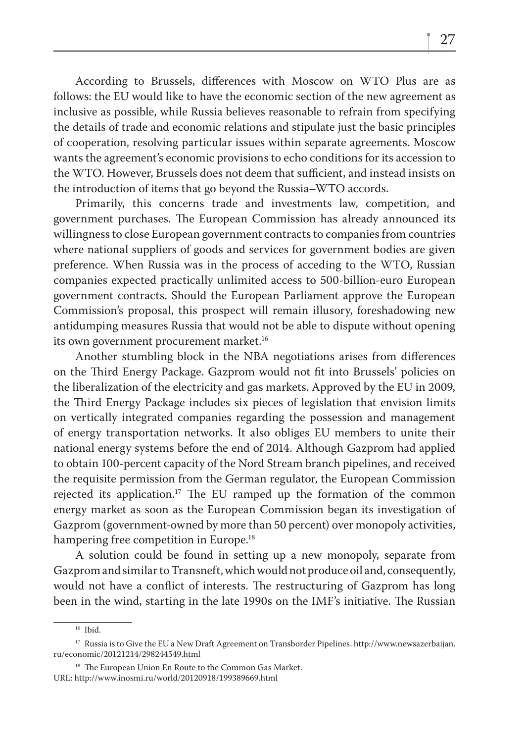According to Brussels, differences with Moscow on WTO Plus are as follows: the EU would like to have the economic section of the new agreement as inclusive as possible, while Russia believes reasonable to refrain from specifying the details of trade and economic relations and stipulate just the basic principles of cooperation, resolving particular issues within separate agreements. Moscow wants the agreement's economic provisions to echo conditions for its accession to the WTO. However, Brussels does not deem that sufficient, and instead insists on the introduction of items that go beyond the Russia–WTO accords.

Primarily, this concerns trade and investments law, competition, and government purchases. The European Commission has already announced its willingness to close European government contracts to companies from countries where national suppliers of goods and services for government bodies are given preference. When Russia was in the process of acceding to the WTO, Russian companies expected practically unlimited access to 500-billion-euro European government contracts. Should the European Parliament approve the European Commission's proposal, this prospect will remain illusory, foreshadowing new antidumping measures Russia that would not be able to dispute without opening its own government procurement market.[16]

Another stumbling block in the NBA negotiations arises from differences on the Third Energy Package. Gazprom would not fit into Brussels' policies on the liberalization of the electricity and gas markets. Approved by the EU in 2009, the Third Energy Package includes six pieces of legislation that envision limits on vertically integrated companies regarding the possession and management of energy transportation networks. It also obliges EU members to unite their national energy systems before the end of 2014. Although Gazprom had applied to obtain 100-percent capacity of the Nord Stream branch pipelines, and received the requisite permission from the German regulator, the European Commission rejected its application.[17] The EU ramped up the formation of the common energy market as soon as the European Commission began its investigation of Gazprom (government-owned by more than 50 percent) over monopoly activities, hampering free competition in Europe.[18]

A solution could be found in setting up a new monopoly, separate from Gazprom and similar to Transneft, which would not produce oil and, consequently, would not have a conflict of interests. The restructuring of Gazprom has long been in the wind, starting in the late 1990s on the IMF's initiative. The Russian

---

[16] Ibid.

[17] Russia is to Give the EU a New Draft Agreement on Transborder Pipelines. http://www.newsazerbaijan.ru/economic/20121214/298244549.html

[18] The European Union En Route to the Common Gas Market. URL: http://www.inosmi.ru/world/20120918/199389669.html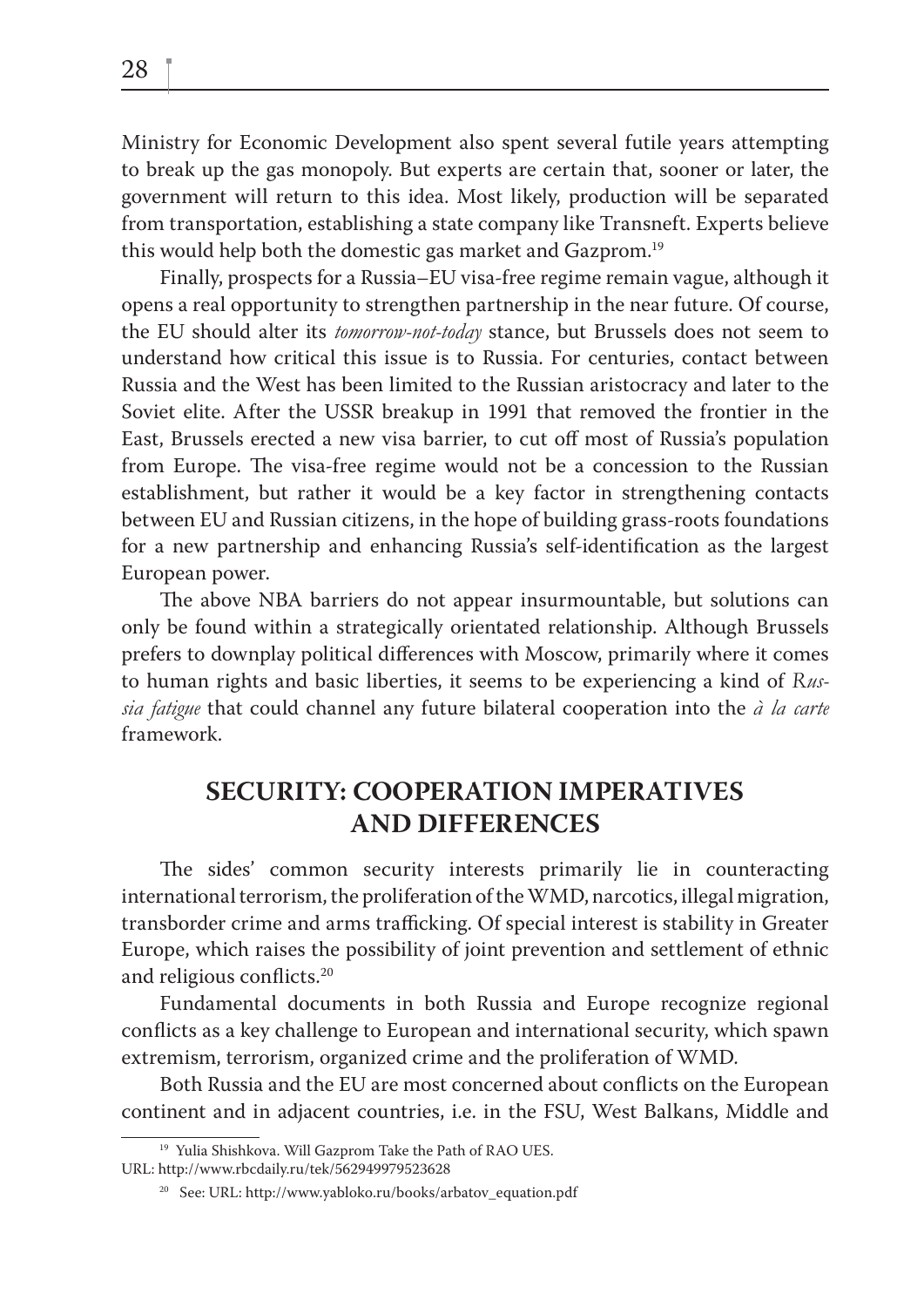Ministry for Economic Development also spent several futile years attempting to break up the gas monopoly. But experts are certain that, sooner or later, the government will return to this idea. Most likely, production will be separated from transportation, establishing a state company like Transneft. Experts believe this would help both the domestic gas market and Gazprom.[19]

Finally, prospects for a Russia–EU visa-free regime remain vague, although it opens a real opportunity to strengthen partnership in the near future. Of course, the EU should alter its *tomorrow-not-today* stance, but Brussels does not seem to understand how critical this issue is to Russia. For centuries, contact between Russia and the West has been limited to the Russian aristocracy and later to the Soviet elite. After the USSR breakup in 1991 that removed the frontier in the East, Brussels erected a new visa barrier, to cut off most of Russia's population from Europe. The visa-free regime would not be a concession to the Russian establishment, but rather it would be a key factor in strengthening contacts between EU and Russian citizens, in the hope of building grass-roots foundations for a new partnership and enhancing Russia's self-identification as the largest European power.

The above NBA barriers do not appear insurmountable, but solutions can only be found within a strategically orientated relationship. Although Brussels prefers to downplay political differences with Moscow, primarily where it comes to human rights and basic liberties, it seems to be experiencing a kind of *Russia fatigue* that could channel any future bilateral cooperation into the *à la carte* framework.

## SECURITY: COOPERATION IMPERATIVES AND DIFFERENCES

The sides' common security interests primarily lie in counteracting international terrorism, the proliferation of the WMD, narcotics, illegal migration, transborder crime and arms trafficking. Of special interest is stability in Greater Europe, which raises the possibility of joint prevention and settlement of ethnic and religious conflicts.[20]

Fundamental documents in both Russia and Europe recognize regional conflicts as a key challenge to European and international security, which spawn extremism, terrorism, organized crime and the proliferation of WMD.

Both Russia and the EU are most concerned about conflicts on the European continent and in adjacent countries, i.e. in the FSU, West Balkans, Middle and

---

[19] Yulia Shishkova. Will Gazprom Take the Path of RAO UES. URL: http://www.rbcdaily.ru/tek/562949979523628

[20] See: URL: http://www.yabloko.ru/books/arbatov_equation.pdf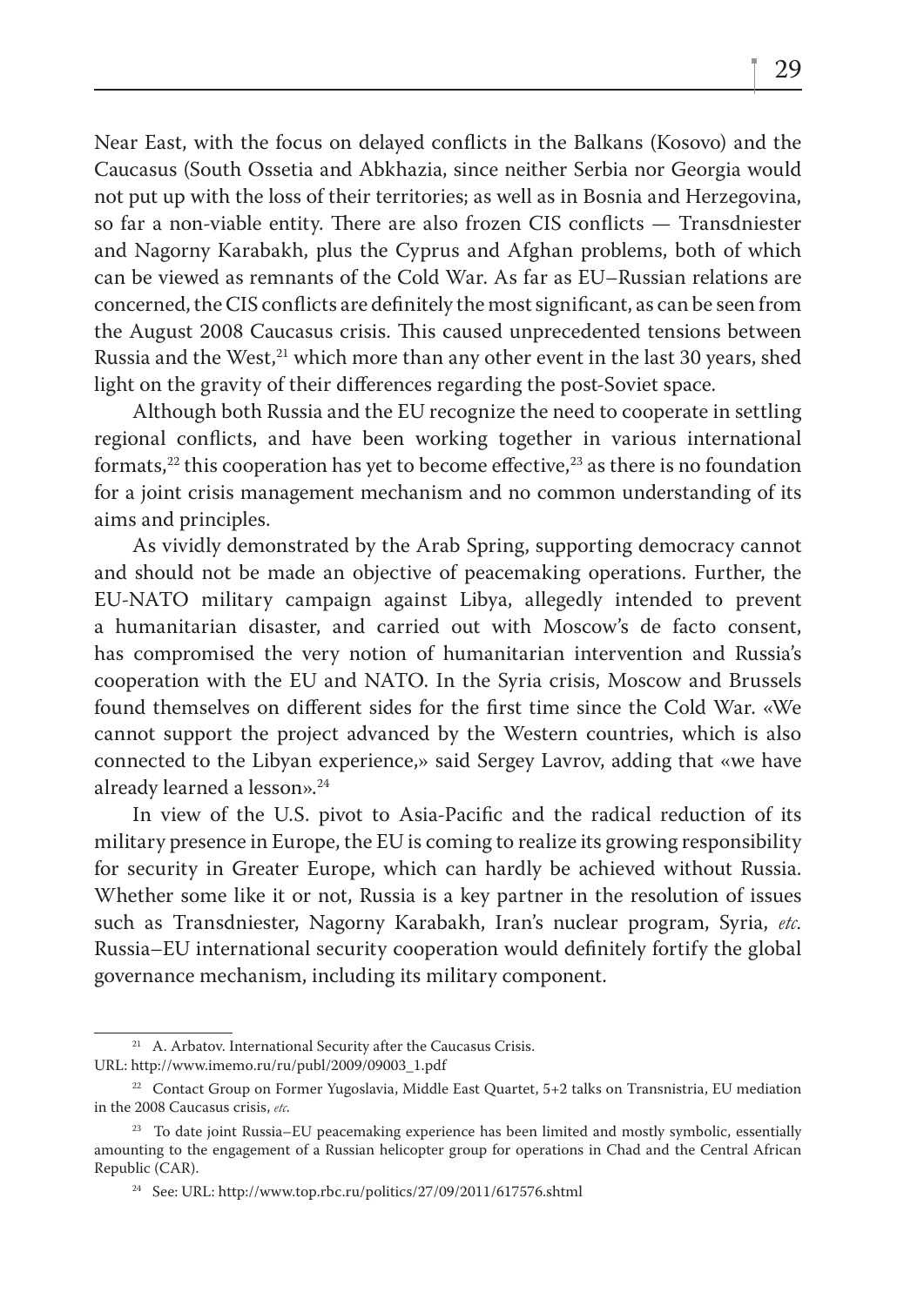Near East, with the focus on delayed conflicts in the Balkans (Kosovo) and the Caucasus (South Ossetia and Abkhazia, since neither Serbia nor Georgia would not put up with the loss of their territories; as well as in Bosnia and Herzegovina, so far a non-viable entity. There are also frozen CIS conflicts — Transdniester and Nagorny Karabakh, plus the Cyprus and Afghan problems, both of which can be viewed as remnants of the Cold War. As far as EU–Russian relations are concerned, the CIS conflicts are definitely the most significant, as can be seen from the August 2008 Caucasus crisis. This caused unprecedented tensions between Russia and the West,[21] which more than any other event in the last 30 years, shed light on the gravity of their differences regarding the post-Soviet space.

Although both Russia and the EU recognize the need to cooperate in settling regional conflicts, and have been working together in various international formats,[22] this cooperation has yet to become effective,[23] as there is no foundation for a joint crisis management mechanism and no common understanding of its aims and principles.

As vividly demonstrated by the Arab Spring, supporting democracy cannot and should not be made an objective of peacemaking operations. Further, the EU-NATO military campaign against Libya, allegedly intended to prevent a humanitarian disaster, and carried out with Moscow's de facto consent, has compromised the very notion of humanitarian intervention and Russia's cooperation with the EU and NATO. In the Syria crisis, Moscow and Brussels found themselves on different sides for the first time since the Cold War. «We cannot support the project advanced by the Western countries, which is also connected to the Libyan experience,» said Sergey Lavrov, adding that «we have already learned a lesson».[24]

In view of the U.S. pivot to Asia-Pacific and the radical reduction of its military presence in Europe, the EU is coming to realize its growing responsibility for security in Greater Europe, which can hardly be achieved without Russia. Whether some like it or not, Russia is a key partner in the resolution of issues such as Transdniester, Nagorny Karabakh, Iran's nuclear program, Syria, *etc*. Russia–EU international security cooperation would definitely fortify the global governance mechanism, including its military component.

---

[21] A. Arbatov. International Security after the Caucasus Crisis. URL: http://www.imemo.ru/ru/publ/2009/09003_1.pdf

[22] Contact Group on Former Yugoslavia, Middle East Quartet, 5+2 talks on Transnistria, EU mediation in the 2008 Caucasus crisis, *etc*.

[23] To date joint Russia–EU peacemaking experience has been limited and mostly symbolic, essentially amounting to the engagement of a Russian helicopter group for operations in Chad and the Central African Republic (CAR).

[24] See: URL: http://www.top.rbc.ru/politics/27/09/2011/617576.shtml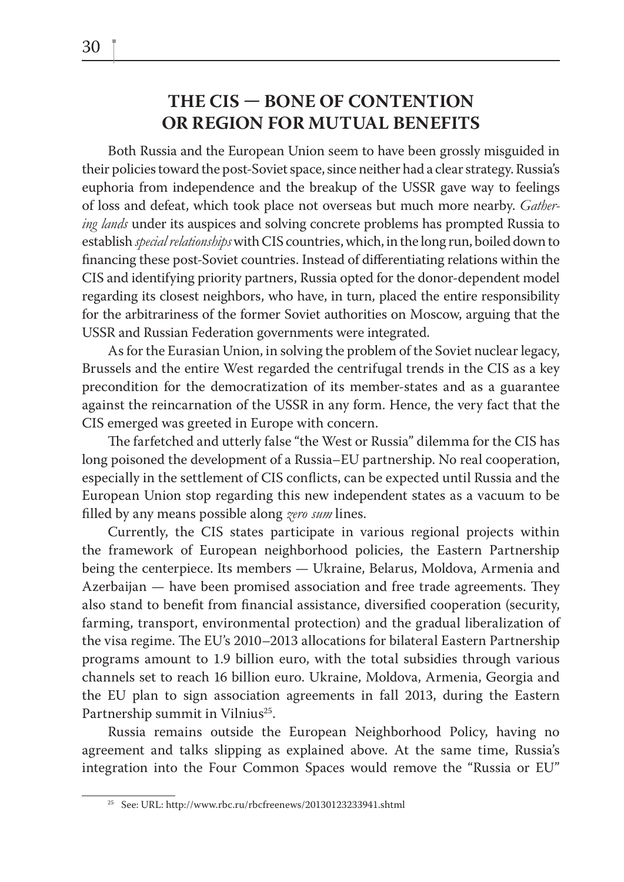## THE CIS — BONE OF CONTENTION OR REGION FOR MUTUAL BENEFITS

Both Russia and the European Union seem to have been grossly misguided in their policies toward the post-Soviet space, since neither had a clear strategy. Russia's euphoria from independence and the breakup of the USSR gave way to feelings of loss and defeat, which took place not overseas but much more nearby. *Gathering lands* under its auspices and solving concrete problems has prompted Russia to establish *special relationships* with CIS countries, which, in the long run, boiled down to financing these post-Soviet countries. Instead of differentiating relations within the CIS and identifying priority partners, Russia opted for the donor-dependent model regarding its closest neighbors, who have, in turn, placed the entire responsibility for the arbitrariness of the former Soviet authorities on Moscow, arguing that the USSR and Russian Federation governments were integrated.

As for the Eurasian Union, in solving the problem of the Soviet nuclear legacy, Brussels and the entire West regarded the centrifugal trends in the CIS as a key precondition for the democratization of its member-states and as a guarantee against the reincarnation of the USSR in any form. Hence, the very fact that the CIS emerged was greeted in Europe with concern.

The farfetched and utterly false "the West or Russia" dilemma for the CIS has long poisoned the development of a Russia–EU partnership. No real cooperation, especially in the settlement of CIS conflicts, can be expected until Russia and the European Union stop regarding this new independent states as a vacuum to be filled by any means possible along *zero sum* lines.

Currently, the CIS states participate in various regional projects within the framework of European neighborhood policies, the Eastern Partnership being the centerpiece. Its members — Ukraine, Belarus, Moldova, Armenia and Azerbaijan — have been promised association and free trade agreements. They also stand to benefit from financial assistance, diversified cooperation (security, farming, transport, environmental protection) and the gradual liberalization of the visa regime. The EU's 2010–2013 allocations for bilateral Eastern Partnership programs amount to 1.9 billion euro, with the total subsidies through various channels set to reach 16 billion euro. Ukraine, Moldova, Armenia, Georgia and the EU plan to sign association agreements in fall 2013, during the Eastern Partnership summit in Vilnius[25].

Russia remains outside the European Neighborhood Policy, having no agreement and talks slipping as explained above. At the same time, Russia's integration into the Four Common Spaces would remove the "Russia or EU"

---

[25] See: URL: http://www.rbc.ru/rbcfreenews/20130123233941.shtml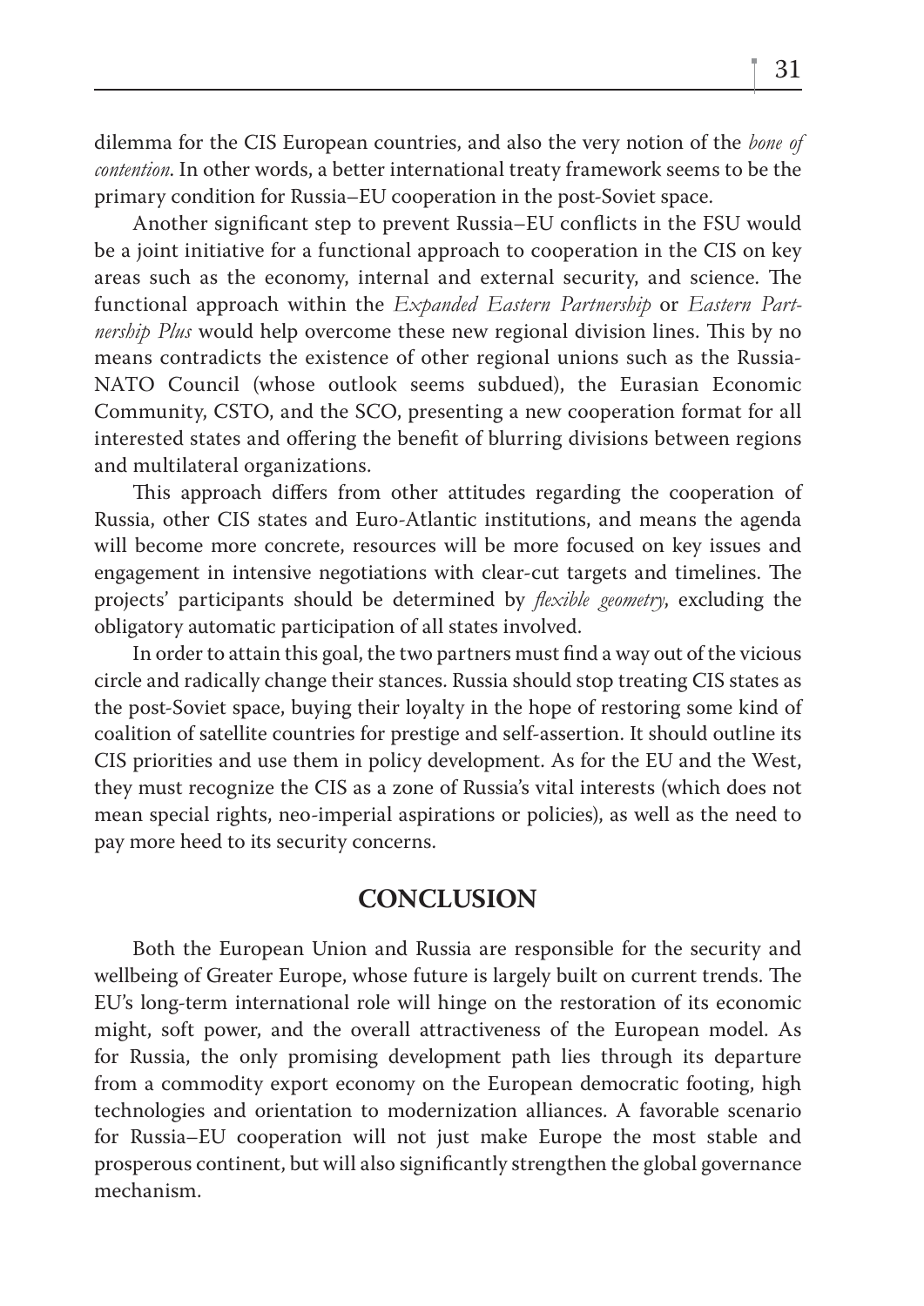dilemma for the CIS European countries, and also the very notion of the *bone of contention*. In other words, a better international treaty framework seems to be the primary condition for Russia–EU cooperation in the post-Soviet space.

Another significant step to prevent Russia–EU conflicts in the FSU would be a joint initiative for a functional approach to cooperation in the CIS on key areas such as the economy, internal and external security, and science. The functional approach within the *Expanded Eastern Partnership* or *Eastern Partnership Plus* would help overcome these new regional division lines. This by no means contradicts the existence of other regional unions such as the Russia-NATO Council (whose outlook seems subdued), the Eurasian Economic Community, CSTO, and the SCO, presenting a new cooperation format for all interested states and offering the benefit of blurring divisions between regions and multilateral organizations.

This approach differs from other attitudes regarding the cooperation of Russia, other CIS states and Euro-Atlantic institutions, and means the agenda will become more concrete, resources will be more focused on key issues and engagement in intensive negotiations with clear-cut targets and timelines. The projects' participants should be determined by *flexible geometry*, excluding the obligatory automatic participation of all states involved.

In order to attain this goal, the two partners must find a way out of the vicious circle and radically change their stances. Russia should stop treating CIS states as the post-Soviet space, buying their loyalty in the hope of restoring some kind of coalition of satellite countries for prestige and self-assertion. It should outline its CIS priorities and use them in policy development. As for the EU and the West, they must recognize the CIS as a zone of Russia's vital interests (which does not mean special rights, neo-imperial aspirations or policies), as well as the need to pay more heed to its security concerns.

## CONCLUSION

Both the European Union and Russia are responsible for the security and wellbeing of Greater Europe, whose future is largely built on current trends. The EU's long-term international role will hinge on the restoration of its economic might, soft power, and the overall attractiveness of the European model. As for Russia, the only promising development path lies through its departure from a commodity export economy on the European democratic footing, high technologies and orientation to modernization alliances. A favorable scenario for Russia–EU cooperation will not just make Europe the most stable and prosperous continent, but will also significantly strengthen the global governance mechanism.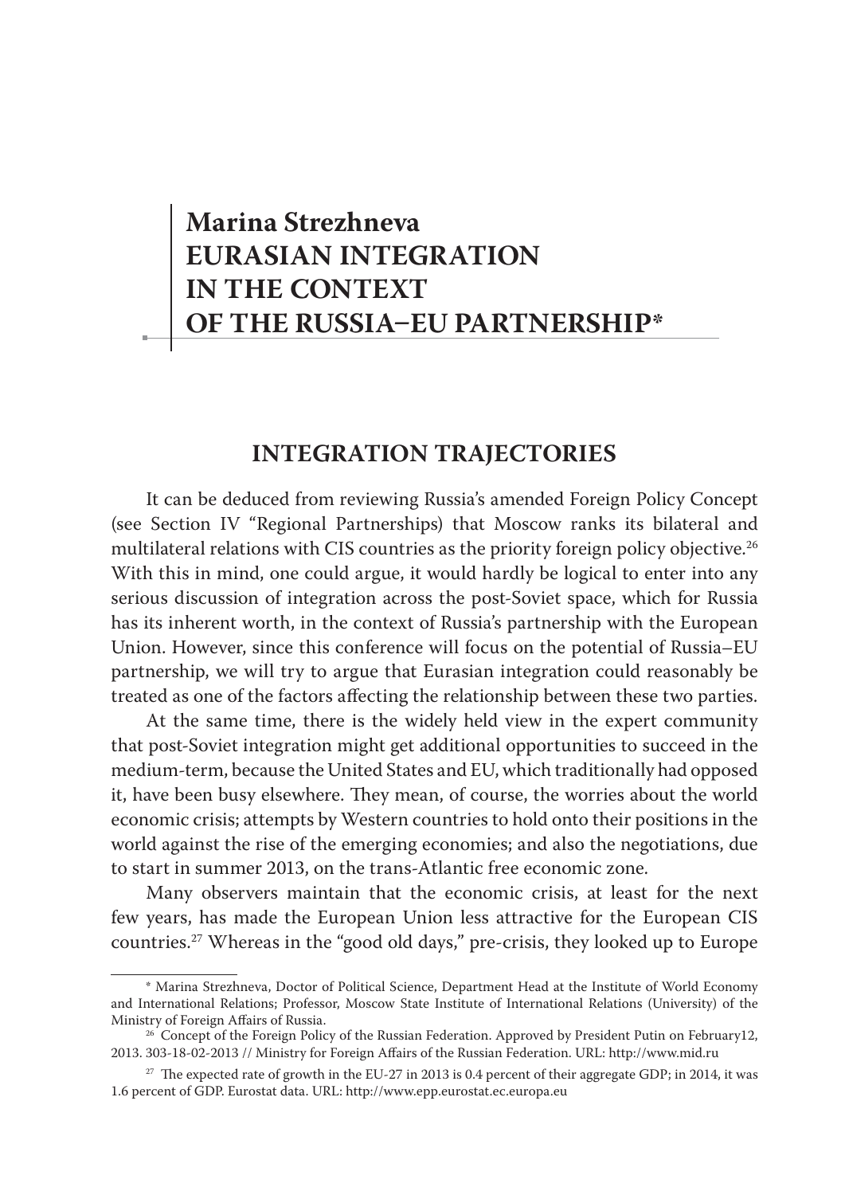# Marina Strezhneva EURASIAN INTEGRATION IN THE CONTEXT OF THE RUSSIA–EU PARTNERSHIP*

## INTEGRATION TRAJECTORIES

It can be deduced from reviewing Russia's amended Foreign Policy Concept (see Section IV "Regional Partnerships) that Moscow ranks its bilateral and multilateral relations with CIS countries as the priority foreign policy objective.[26] With this in mind, one could argue, it would hardly be logical to enter into any serious discussion of integration across the post-Soviet space, which for Russia has its inherent worth, in the context of Russia's partnership with the European Union. However, since this conference will focus on the potential of Russia–EU partnership, we will try to argue that Eurasian integration could reasonably be treated as one of the factors affecting the relationship between these two parties.

At the same time, there is the widely held view in the expert community that post-Soviet integration might get additional opportunities to succeed in the medium-term, because the United States and EU, which traditionally had opposed it, have been busy elsewhere. They mean, of course, the worries about the world economic crisis; attempts by Western countries to hold onto their positions in the world against the rise of the emerging economies; and also the negotiations, due to start in summer 2013, on the trans-Atlantic free economic zone.

Many observers maintain that the economic crisis, at least for the next few years, has made the European Union less attractive for the European CIS countries.[27] Whereas in the "good old days," pre-crisis, they looked up to Europe

---

* Marina Strezhneva, Doctor of Political Science, Department Head at the Institute of World Economy and International Relations; Professor, Moscow State Institute of International Relations (University) of the Ministry of Foreign Affairs of Russia.

[26] Concept of the Foreign Policy of the Russian Federation. Approved by President Putin on February12, 2013. 303-18-02-2013 // Ministry for Foreign Affairs of the Russian Federation. URL: http://www.mid.ru

[27] The expected rate of growth in the EU-27 in 2013 is 0.4 percent of their aggregate GDP; in 2014, it was 1.6 percent of GDP. Eurostat data. URL: http://www.epp.eurostat.ec.europa.eu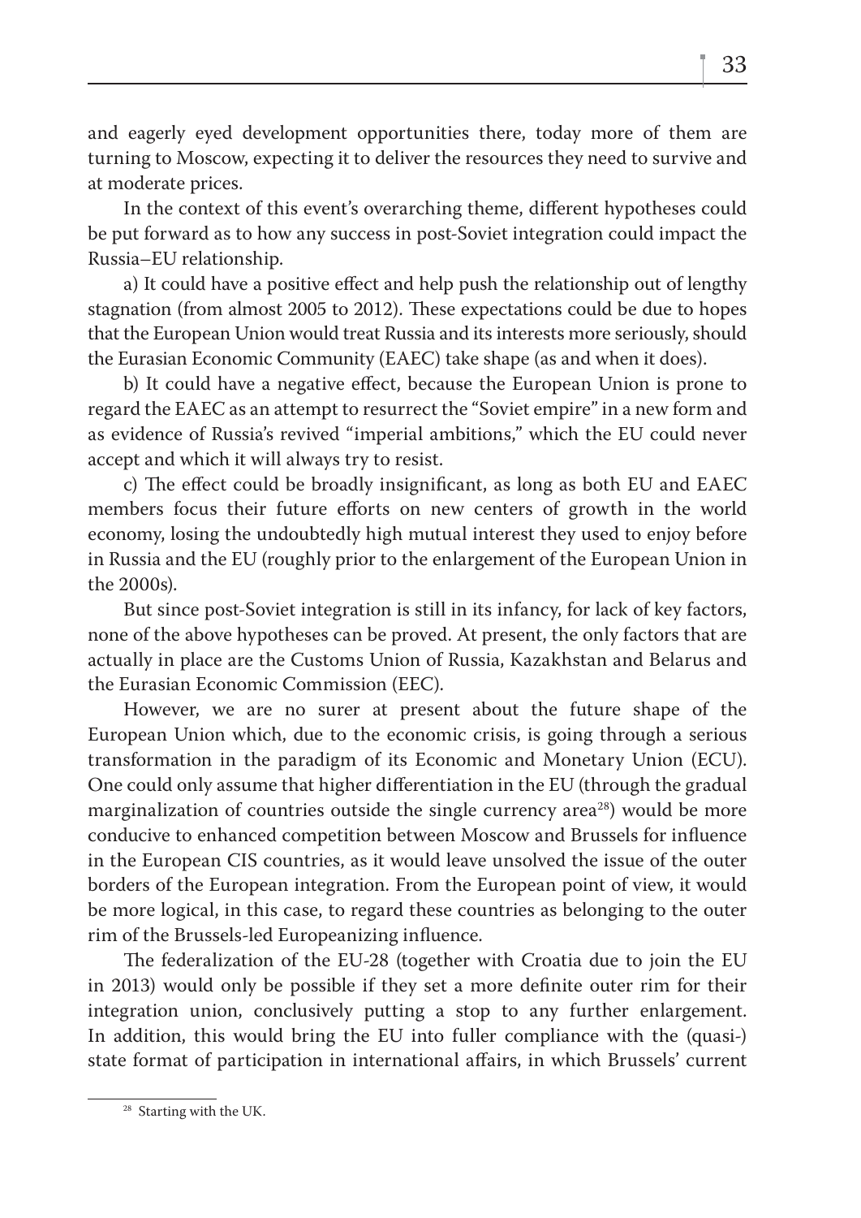and eagerly eyed development opportunities there, today more of them are turning to Moscow, expecting it to deliver the resources they need to survive and at moderate prices.

In the context of this event's overarching theme, different hypotheses could be put forward as to how any success in post-Soviet integration could impact the Russia–EU relationship.

a) It could have a positive effect and help push the relationship out of lengthy stagnation (from almost 2005 to 2012). These expectations could be due to hopes that the European Union would treat Russia and its interests more seriously, should the Eurasian Economic Community (EAEC) take shape (as and when it does).

b) It could have a negative effect, because the European Union is prone to regard the EAEC as an attempt to resurrect the "Soviet empire" in a new form and as evidence of Russia's revived "imperial ambitions," which the EU could never accept and which it will always try to resist.

c) The effect could be broadly insignificant, as long as both EU and EAEC members focus their future efforts on new centers of growth in the world economy, losing the undoubtedly high mutual interest they used to enjoy before in Russia and the EU (roughly prior to the enlargement of the European Union in the 2000s).

But since post-Soviet integration is still in its infancy, for lack of key factors, none of the above hypotheses can be proved. At present, the only factors that are actually in place are the Customs Union of Russia, Kazakhstan and Belarus and the Eurasian Economic Commission (EEC).

However, we are no surer at present about the future shape of the European Union which, due to the economic crisis, is going through a serious transformation in the paradigm of its Economic and Monetary Union (ECU). One could only assume that higher differentiation in the EU (through the gradual marginalization of countries outside the single currency area[28]) would be more conducive to enhanced competition between Moscow and Brussels for influence in the European CIS countries, as it would leave unsolved the issue of the outer borders of the European integration. From the European point of view, it would be more logical, in this case, to regard these countries as belonging to the outer rim of the Brussels-led Europeanizing influence.

The federalization of the EU-28 (together with Croatia due to join the EU in 2013) would only be possible if they set a more definite outer rim for their integration union, conclusively putting a stop to any further enlargement. In addition, this would bring the EU into fuller compliance with the (quasi-) state format of participation in international affairs, in which Brussels' current

[28] Starting with the UK.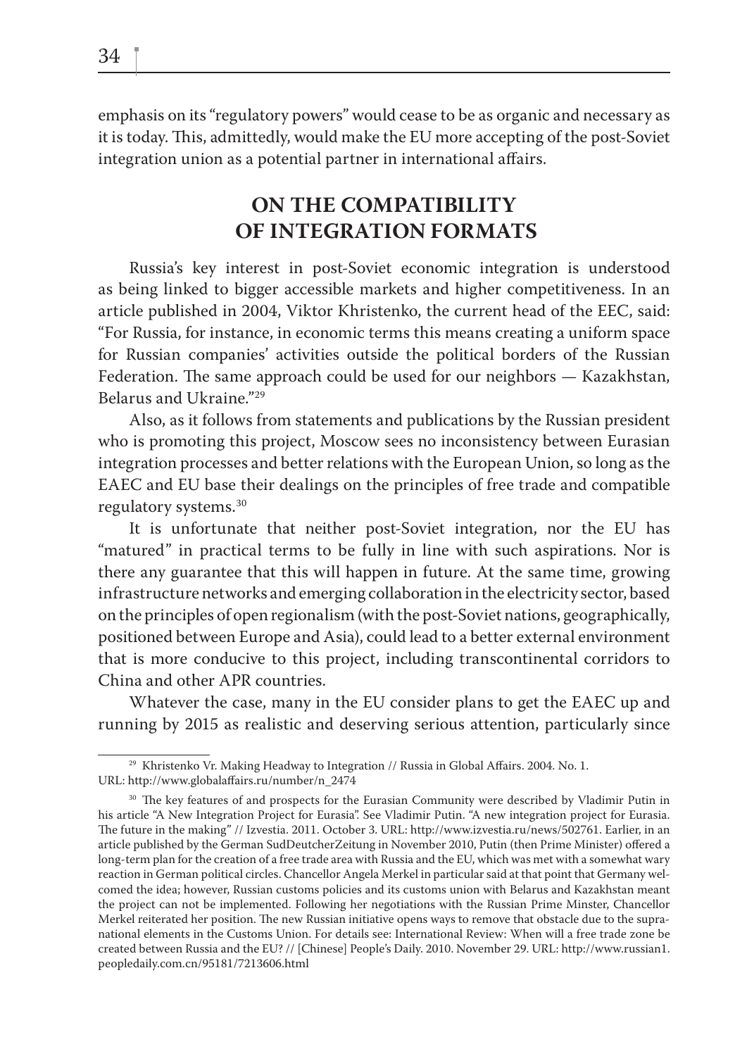emphasis on its "regulatory powers" would cease to be as organic and necessary as it is today. This, admittedly, would make the EU more accepting of the post-Soviet integration union as a potential partner in international affairs.

## ON THE COMPATIBILITY OF INTEGRATION FORMATS

Russia's key interest in post-Soviet economic integration is understood as being linked to bigger accessible markets and higher competitiveness. In an article published in 2004, Viktor Khristenko, the current head of the EEC, said: "For Russia, for instance, in economic terms this means creating a uniform space for Russian companies' activities outside the political borders of the Russian Federation. The same approach could be used for our neighbors — Kazakhstan, Belarus and Ukraine."[29]

Also, as it follows from statements and publications by the Russian president who is promoting this project, Moscow sees no inconsistency between Eurasian integration processes and better relations with the European Union, so long as the EAEC and EU base their dealings on the principles of free trade and compatible regulatory systems.[30]

It is unfortunate that neither post-Soviet integration, nor the EU has "matured" in practical terms to be fully in line with such aspirations. Nor is there any guarantee that this will happen in future. At the same time, growing infrastructure networks and emerging collaboration in the electricity sector, based on the principles of open regionalism (with the post-Soviet nations, geographically, positioned between Europe and Asia), could lead to a better external environment that is more conducive to this project, including transcontinental corridors to China and other APR countries.

Whatever the case, many in the EU consider plans to get the EAEC up and running by 2015 as realistic and deserving serious attention, particularly since

[29] Khristenko Vr. Making Headway to Integration // Russia in Global Affairs. 2004. No. 1. URL: http://www.globalaffairs.ru/number/n_2474

[30] The key features of and prospects for the Eurasian Community were described by Vladimir Putin in his article "A New Integration Project for Eurasia". See Vladimir Putin. "A new integration project for Eurasia. The future in the making" // Izvestia. 2011. October 3. URL: http://www.izvestia.ru/news/502761. Earlier, in an article published by the German SudDeutcherZeitung in November 2010, Putin (then Prime Minister) offered a long-term plan for the creation of a free trade area with Russia and the EU, which was met with a somewhat wary reaction in German political circles. Chancellor Angela Merkel in particular said at that point that Germany welcomed the idea; however, Russian customs policies and its customs union with Belarus and Kazakhstan meant the project can not be implemented. Following her negotiations with the Russian Prime Minster, Chancellor Merkel reiterated her position. The new Russian initiative opens ways to remove that obstacle due to the supranational elements in the Customs Union. For details see: International Review: When will a free trade zone be created between Russia and the EU? // [Chinese] People's Daily. 2010. November 29. URL: http://www.russian1.peopledaily.com.cn/95181/7213606.html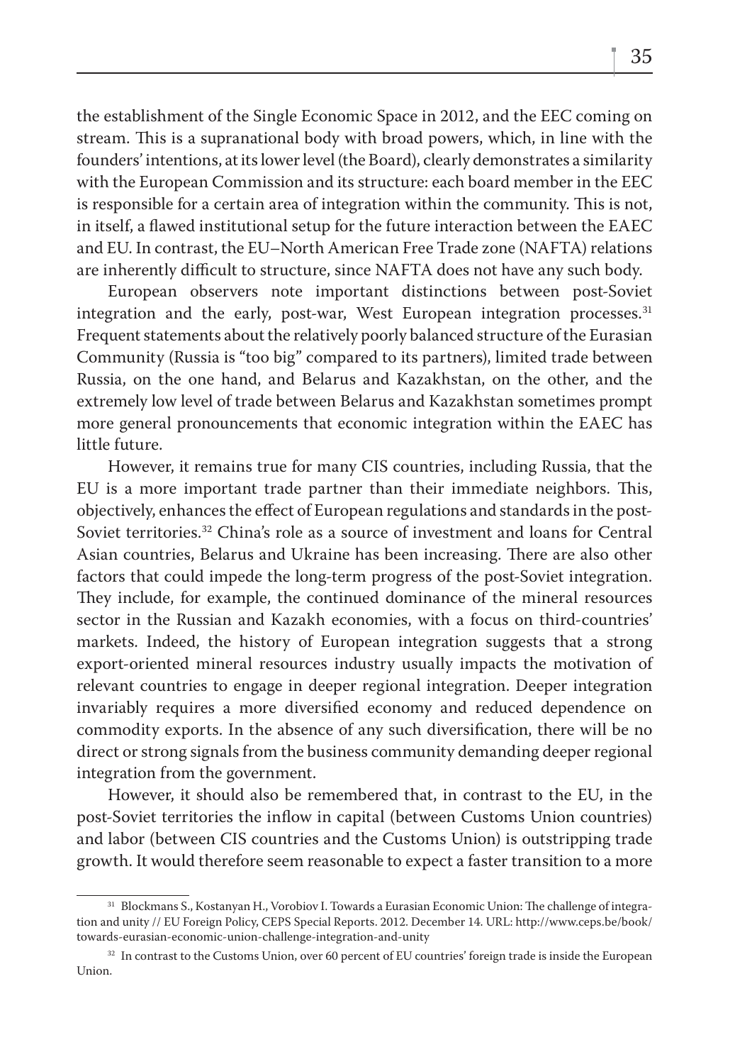the establishment of the Single Economic Space in 2012, and the EEC coming on stream. This is a supranational body with broad powers, which, in line with the founders' intentions, at its lower level (the Board), clearly demonstrates a similarity with the European Commission and its structure: each board member in the EEC is responsible for a certain area of integration within the community. This is not, in itself, a flawed institutional setup for the future interaction between the EAEC and EU. In contrast, the EU–North American Free Trade zone (NAFTA) relations are inherently difficult to structure, since NAFTA does not have any such body.

European observers note important distinctions between post-Soviet integration and the early, post-war, West European integration processes.[31] Frequent statements about the relatively poorly balanced structure of the Eurasian Community (Russia is "too big" compared to its partners), limited trade between Russia, on the one hand, and Belarus and Kazakhstan, on the other, and the extremely low level of trade between Belarus and Kazakhstan sometimes prompt more general pronouncements that economic integration within the EAEC has little future.

However, it remains true for many CIS countries, including Russia, that the EU is a more important trade partner than their immediate neighbors. This, objectively, enhances the effect of European regulations and standards in the post-Soviet territories.[32] China's role as a source of investment and loans for Central Asian countries, Belarus and Ukraine has been increasing. There are also other factors that could impede the long-term progress of the post-Soviet integration. They include, for example, the continued dominance of the mineral resources sector in the Russian and Kazakh economies, with a focus on third-countries' markets. Indeed, the history of European integration suggests that a strong export-oriented mineral resources industry usually impacts the motivation of relevant countries to engage in deeper regional integration. Deeper integration invariably requires a more diversified economy and reduced dependence on commodity exports. In the absence of any such diversification, there will be no direct or strong signals from the business community demanding deeper regional integration from the government.

However, it should also be remembered that, in contrast to the EU, in the post-Soviet territories the inflow in capital (between Customs Union countries) and labor (between CIS countries and the Customs Union) is outstripping trade growth. It would therefore seem reasonable to expect a faster transition to a more

---

[31] Blockmans S., Kostanyan H., Vorobiov I. Towards a Eurasian Economic Union: The challenge of integration and unity // EU Foreign Policy, CEPS Special Reports. 2012. December 14. URL: http://www.ceps.be/book/towards-eurasian-economic-union-challenge-integration-and-unity

[32] In contrast to the Customs Union, over 60 percent of EU countries' foreign trade is inside the European Union.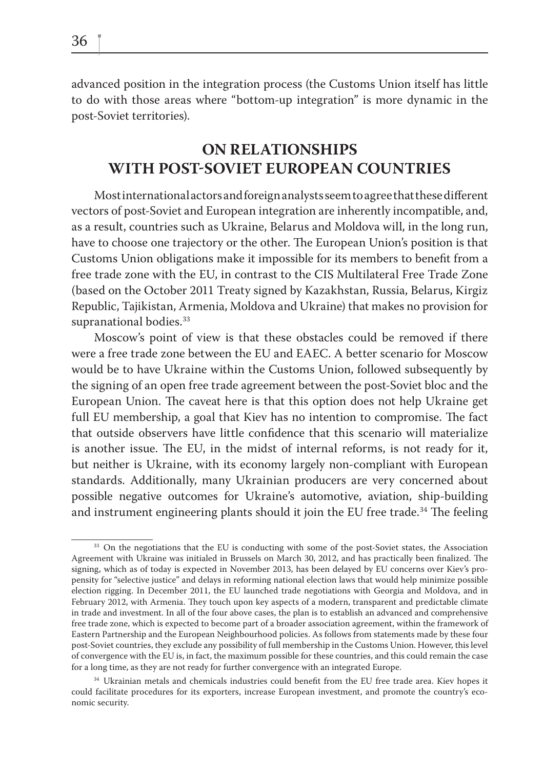advanced position in the integration process (the Customs Union itself has little to do with those areas where "bottom-up integration" is more dynamic in the post-Soviet territories).

## ON RELATIONSHIPS WITH POST-SOVIET EUROPEAN COUNTRIES

Most international actors and foreign analysts seem to agree that these different vectors of post-Soviet and European integration are inherently incompatible, and, as a result, countries such as Ukraine, Belarus and Moldova will, in the long run, have to choose one trajectory or the other. The European Union's position is that Customs Union obligations make it impossible for its members to benefit from a free trade zone with the EU, in contrast to the CIS Multilateral Free Trade Zone (based on the October 2011 Treaty signed by Kazakhstan, Russia, Belarus, Kirgiz Republic, Tajikistan, Armenia, Moldova and Ukraine) that makes no provision for supranational bodies.[33]

Moscow's point of view is that these obstacles could be removed if there were a free trade zone between the EU and EAEC. A better scenario for Moscow would be to have Ukraine within the Customs Union, followed subsequently by the signing of an open free trade agreement between the post-Soviet bloc and the European Union. The caveat here is that this option does not help Ukraine get full EU membership, a goal that Kiev has no intention to compromise. The fact that outside observers have little confidence that this scenario will materialize is another issue. The EU, in the midst of internal reforms, is not ready for it, but neither is Ukraine, with its economy largely non-compliant with European standards. Additionally, many Ukrainian producers are very concerned about possible negative outcomes for Ukraine's automotive, aviation, ship-building and instrument engineering plants should it join the EU free trade.[34] The feeling

[33] On the negotiations that the EU is conducting with some of the post-Soviet states, the Association Agreement with Ukraine was initialed in Brussels on March 30, 2012, and has practically been finalized. The signing, which as of today is expected in November 2013, has been delayed by EU concerns over Kiev's propensity for "selective justice" and delays in reforming national election laws that would help minimize possible election rigging. In December 2011, the EU launched trade negotiations with Georgia and Moldova, and in February 2012, with Armenia. They touch upon key aspects of a modern, transparent and predictable climate in trade and investment. In all of the four above cases, the plan is to establish an advanced and comprehensive free trade zone, which is expected to become part of a broader association agreement, within the framework of Eastern Partnership and the European Neighbourhood policies. As follows from statements made by these four post-Soviet countries, they exclude any possibility of full membership in the Customs Union. However, this level of convergence with the EU is, in fact, the maximum possible for these countries, and this could remain the case for a long time, as they are not ready for further convergence with an integrated Europe.

[34] Ukrainian metals and chemicals industries could benefit from the EU free trade area. Kiev hopes it could facilitate procedures for its exporters, increase European investment, and promote the country's economic security.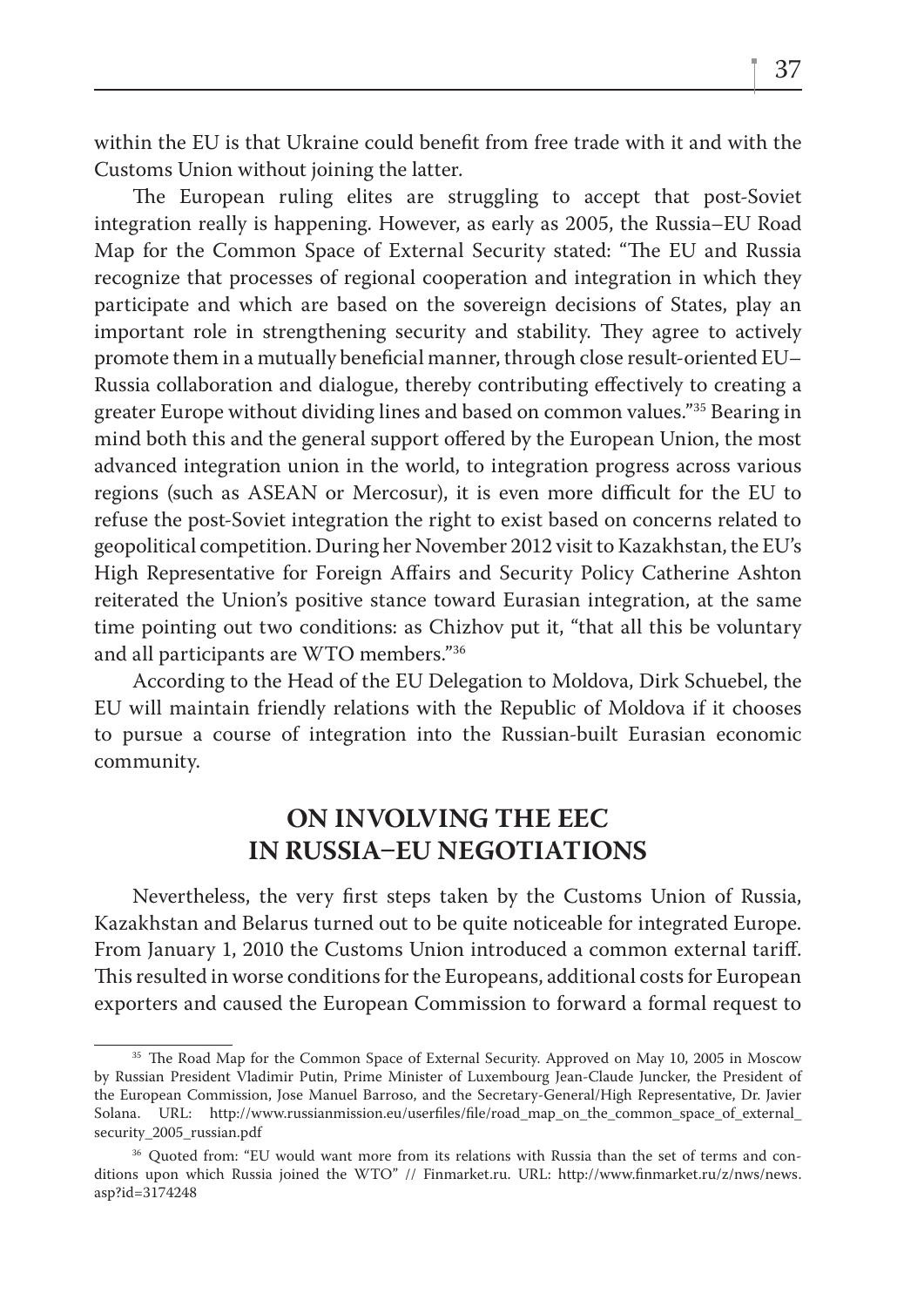within the EU is that Ukraine could benefit from free trade with it and with the Customs Union without joining the latter.

The European ruling elites are struggling to accept that post-Soviet integration really is happening. However, as early as 2005, the Russia–EU Road Map for the Common Space of External Security stated: "The EU and Russia recognize that processes of regional cooperation and integration in which they participate and which are based on the sovereign decisions of States, play an important role in strengthening security and stability. They agree to actively promote them in a mutually beneficial manner, through close result-oriented EU–Russia collaboration and dialogue, thereby contributing effectively to creating a greater Europe without dividing lines and based on common values."[35] Bearing in mind both this and the general support offered by the European Union, the most advanced integration union in the world, to integration progress across various regions (such as ASEAN or Mercosur), it is even more difficult for the EU to refuse the post-Soviet integration the right to exist based on concerns related to geopolitical competition. During her November 2012 visit to Kazakhstan, the EU's High Representative for Foreign Affairs and Security Policy Catherine Ashton reiterated the Union's positive stance toward Eurasian integration, at the same time pointing out two conditions: as Chizhov put it, "that all this be voluntary and all participants are WTO members."[36]

According to the Head of the EU Delegation to Moldova, Dirk Schuebel, the EU will maintain friendly relations with the Republic of Moldova if it chooses to pursue a course of integration into the Russian-built Eurasian economic community.

## ON INVOLVING THE EEC IN RUSSIA–EU NEGOTIATIONS

Nevertheless, the very first steps taken by the Customs Union of Russia, Kazakhstan and Belarus turned out to be quite noticeable for integrated Europe. From January 1, 2010 the Customs Union introduced a common external tariff. This resulted in worse conditions for the Europeans, additional costs for European exporters and caused the European Commission to forward a formal request to

---

[35] The Road Map for the Common Space of External Security. Approved on May 10, 2005 in Moscow by Russian President Vladimir Putin, Prime Minister of Luxembourg Jean-Claude Juncker, the President of the European Commission, Jose Manuel Barroso, and the Secretary-General/High Representative, Dr. Javier Solana. URL: http://www.russianmission.eu/userfiles/file/road_map_on_the_common_space_of_external_security_2005_russian.pdf

[36] Quoted from: "EU would want more from its relations with Russia than the set of terms and conditions upon which Russia joined the WTO" // Finmarket.ru. URL: http://www.finmarket.ru/z/nws/news.asp?id=3174248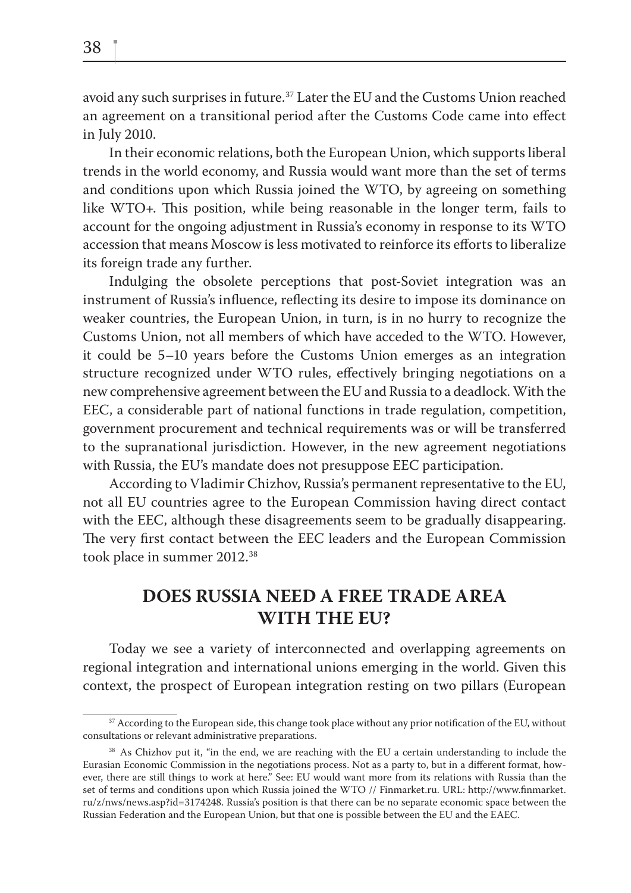avoid any such surprises in future.[37] Later the EU and the Customs Union reached an agreement on a transitional period after the Customs Code came into effect in July 2010.

In their economic relations, both the European Union, which supports liberal trends in the world economy, and Russia would want more than the set of terms and conditions upon which Russia joined the WTO, by agreeing on something like WTO+. This position, while being reasonable in the longer term, fails to account for the ongoing adjustment in Russia's economy in response to its WTO accession that means Moscow is less motivated to reinforce its efforts to liberalize its foreign trade any further.

Indulging the obsolete perceptions that post-Soviet integration was an instrument of Russia's influence, reflecting its desire to impose its dominance on weaker countries, the European Union, in turn, is in no hurry to recognize the Customs Union, not all members of which have acceded to the WTO. However, it could be 5–10 years before the Customs Union emerges as an integration structure recognized under WTO rules, effectively bringing negotiations on a new comprehensive agreement between the EU and Russia to a deadlock. With the EEC, a considerable part of national functions in trade regulation, competition, government procurement and technical requirements was or will be transferred to the supranational jurisdiction. However, in the new agreement negotiations with Russia, the EU's mandate does not presuppose EEC participation.

According to Vladimir Chizhov, Russia's permanent representative to the EU, not all EU countries agree to the European Commission having direct contact with the EEC, although these disagreements seem to be gradually disappearing. The very first contact between the EEC leaders and the European Commission took place in summer 2012.[38]

## DOES RUSSIA NEED A FREE TRADE AREA WITH THE EU?

Today we see a variety of interconnected and overlapping agreements on regional integration and international unions emerging in the world. Given this context, the prospect of European integration resting on two pillars (European

---

[37] According to the European side, this change took place without any prior notification of the EU, without consultations or relevant administrative preparations.

[38] As Chizhov put it, "in the end, we are reaching with the EU a certain understanding to include the Eurasian Economic Commission in the negotiations process. Not as a party to, but in a different format, however, there are still things to work at here." See: EU would want more from its relations with Russia than the set of terms and conditions upon which Russia joined the WTO // Finmarket.ru. URL: http://www.finmarket.ru/z/nws/news.asp?id=3174248. Russia's position is that there can be no separate economic space between the Russian Federation and the European Union, but that one is possible between the EU and the EAEC.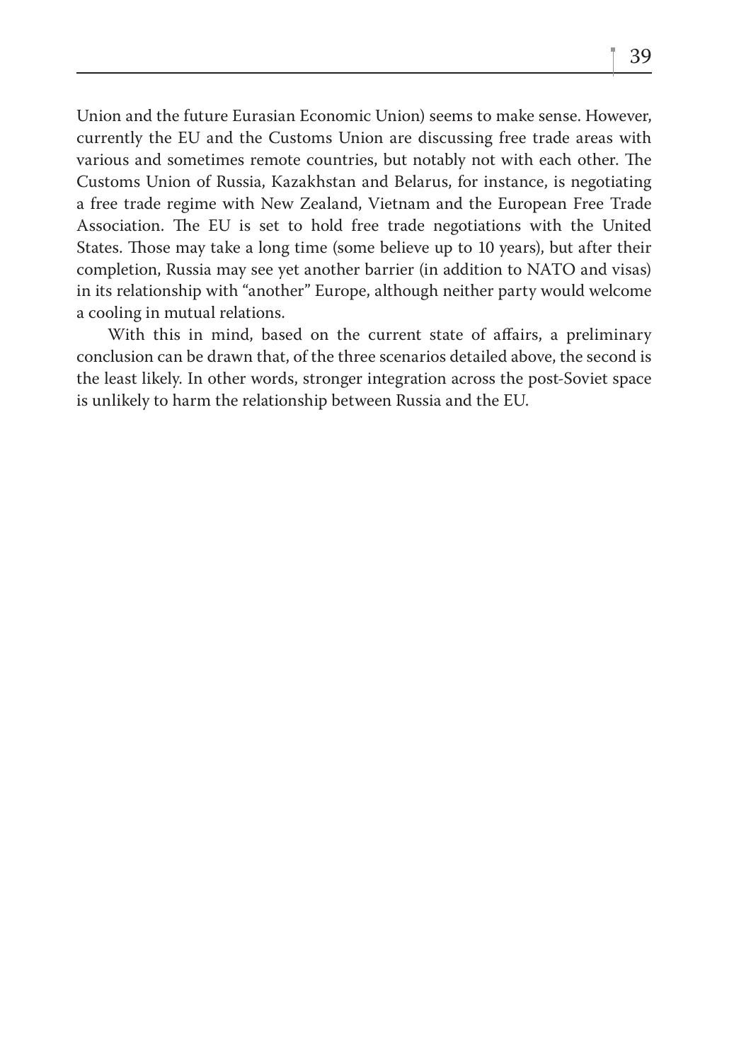Union and the future Eurasian Economic Union) seems to make sense. However, currently the EU and the Customs Union are discussing free trade areas with various and sometimes remote countries, but notably not with each other. The Customs Union of Russia, Kazakhstan and Belarus, for instance, is negotiating a free trade regime with New Zealand, Vietnam and the European Free Trade Association. The EU is set to hold free trade negotiations with the United States. Those may take a long time (some believe up to 10 years), but after their completion, Russia may see yet another barrier (in addition to NATO and visas) in its relationship with "another" Europe, although neither party would welcome a cooling in mutual relations.

With this in mind, based on the current state of affairs, a preliminary conclusion can be drawn that, of the three scenarios detailed above, the second is the least likely. In other words, stronger integration across the post-Soviet space is unlikely to harm the relationship between Russia and the EU.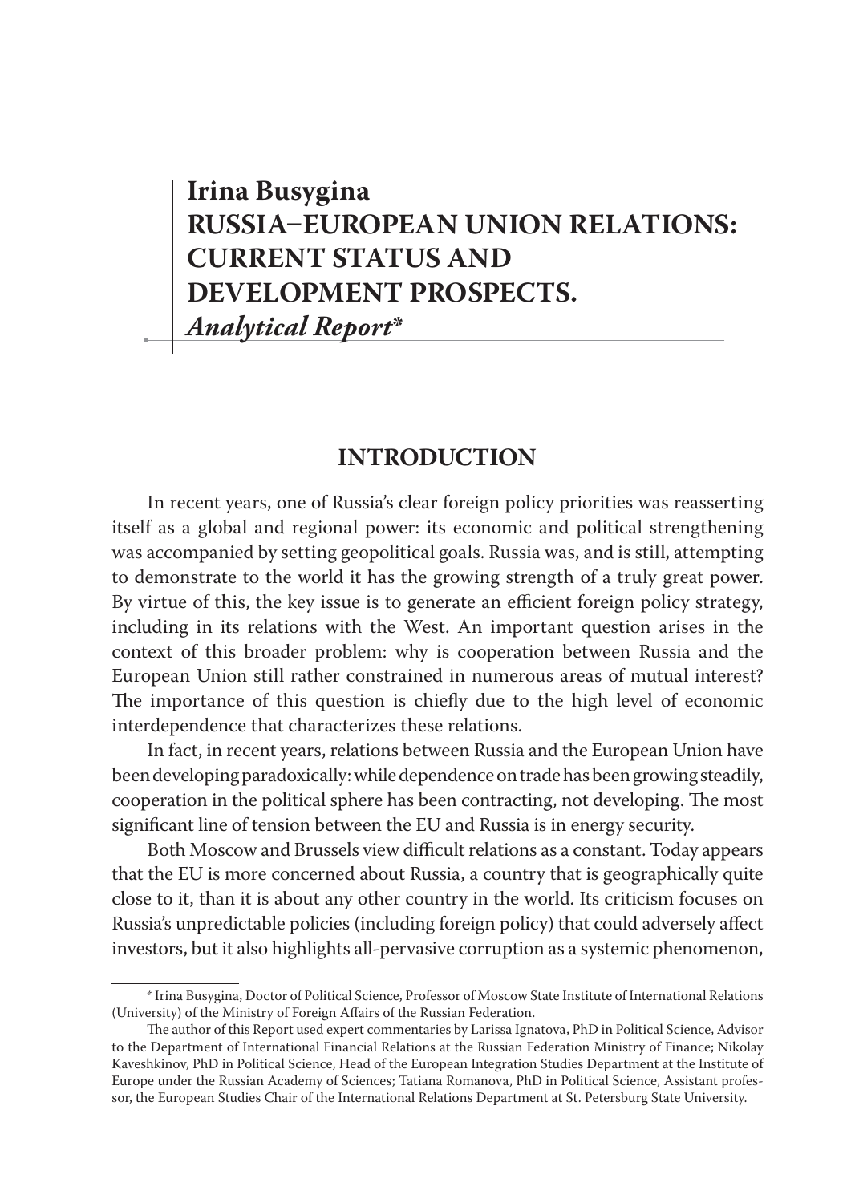# Irina Busygina
# RUSSIA–EUROPEAN UNION RELATIONS: CURRENT STATUS AND DEVELOPMENT PROSPECTS.
*Analytical Report**

## INTRODUCTION

In recent years, one of Russia's clear foreign policy priorities was reasserting itself as a global and regional power: its economic and political strengthening was accompanied by setting geopolitical goals. Russia was, and is still, attempting to demonstrate to the world it has the growing strength of a truly great power. By virtue of this, the key issue is to generate an efficient foreign policy strategy, including in its relations with the West. An important question arises in the context of this broader problem: why is cooperation between Russia and the European Union still rather constrained in numerous areas of mutual interest? The importance of this question is chiefly due to the high level of economic interdependence that characterizes these relations.

In fact, in recent years, relations between Russia and the European Union have been developing paradoxically: while dependence on trade has been growing steadily, cooperation in the political sphere has been contracting, not developing. The most significant line of tension between the EU and Russia is in energy security.

Both Moscow and Brussels view difficult relations as a constant. Today appears that the EU is more concerned about Russia, a country that is geographically quite close to it, than it is about any other country in the world. Its criticism focuses on Russia's unpredictable policies (including foreign policy) that could adversely affect investors, but it also highlights all-pervasive corruption as a systemic phenomenon,

---

* Irina Busygina, Doctor of Political Science, Professor of Moscow State Institute of International Relations (University) of the Ministry of Foreign Affairs of the Russian Federation.

The author of this Report used expert commentaries by Larissa Ignatova, PhD in Political Science, Advisor to the Department of International Financial Relations at the Russian Federation Ministry of Finance; Nikolay Kaveshkinov, PhD in Political Science, Head of the European Integration Studies Department at the Institute of Europe under the Russian Academy of Sciences; Tatiana Romanova, PhD in Political Science, Assistant professor, the European Studies Chair of the International Relations Department at St. Petersburg State University.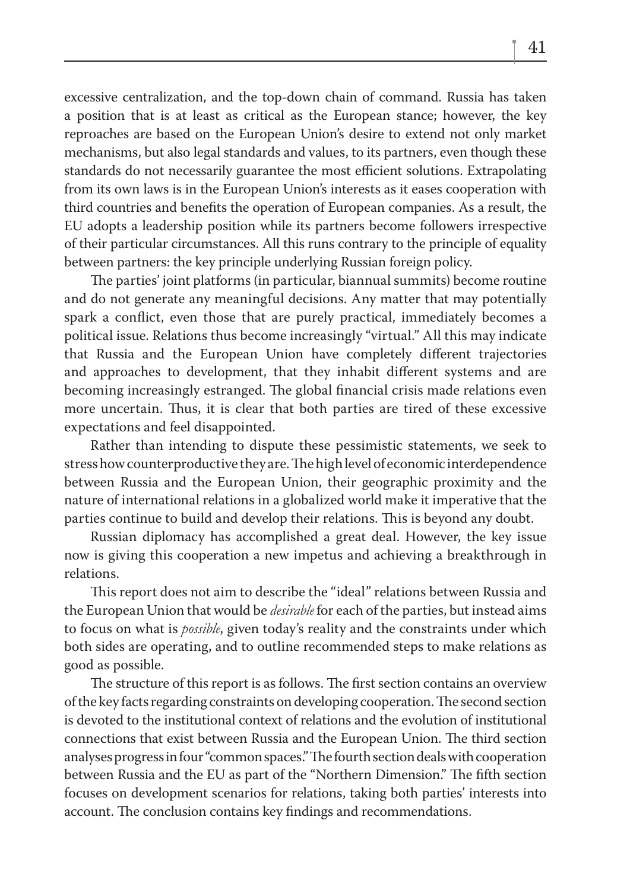excessive centralization, and the top-down chain of command. Russia has taken a position that is at least as critical as the European stance; however, the key reproaches are based on the European Union's desire to extend not only market mechanisms, but also legal standards and values, to its partners, even though these standards do not necessarily guarantee the most efficient solutions. Extrapolating from its own laws is in the European Union's interests as it eases cooperation with third countries and benefits the operation of European companies. As a result, the EU adopts a leadership position while its partners become followers irrespective of their particular circumstances. All this runs contrary to the principle of equality between partners: the key principle underlying Russian foreign policy.

The parties' joint platforms (in particular, biannual summits) become routine and do not generate any meaningful decisions. Any matter that may potentially spark a conflict, even those that are purely practical, immediately becomes a political issue. Relations thus become increasingly "virtual." All this may indicate that Russia and the European Union have completely different trajectories and approaches to development, that they inhabit different systems and are becoming increasingly estranged. The global financial crisis made relations even more uncertain. Thus, it is clear that both parties are tired of these excessive expectations and feel disappointed.

Rather than intending to dispute these pessimistic statements, we seek to stress how counterproductive they are. The high level of economic interdependence between Russia and the European Union, their geographic proximity and the nature of international relations in a globalized world make it imperative that the parties continue to build and develop their relations. This is beyond any doubt.

Russian diplomacy has accomplished a great deal. However, the key issue now is giving this cooperation a new impetus and achieving a breakthrough in relations.

This report does not aim to describe the "ideal" relations between Russia and the European Union that would be *desirable* for each of the parties, but instead aims to focus on what is *possible*, given today's reality and the constraints under which both sides are operating, and to outline recommended steps to make relations as good as possible.

The structure of this report is as follows. The first section contains an overview of the key facts regarding constraints on developing cooperation. The second section is devoted to the institutional context of relations and the evolution of institutional connections that exist between Russia and the European Union. The third section analyses progress in four "common spaces." The fourth section deals with cooperation between Russia and the EU as part of the "Northern Dimension." The fifth section focuses on development scenarios for relations, taking both parties' interests into account. The conclusion contains key findings and recommendations.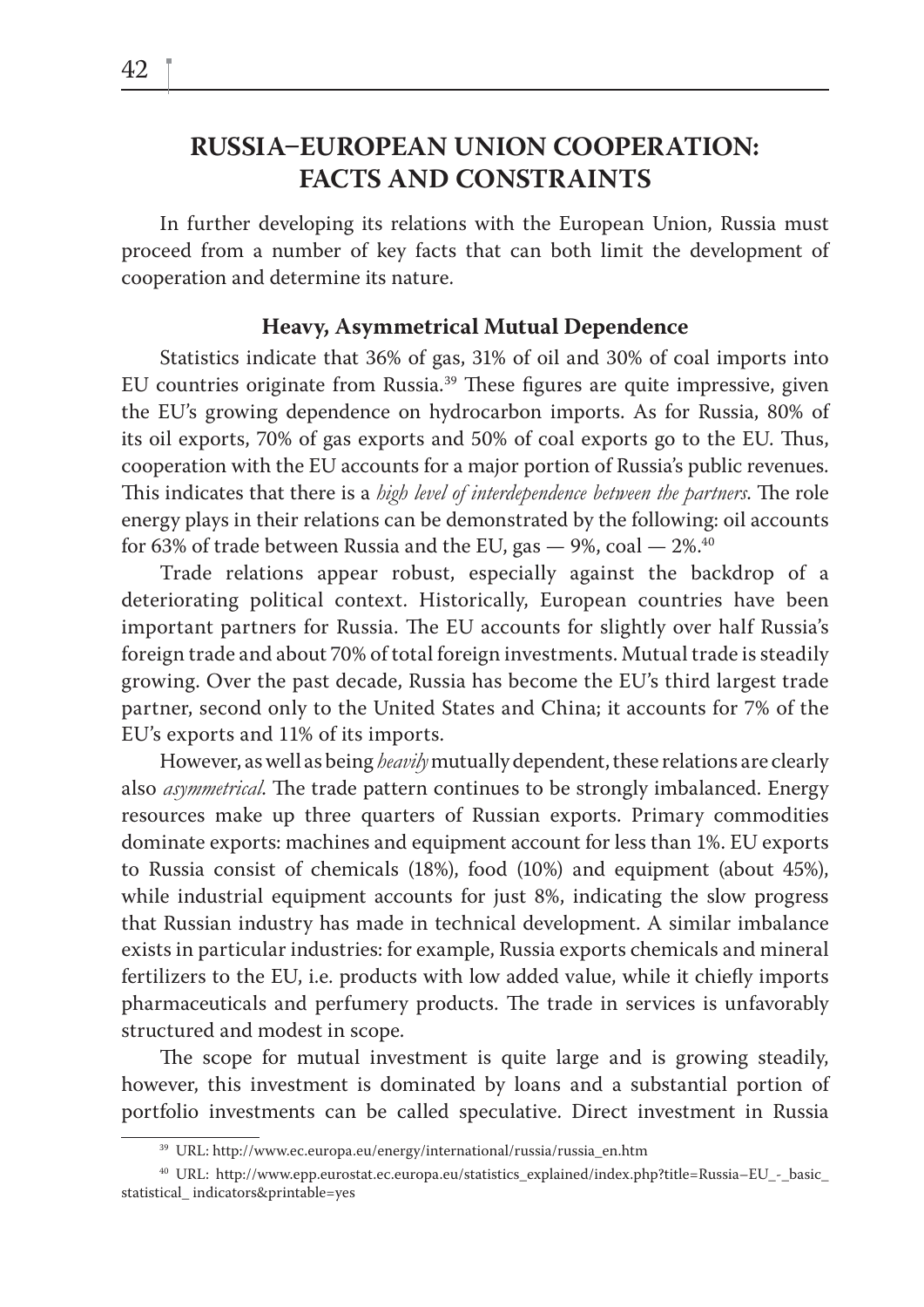# RUSSIA–EUROPEAN UNION COOPERATION: FACTS AND CONSTRAINTS

In further developing its relations with the European Union, Russia must proceed from a number of key facts that can both limit the development of cooperation and determine its nature.

## Heavy, Asymmetrical Mutual Dependence

Statistics indicate that 36% of gas, 31% of oil and 30% of coal imports into EU countries originate from Russia.[39] These figures are quite impressive, given the EU's growing dependence on hydrocarbon imports. As for Russia, 80% of its oil exports, 70% of gas exports and 50% of coal exports go to the EU. Thus, cooperation with the EU accounts for a major portion of Russia's public revenues. This indicates that there is a *high level of interdependence between the partners*. The role energy plays in their relations can be demonstrated by the following: oil accounts for 63% of trade between Russia and the EU, gas — 9%, coal — 2%.[40]

Trade relations appear robust, especially against the backdrop of a deteriorating political context. Historically, European countries have been important partners for Russia. The EU accounts for slightly over half Russia's foreign trade and about 70% of total foreign investments. Mutual trade is steadily growing. Over the past decade, Russia has become the EU's third largest trade partner, second only to the United States and China; it accounts for 7% of the EU's exports and 11% of its imports.

However, as well as being *heavily* mutually dependent, these relations are clearly also *asymmetrical*. The trade pattern continues to be strongly imbalanced. Energy resources make up three quarters of Russian exports. Primary commodities dominate exports: machines and equipment account for less than 1%. EU exports to Russia consist of chemicals (18%), food (10%) and equipment (about 45%), while industrial equipment accounts for just 8%, indicating the slow progress that Russian industry has made in technical development. A similar imbalance exists in particular industries: for example, Russia exports chemicals and mineral fertilizers to the EU, i.e. products with low added value, while it chiefly imports pharmaceuticals and perfumery products. The trade in services is unfavorably structured and modest in scope.

The scope for mutual investment is quite large and is growing steadily, however, this investment is dominated by loans and a substantial portion of portfolio investments can be called speculative. Direct investment in Russia

---

[39] URL: http://www.ec.europa.eu/energy/international/russia/russia_en.htm

[40] URL: http://www.epp.eurostat.ec.europa.eu/statistics_explained/index.php?title=Russia–EU_-_basic_statistical_ indicators&printable=yes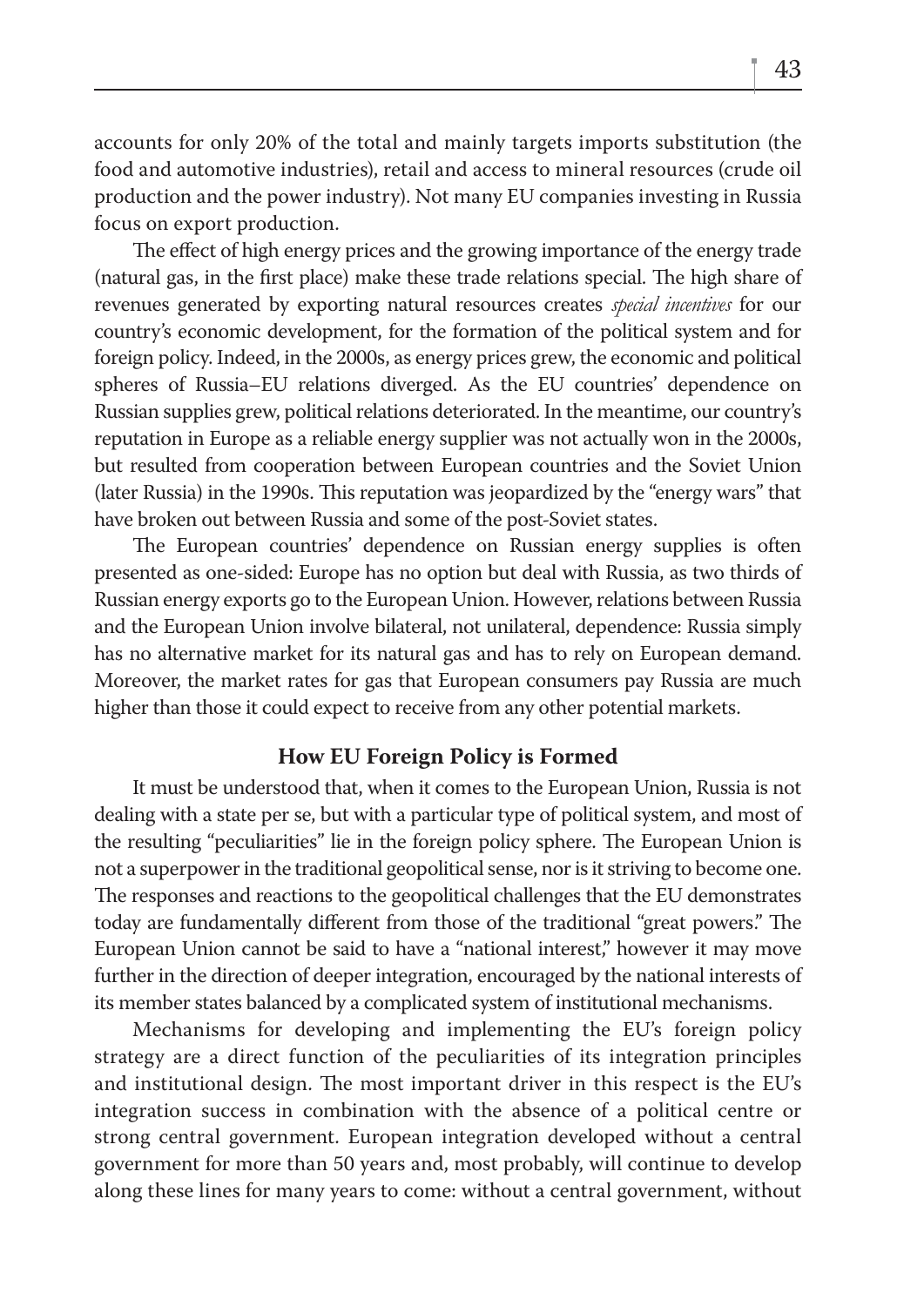accounts for only 20% of the total and mainly targets imports substitution (the food and automotive industries), retail and access to mineral resources (crude oil production and the power industry). Not many EU companies investing in Russia focus on export production.

The effect of high energy prices and the growing importance of the energy trade (natural gas, in the first place) make these trade relations special. The high share of revenues generated by exporting natural resources creates *special incentives* for our country's economic development, for the formation of the political system and for foreign policy. Indeed, in the 2000s, as energy prices grew, the economic and political spheres of Russia–EU relations diverged. As the EU countries' dependence on Russian supplies grew, political relations deteriorated. In the meantime, our country's reputation in Europe as a reliable energy supplier was not actually won in the 2000s, but resulted from cooperation between European countries and the Soviet Union (later Russia) in the 1990s. This reputation was jeopardized by the "energy wars" that have broken out between Russia and some of the post-Soviet states.

The European countries' dependence on Russian energy supplies is often presented as one-sided: Europe has no option but deal with Russia, as two thirds of Russian energy exports go to the European Union. However, relations between Russia and the European Union involve bilateral, not unilateral, dependence: Russia simply has no alternative market for its natural gas and has to rely on European demand. Moreover, the market rates for gas that European consumers pay Russia are much higher than those it could expect to receive from any other potential markets.

### How EU Foreign Policy is Formed

It must be understood that, when it comes to the European Union, Russia is not dealing with a state per se, but with a particular type of political system, and most of the resulting "peculiarities" lie in the foreign policy sphere. The European Union is not a superpower in the traditional geopolitical sense, nor is it striving to become one. The responses and reactions to the geopolitical challenges that the EU demonstrates today are fundamentally different from those of the traditional "great powers." The European Union cannot be said to have a "national interest," however it may move further in the direction of deeper integration, encouraged by the national interests of its member states balanced by a complicated system of institutional mechanisms.

Mechanisms for developing and implementing the EU's foreign policy strategy are a direct function of the peculiarities of its integration principles and institutional design. The most important driver in this respect is the EU's integration success in combination with the absence of a political centre or strong central government. European integration developed without a central government for more than 50 years and, most probably, will continue to develop along these lines for many years to come: without a central government, without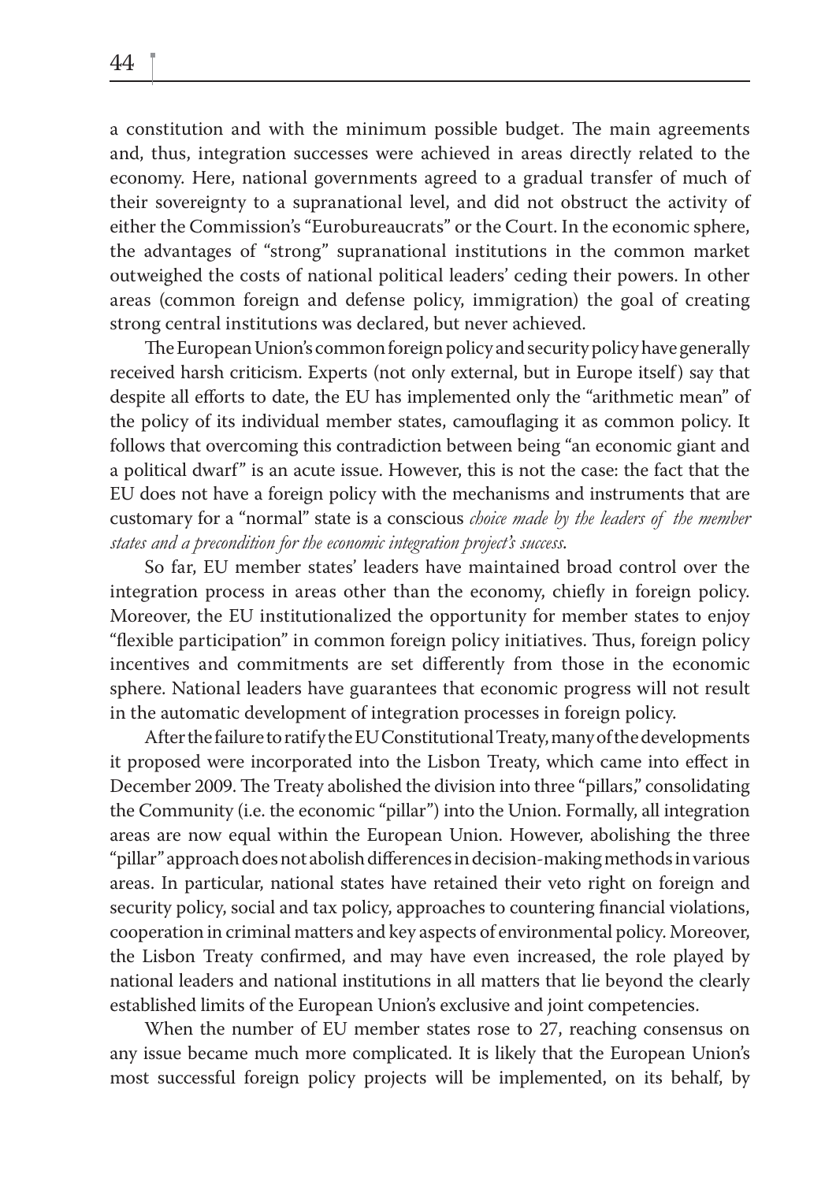a constitution and with the minimum possible budget. The main agreements and, thus, integration successes were achieved in areas directly related to the economy. Here, national governments agreed to a gradual transfer of much of their sovereignty to a supranational level, and did not obstruct the activity of either the Commission's "Eurobureaucrats" or the Court. In the economic sphere, the advantages of "strong" supranational institutions in the common market outweighed the costs of national political leaders' ceding their powers. In other areas (common foreign and defense policy, immigration) the goal of creating strong central institutions was declared, but never achieved.

The European Union's common foreign policy and security policy have generally received harsh criticism. Experts (not only external, but in Europe itself) say that despite all efforts to date, the EU has implemented only the "arithmetic mean" of the policy of its individual member states, camouflaging it as common policy. It follows that overcoming this contradiction between being "an economic giant and a political dwarf" is an acute issue. However, this is not the case: the fact that the EU does not have a foreign policy with the mechanisms and instruments that are customary for a "normal" state is a conscious *choice made by the leaders of the member states and a precondition for the economic integration project's success*.

So far, EU member states' leaders have maintained broad control over the integration process in areas other than the economy, chiefly in foreign policy. Moreover, the EU institutionalized the opportunity for member states to enjoy "flexible participation" in common foreign policy initiatives. Thus, foreign policy incentives and commitments are set differently from those in the economic sphere. National leaders have guarantees that economic progress will not result in the automatic development of integration processes in foreign policy.

After the failure to ratify the EU Constitutional Treaty, many of the developments it proposed were incorporated into the Lisbon Treaty, which came into effect in December 2009. The Treaty abolished the division into three "pillars," consolidating the Community (i.e. the economic "pillar") into the Union. Formally, all integration areas are now equal within the European Union. However, abolishing the three "pillar" approach does not abolish differences in decision-making methods in various areas. In particular, national states have retained their veto right on foreign and security policy, social and tax policy, approaches to countering financial violations, cooperation in criminal matters and key aspects of environmental policy. Moreover, the Lisbon Treaty confirmed, and may have even increased, the role played by national leaders and national institutions in all matters that lie beyond the clearly established limits of the European Union's exclusive and joint competencies.

When the number of EU member states rose to 27, reaching consensus on any issue became much more complicated. It is likely that the European Union's most successful foreign policy projects will be implemented, on its behalf, by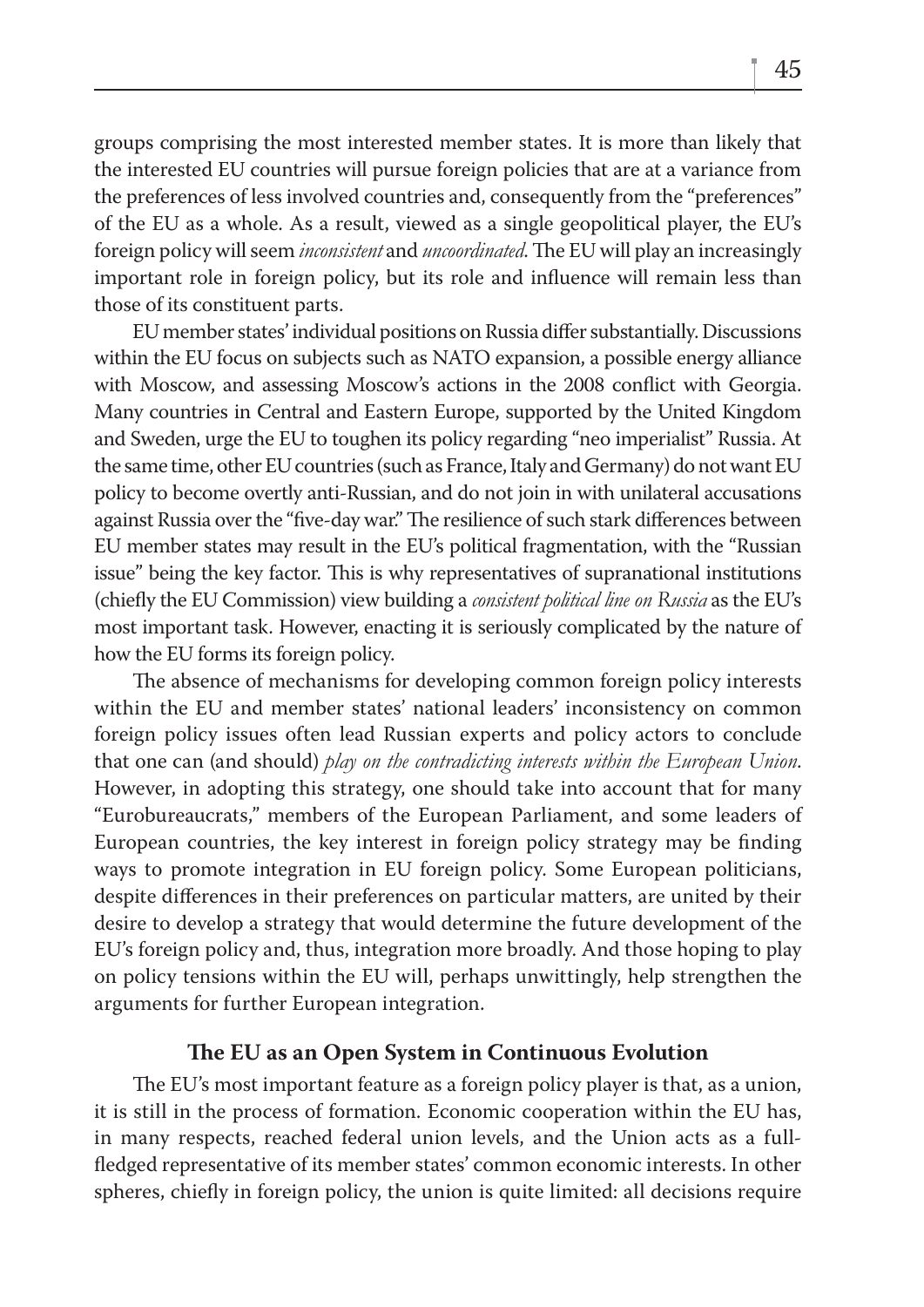groups comprising the most interested member states. It is more than likely that the interested EU countries will pursue foreign policies that are at a variance from the preferences of less involved countries and, consequently from the "preferences" of the EU as a whole. As a result, viewed as a single geopolitical player, the EU's foreign policy will seem *inconsistent* and *uncoordinated*. The EU will play an increasingly important role in foreign policy, but its role and influence will remain less than those of its constituent parts.

EU member states' individual positions on Russia differ substantially. Discussions within the EU focus on subjects such as NATO expansion, a possible energy alliance with Moscow, and assessing Moscow's actions in the 2008 conflict with Georgia. Many countries in Central and Eastern Europe, supported by the United Kingdom and Sweden, urge the EU to toughen its policy regarding "neo imperialist" Russia. At the same time, other EU countries (such as France, Italy and Germany) do not want EU policy to become overtly anti-Russian, and do not join in with unilateral accusations against Russia over the "five-day war." The resilience of such stark differences between EU member states may result in the EU's political fragmentation, with the "Russian issue" being the key factor. This is why representatives of supranational institutions (chiefly the EU Commission) view building a *consistent political line on Russia* as the EU's most important task. However, enacting it is seriously complicated by the nature of how the EU forms its foreign policy.

The absence of mechanisms for developing common foreign policy interests within the EU and member states' national leaders' inconsistency on common foreign policy issues often lead Russian experts and policy actors to conclude that one can (and should) *play on the contradicting interests within the European Union*. However, in adopting this strategy, one should take into account that for many "Eurobureaucrats," members of the European Parliament, and some leaders of European countries, the key interest in foreign policy strategy may be finding ways to promote integration in EU foreign policy. Some European politicians, despite differences in their preferences on particular matters, are united by their desire to develop a strategy that would determine the future development of the EU's foreign policy and, thus, integration more broadly. And those hoping to play on policy tensions within the EU will, perhaps unwittingly, help strengthen the arguments for further European integration.

## The EU as an Open System in Continuous Evolution

The EU's most important feature as a foreign policy player is that, as a union, it is still in the process of formation. Economic cooperation within the EU has, in many respects, reached federal union levels, and the Union acts as a full-fledged representative of its member states' common economic interests. In other spheres, chiefly in foreign policy, the union is quite limited: all decisions require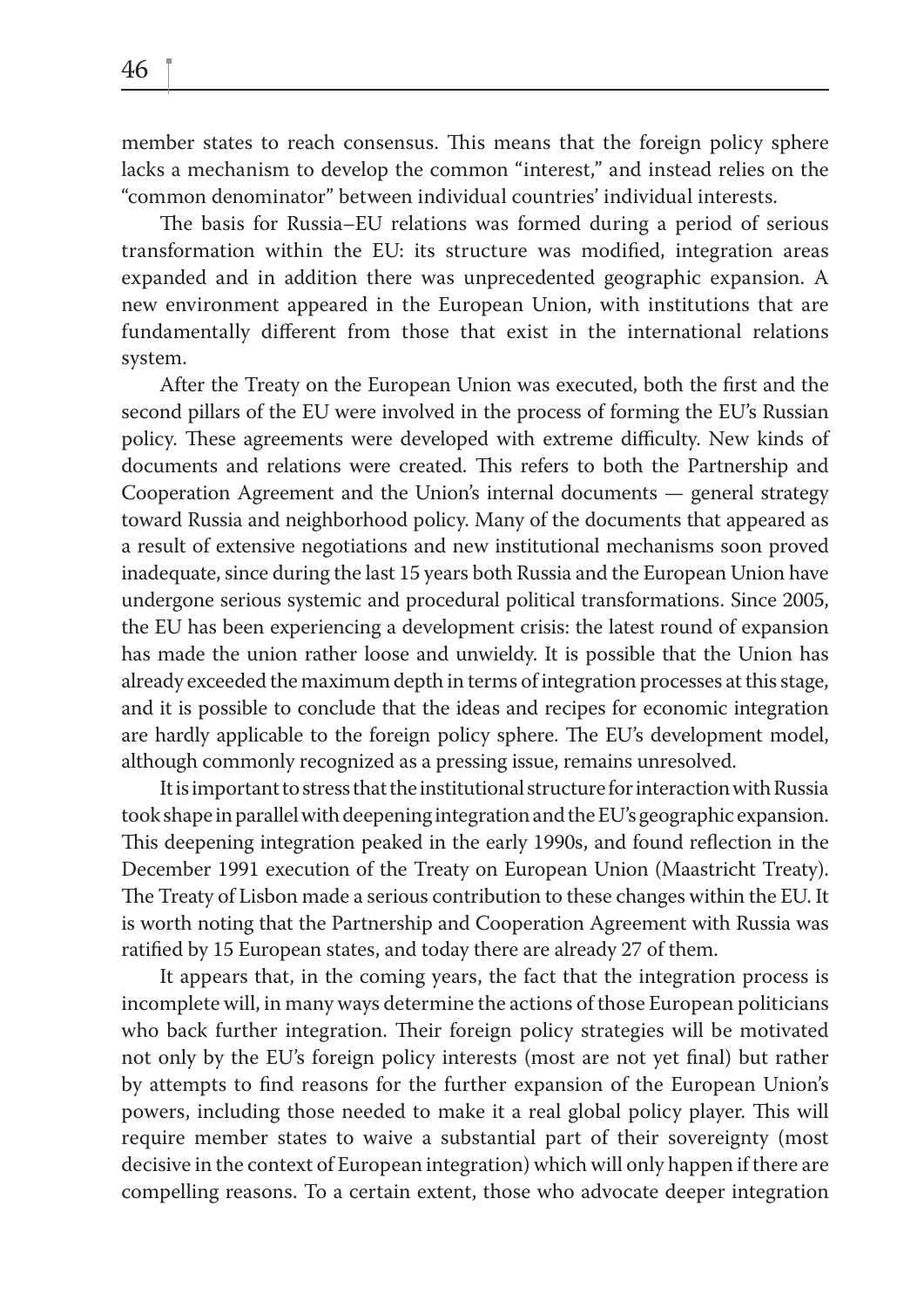member states to reach consensus. This means that the foreign policy sphere lacks a mechanism to develop the common "interest," and instead relies on the "common denominator" between individual countries' individual interests.

The basis for Russia–EU relations was formed during a period of serious transformation within the EU: its structure was modified, integration areas expanded and in addition there was unprecedented geographic expansion. A new environment appeared in the European Union, with institutions that are fundamentally different from those that exist in the international relations system.

After the Treaty on the European Union was executed, both the first and the second pillars of the EU were involved in the process of forming the EU's Russian policy. These agreements were developed with extreme difficulty. New kinds of documents and relations were created. This refers to both the Partnership and Cooperation Agreement and the Union's internal documents — general strategy toward Russia and neighborhood policy. Many of the documents that appeared as a result of extensive negotiations and new institutional mechanisms soon proved inadequate, since during the last 15 years both Russia and the European Union have undergone serious systemic and procedural political transformations. Since 2005, the EU has been experiencing a development crisis: the latest round of expansion has made the union rather loose and unwieldy. It is possible that the Union has already exceeded the maximum depth in terms of integration processes at this stage, and it is possible to conclude that the ideas and recipes for economic integration are hardly applicable to the foreign policy sphere. The EU's development model, although commonly recognized as a pressing issue, remains unresolved.

It is important to stress that the institutional structure for interaction with Russia took shape in parallel with deepening integration and the EU's geographic expansion. This deepening integration peaked in the early 1990s, and found reflection in the December 1991 execution of the Treaty on European Union (Maastricht Treaty). The Treaty of Lisbon made a serious contribution to these changes within the EU. It is worth noting that the Partnership and Cooperation Agreement with Russia was ratified by 15 European states, and today there are already 27 of them.

It appears that, in the coming years, the fact that the integration process is incomplete will, in many ways determine the actions of those European politicians who back further integration. Their foreign policy strategies will be motivated not only by the EU's foreign policy interests (most are not yet final) but rather by attempts to find reasons for the further expansion of the European Union's powers, including those needed to make it a real global policy player. This will require member states to waive a substantial part of their sovereignty (most decisive in the context of European integration) which will only happen if there are compelling reasons. To a certain extent, those who advocate deeper integration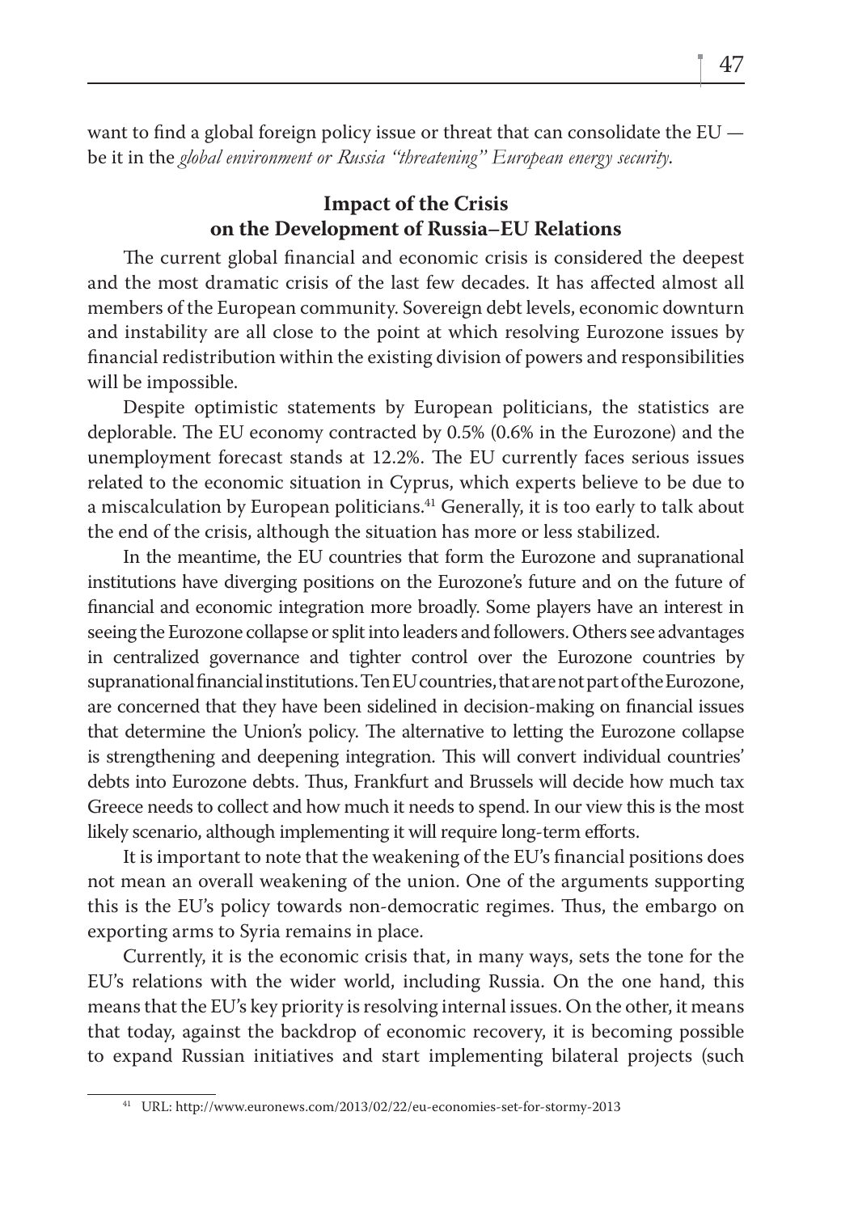want to find a global foreign policy issue or threat that can consolidate the EU — be it in the *global environment or Russia "threatening" European energy security*.

## Impact of the Crisis on the Development of Russia–EU Relations

The current global financial and economic crisis is considered the deepest and the most dramatic crisis of the last few decades. It has affected almost all members of the European community. Sovereign debt levels, economic downturn and instability are all close to the point at which resolving Eurozone issues by financial redistribution within the existing division of powers and responsibilities will be impossible.

Despite optimistic statements by European politicians, the statistics are deplorable. The EU economy contracted by 0.5% (0.6% in the Eurozone) and the unemployment forecast stands at 12.2%. The EU currently faces serious issues related to the economic situation in Cyprus, which experts believe to be due to a miscalculation by European politicians.[41] Generally, it is too early to talk about the end of the crisis, although the situation has more or less stabilized.

In the meantime, the EU countries that form the Eurozone and supranational institutions have diverging positions on the Eurozone's future and on the future of financial and economic integration more broadly. Some players have an interest in seeing the Eurozone collapse or split into leaders and followers. Others see advantages in centralized governance and tighter control over the Eurozone countries by supranational financial institutions. Ten EU countries, that are not part of the Eurozone, are concerned that they have been sidelined in decision-making on financial issues that determine the Union's policy. The alternative to letting the Eurozone collapse is strengthening and deepening integration. This will convert individual countries' debts into Eurozone debts. Thus, Frankfurt and Brussels will decide how much tax Greece needs to collect and how much it needs to spend. In our view this is the most likely scenario, although implementing it will require long-term efforts.

It is important to note that the weakening of the EU's financial positions does not mean an overall weakening of the union. One of the arguments supporting this is the EU's policy towards non-democratic regimes. Thus, the embargo on exporting arms to Syria remains in place.

Currently, it is the economic crisis that, in many ways, sets the tone for the EU's relations with the wider world, including Russia. On the one hand, this means that the EU's key priority is resolving internal issues. On the other, it means that today, against the backdrop of economic recovery, it is becoming possible to expand Russian initiatives and start implementing bilateral projects (such

---

[41] URL: http://www.euronews.com/2013/02/22/eu-economies-set-for-stormy-2013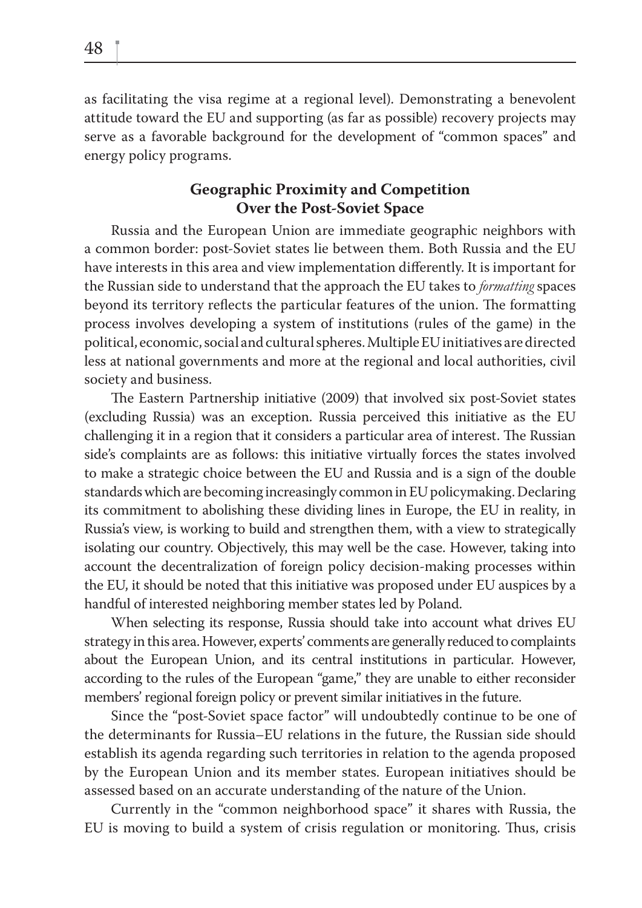as facilitating the visa regime at a regional level). Demonstrating a benevolent attitude toward the EU and supporting (as far as possible) recovery projects may serve as a favorable background for the development of "common spaces" and energy policy programs.

## Geographic Proximity and Competition Over the Post-Soviet Space

Russia and the European Union are immediate geographic neighbors with a common border: post-Soviet states lie between them. Both Russia and the EU have interests in this area and view implementation differently. It is important for the Russian side to understand that the approach the EU takes to *formatting* spaces beyond its territory reflects the particular features of the union. The formatting process involves developing a system of institutions (rules of the game) in the political, economic, social and cultural spheres. Multiple EU initiatives are directed less at national governments and more at the regional and local authorities, civil society and business.

The Eastern Partnership initiative (2009) that involved six post-Soviet states (excluding Russia) was an exception. Russia perceived this initiative as the EU challenging it in a region that it considers a particular area of interest. The Russian side's complaints are as follows: this initiative virtually forces the states involved to make a strategic choice between the EU and Russia and is a sign of the double standards which are becoming increasingly common in EU policymaking. Declaring its commitment to abolishing these dividing lines in Europe, the EU in reality, in Russia's view, is working to build and strengthen them, with a view to strategically isolating our country. Objectively, this may well be the case. However, taking into account the decentralization of foreign policy decision-making processes within the EU, it should be noted that this initiative was proposed under EU auspices by a handful of interested neighboring member states led by Poland.

When selecting its response, Russia should take into account what drives EU strategy in this area. However, experts' comments are generally reduced to complaints about the European Union, and its central institutions in particular. However, according to the rules of the European "game," they are unable to either reconsider members' regional foreign policy or prevent similar initiatives in the future.

Since the "post-Soviet space factor" will undoubtedly continue to be one of the determinants for Russia–EU relations in the future, the Russian side should establish its agenda regarding such territories in relation to the agenda proposed by the European Union and its member states. European initiatives should be assessed based on an accurate understanding of the nature of the Union.

Currently in the "common neighborhood space" it shares with Russia, the EU is moving to build a system of crisis regulation or monitoring. Thus, crisis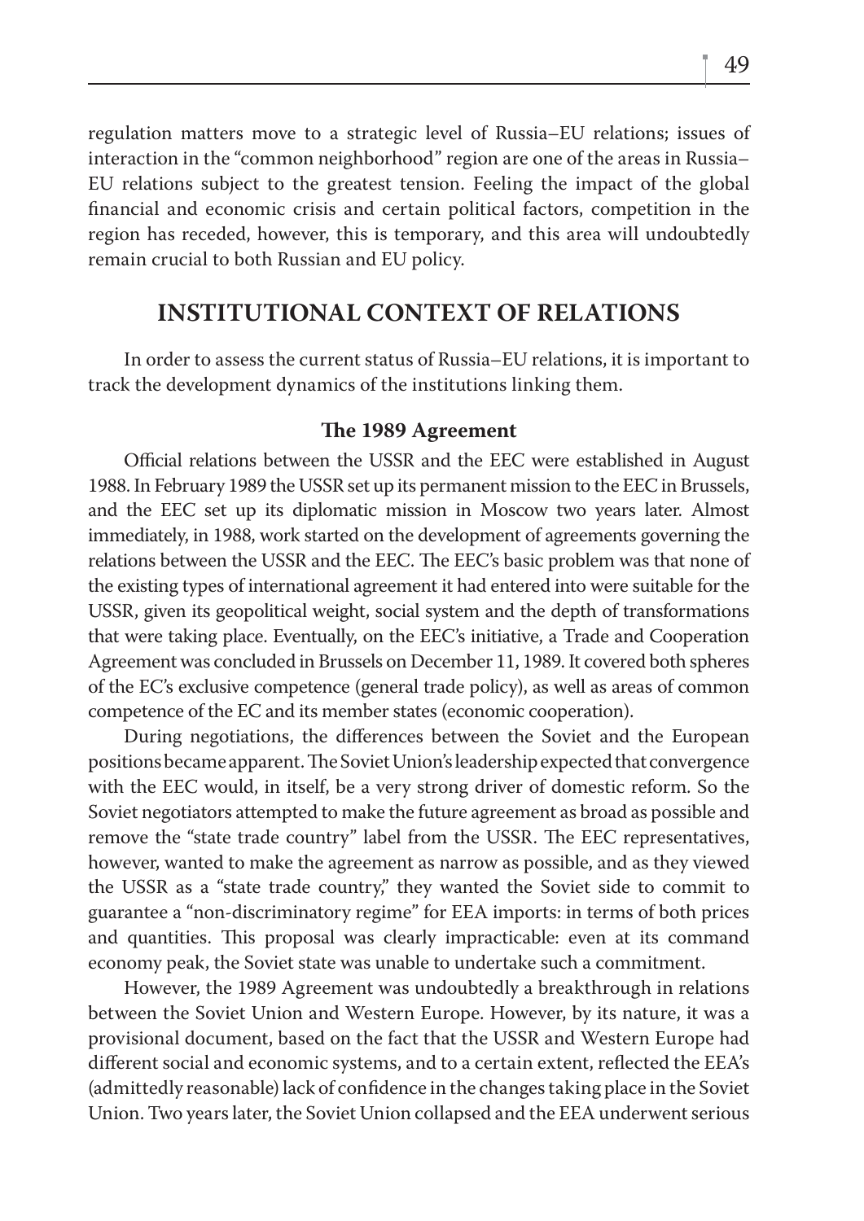regulation matters move to a strategic level of Russia–EU relations; issues of interaction in the "common neighborhood" region are one of the areas in Russia–EU relations subject to the greatest tension. Feeling the impact of the global financial and economic crisis and certain political factors, competition in the region has receded, however, this is temporary, and this area will undoubtedly remain crucial to both Russian and EU policy.

## INSTITUTIONAL CONTEXT OF RELATIONS

In order to assess the current status of Russia–EU relations, it is important to track the development dynamics of the institutions linking them.

### The 1989 Agreement

Official relations between the USSR and the EEC were established in August 1988. In February 1989 the USSR set up its permanent mission to the EEC in Brussels, and the EEC set up its diplomatic mission in Moscow two years later. Almost immediately, in 1988, work started on the development of agreements governing the relations between the USSR and the EEC. The EEC's basic problem was that none of the existing types of international agreement it had entered into were suitable for the USSR, given its geopolitical weight, social system and the depth of transformations that were taking place. Eventually, on the EEC's initiative, a Trade and Cooperation Agreement was concluded in Brussels on December 11, 1989. It covered both spheres of the EC's exclusive competence (general trade policy), as well as areas of common competence of the EC and its member states (economic cooperation).

During negotiations, the differences between the Soviet and the European positions became apparent. The Soviet Union's leadership expected that convergence with the EEC would, in itself, be a very strong driver of domestic reform. So the Soviet negotiators attempted to make the future agreement as broad as possible and remove the "state trade country" label from the USSR. The EEC representatives, however, wanted to make the agreement as narrow as possible, and as they viewed the USSR as a "state trade country," they wanted the Soviet side to commit to guarantee a "non-discriminatory regime" for EEA imports: in terms of both prices and quantities. This proposal was clearly impracticable: even at its command economy peak, the Soviet state was unable to undertake such a commitment.

However, the 1989 Agreement was undoubtedly a breakthrough in relations between the Soviet Union and Western Europe. However, by its nature, it was a provisional document, based on the fact that the USSR and Western Europe had different social and economic systems, and to a certain extent, reflected the EEA's (admittedly reasonable) lack of confidence in the changes taking place in the Soviet Union. Two years later, the Soviet Union collapsed and the EEA underwent serious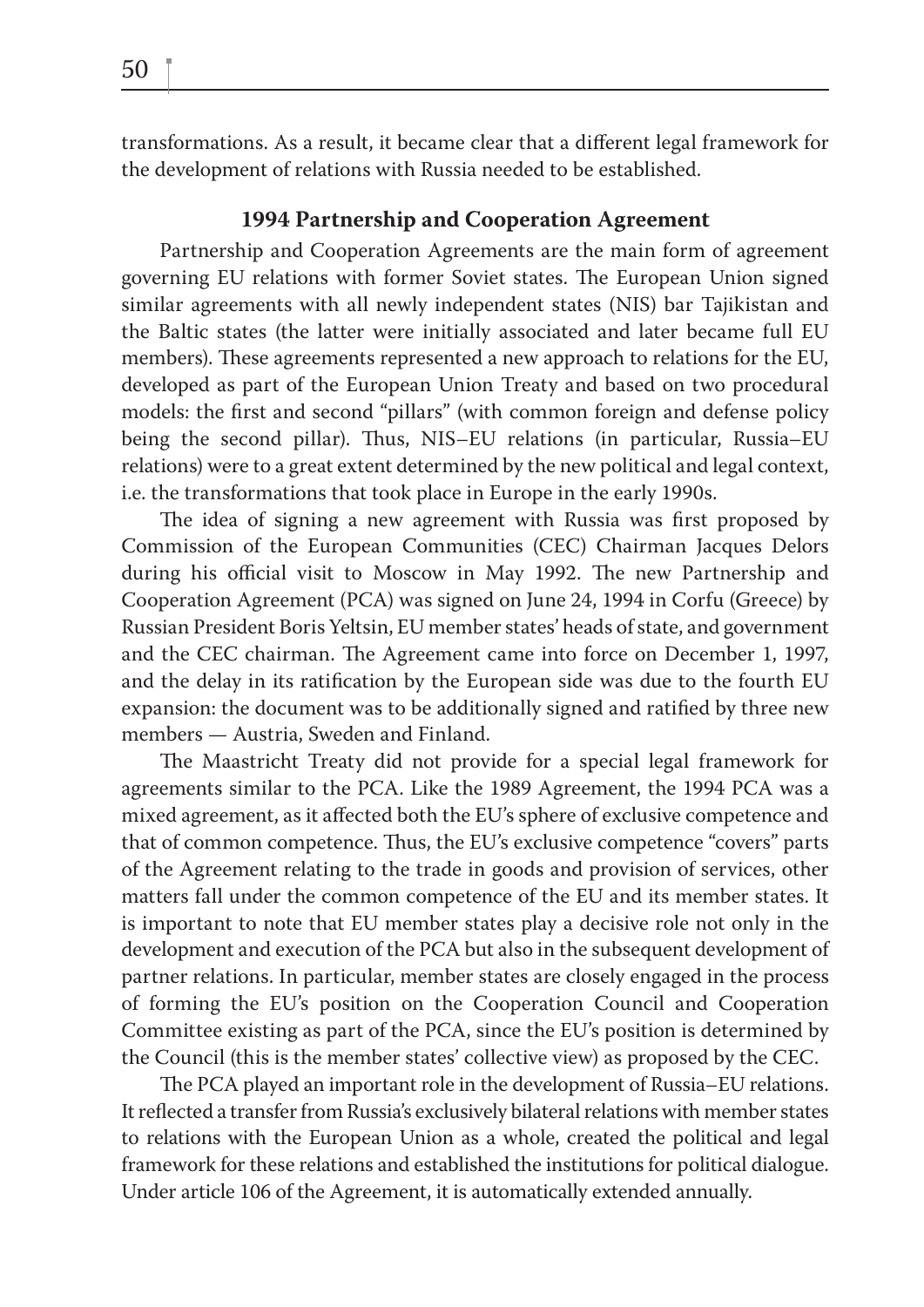transformations. As a result, it became clear that a different legal framework for the development of relations with Russia needed to be established.

### 1994 Partnership and Cooperation Agreement

Partnership and Cooperation Agreements are the main form of agreement governing EU relations with former Soviet states. The European Union signed similar agreements with all newly independent states (NIS) bar Tajikistan and the Baltic states (the latter were initially associated and later became full EU members). These agreements represented a new approach to relations for the EU, developed as part of the European Union Treaty and based on two procedural models: the first and second "pillars" (with common foreign and defense policy being the second pillar). Thus, NIS–EU relations (in particular, Russia–EU relations) were to a great extent determined by the new political and legal context, i.e. the transformations that took place in Europe in the early 1990s.

The idea of signing a new agreement with Russia was first proposed by Commission of the European Communities (CEC) Chairman Jacques Delors during his official visit to Moscow in May 1992. The new Partnership and Cooperation Agreement (PCA) was signed on June 24, 1994 in Corfu (Greece) by Russian President Boris Yeltsin, EU member states' heads of state, and government and the CEC chairman. The Agreement came into force on December 1, 1997, and the delay in its ratification by the European side was due to the fourth EU expansion: the document was to be additionally signed and ratified by three new members — Austria, Sweden and Finland.

The Maastricht Treaty did not provide for a special legal framework for agreements similar to the PCA. Like the 1989 Agreement, the 1994 PCA was a mixed agreement, as it affected both the EU's sphere of exclusive competence and that of common competence. Thus, the EU's exclusive competence "covers" parts of the Agreement relating to the trade in goods and provision of services, other matters fall under the common competence of the EU and its member states. It is important to note that EU member states play a decisive role not only in the development and execution of the PCA but also in the subsequent development of partner relations. In particular, member states are closely engaged in the process of forming the EU's position on the Cooperation Council and Cooperation Committee existing as part of the PCA, since the EU's position is determined by the Council (this is the member states' collective view) as proposed by the CEC.

The PCA played an important role in the development of Russia–EU relations. It reflected a transfer from Russia's exclusively bilateral relations with member states to relations with the European Union as a whole, created the political and legal framework for these relations and established the institutions for political dialogue. Under article 106 of the Agreement, it is automatically extended annually.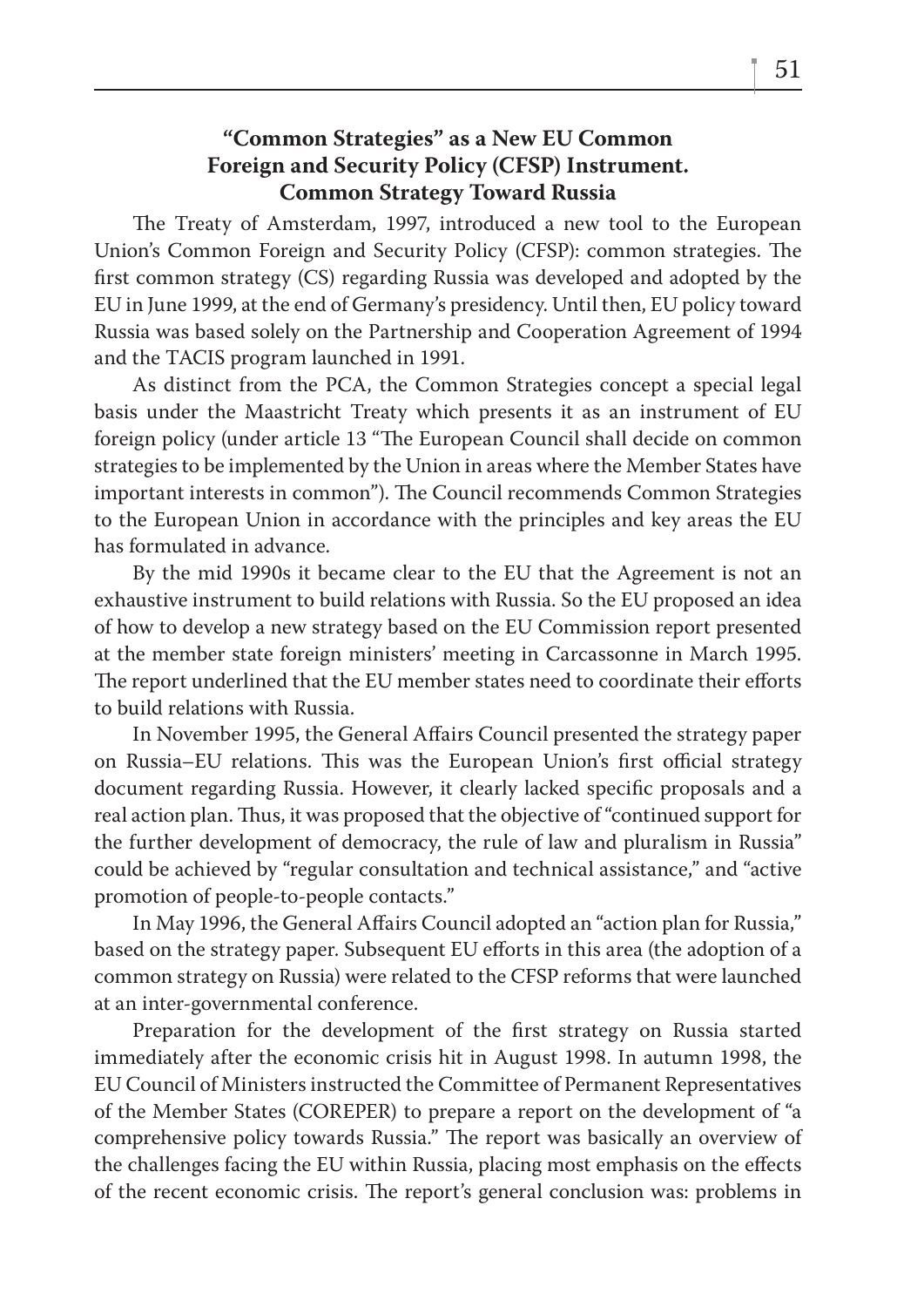## "Common Strategies" as a New EU Common Foreign and Security Policy (CFSP) Instrument. Common Strategy Toward Russia

The Treaty of Amsterdam, 1997, introduced a new tool to the European Union's Common Foreign and Security Policy (CFSP): common strategies. The first common strategy (CS) regarding Russia was developed and adopted by the EU in June 1999, at the end of Germany's presidency. Until then, EU policy toward Russia was based solely on the Partnership and Cooperation Agreement of 1994 and the TACIS program launched in 1991.

As distinct from the PCA, the Common Strategies concept a special legal basis under the Maastricht Treaty which presents it as an instrument of EU foreign policy (under article 13 "The European Council shall decide on common strategies to be implemented by the Union in areas where the Member States have important interests in common"). The Council recommends Common Strategies to the European Union in accordance with the principles and key areas the EU has formulated in advance.

By the mid 1990s it became clear to the EU that the Agreement is not an exhaustive instrument to build relations with Russia. So the EU proposed an idea of how to develop a new strategy based on the EU Commission report presented at the member state foreign ministers' meeting in Carcassonne in March 1995. The report underlined that the EU member states need to coordinate their efforts to build relations with Russia.

In November 1995, the General Affairs Council presented the strategy paper on Russia–EU relations. This was the European Union's first official strategy document regarding Russia. However, it clearly lacked specific proposals and a real action plan. Thus, it was proposed that the objective of "continued support for the further development of democracy, the rule of law and pluralism in Russia" could be achieved by "regular consultation and technical assistance," and "active promotion of people-to-people contacts."

In May 1996, the General Affairs Council adopted an "action plan for Russia," based on the strategy paper. Subsequent EU efforts in this area (the adoption of a common strategy on Russia) were related to the CFSP reforms that were launched at an inter-governmental conference.

Preparation for the development of the first strategy on Russia started immediately after the economic crisis hit in August 1998. In autumn 1998, the EU Council of Ministers instructed the Committee of Permanent Representatives of the Member States (COREPER) to prepare a report on the development of "a comprehensive policy towards Russia." The report was basically an overview of the challenges facing the EU within Russia, placing most emphasis on the effects of the recent economic crisis. The report's general conclusion was: problems in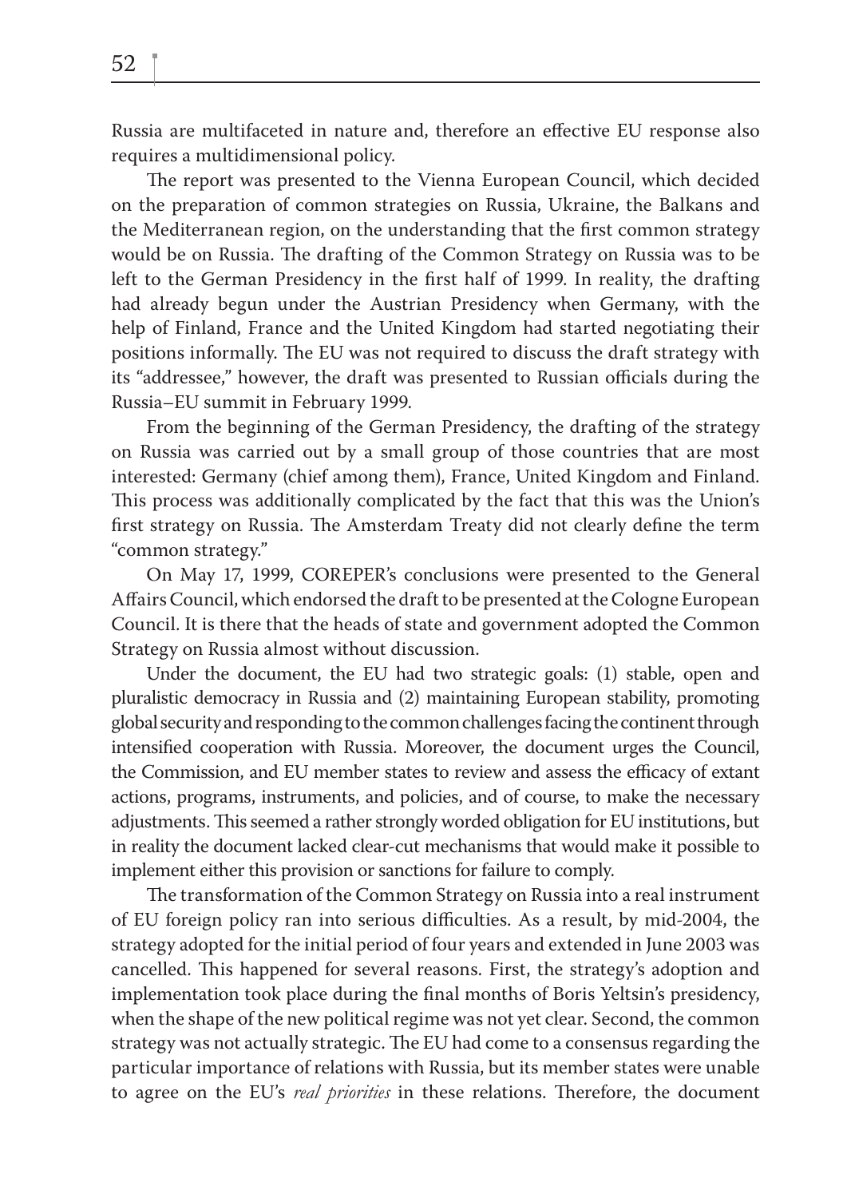Russia are multifaceted in nature and, therefore an effective EU response also requires a multidimensional policy.

The report was presented to the Vienna European Council, which decided on the preparation of common strategies on Russia, Ukraine, the Balkans and the Mediterranean region, on the understanding that the first common strategy would be on Russia. The drafting of the Common Strategy on Russia was to be left to the German Presidency in the first half of 1999. In reality, the drafting had already begun under the Austrian Presidency when Germany, with the help of Finland, France and the United Kingdom had started negotiating their positions informally. The EU was not required to discuss the draft strategy with its "addressee," however, the draft was presented to Russian officials during the Russia–EU summit in February 1999.

From the beginning of the German Presidency, the drafting of the strategy on Russia was carried out by a small group of those countries that are most interested: Germany (chief among them), France, United Kingdom and Finland. This process was additionally complicated by the fact that this was the Union's first strategy on Russia. The Amsterdam Treaty did not clearly define the term "common strategy."

On May 17, 1999, COREPER's conclusions were presented to the General Affairs Council, which endorsed the draft to be presented at the Cologne European Council. It is there that the heads of state and government adopted the Common Strategy on Russia almost without discussion.

Under the document, the EU had two strategic goals: (1) stable, open and pluralistic democracy in Russia and (2) maintaining European stability, promoting global security and responding to the common challenges facing the continent through intensified cooperation with Russia. Moreover, the document urges the Council, the Commission, and EU member states to review and assess the efficacy of extant actions, programs, instruments, and policies, and of course, to make the necessary adjustments. This seemed a rather strongly worded obligation for EU institutions, but in reality the document lacked clear-cut mechanisms that would make it possible to implement either this provision or sanctions for failure to comply.

The transformation of the Common Strategy on Russia into a real instrument of EU foreign policy ran into serious difficulties. As a result, by mid-2004, the strategy adopted for the initial period of four years and extended in June 2003 was cancelled. This happened for several reasons. First, the strategy's adoption and implementation took place during the final months of Boris Yeltsin's presidency, when the shape of the new political regime was not yet clear. Second, the common strategy was not actually strategic. The EU had come to a consensus regarding the particular importance of relations with Russia, but its member states were unable to agree on the EU's *real priorities* in these relations. Therefore, the document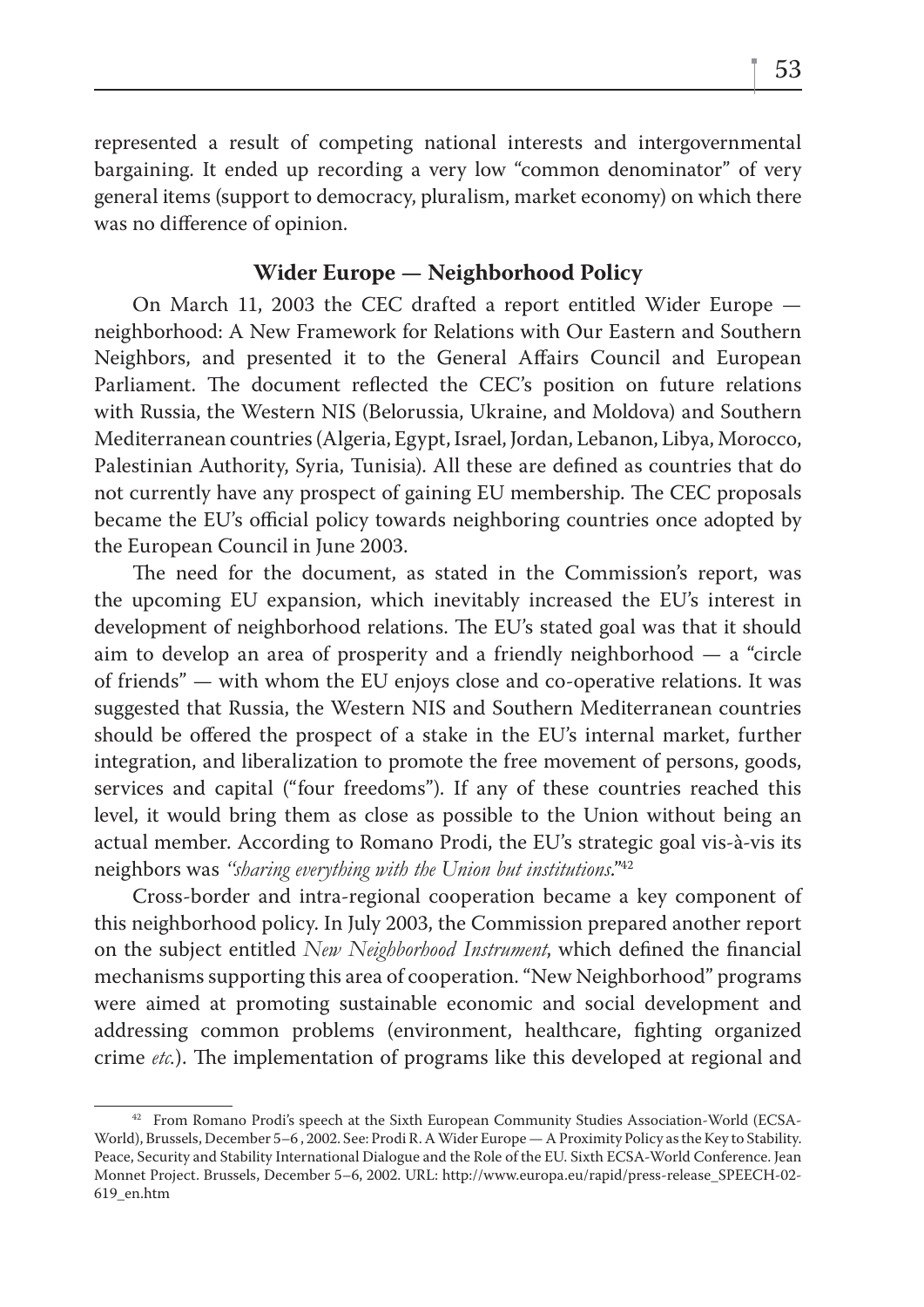represented a result of competing national interests and intergovernmental bargaining. It ended up recording a very low "common denominator" of very general items (support to democracy, pluralism, market economy) on which there was no difference of opinion.

## Wider Europe — Neighborhood Policy

On March 11, 2003 the CEC drafted a report entitled Wider Europe — neighborhood: A New Framework for Relations with Our Eastern and Southern Neighbors, and presented it to the General Affairs Council and European Parliament. The document reflected the CEC's position on future relations with Russia, the Western NIS (Belorussia, Ukraine, and Moldova) and Southern Mediterranean countries (Algeria, Egypt, Israel, Jordan, Lebanon, Libya, Morocco, Palestinian Authority, Syria, Tunisia). All these are defined as countries that do not currently have any prospect of gaining EU membership. The CEC proposals became the EU's official policy towards neighboring countries once adopted by the European Council in June 2003.

The need for the document, as stated in the Commission's report, was the upcoming EU expansion, which inevitably increased the EU's interest in development of neighborhood relations. The EU's stated goal was that it should aim to develop an area of prosperity and a friendly neighborhood — a "circle of friends" — with whom the EU enjoys close and co-operative relations. It was suggested that Russia, the Western NIS and Southern Mediterranean countries should be offered the prospect of a stake in the EU's internal market, further integration, and liberalization to promote the free movement of persons, goods, services and capital ("four freedoms"). If any of these countries reached this level, it would bring them as close as possible to the Union without being an actual member. According to Romano Prodi, the EU's strategic goal vis-à-vis its neighbors was *"sharing everything with the Union but institutions*."[42]

Cross-border and intra-regional cooperation became a key component of this neighborhood policy. In July 2003, the Commission prepared another report on the subject entitled *New Neighborhood Instrument*, which defined the financial mechanisms supporting this area of cooperation. "New Neighborhood" programs were aimed at promoting sustainable economic and social development and addressing common problems (environment, healthcare, fighting organized crime *etc.*). The implementation of programs like this developed at regional and

---

[42] From Romano Prodi's speech at the Sixth European Community Studies Association-World (ECSA-World), Brussels, December 5–6 , 2002. See: Prodi R. A Wider Europe — A Proximity Policy as the Key to Stability. Peace, Security and Stability International Dialogue and the Role of the EU. Sixth ECSA-World Conference. Jean Monnet Project. Brussels, December 5–6, 2002. URL: http://www.europa.eu/rapid/press-release_SPEECH-02-619_en.htm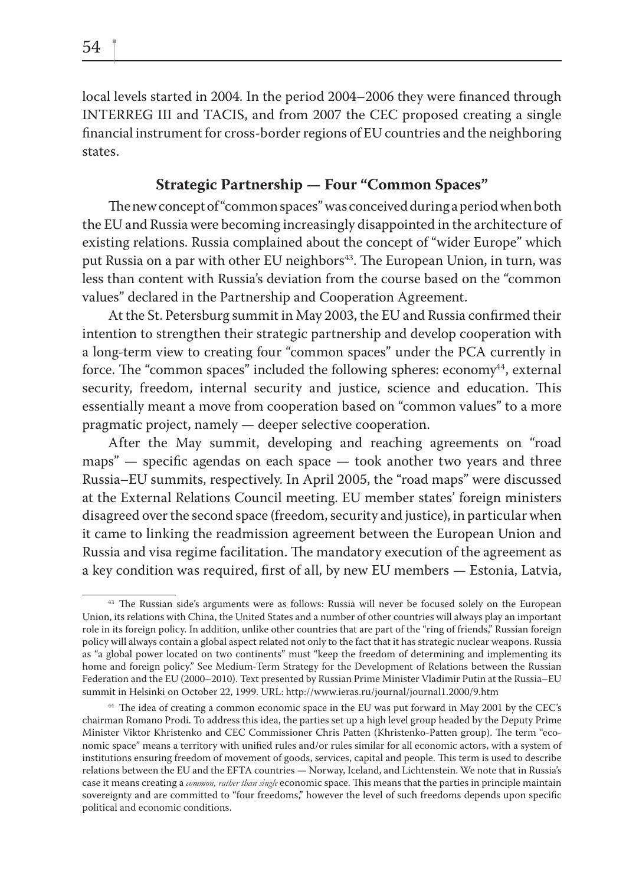local levels started in 2004. In the period 2004–2006 they were financed through INTERREG III and TACIS, and from 2007 the CEC proposed creating a single financial instrument for cross-border regions of EU countries and the neighboring states.

## Strategic Partnership — Four "Common Spaces"

The new concept of "common spaces" was conceived during a period when both the EU and Russia were becoming increasingly disappointed in the architecture of existing relations. Russia complained about the concept of "wider Europe" which put Russia on a par with other EU neighbors[43]. The European Union, in turn, was less than content with Russia's deviation from the course based on the "common values" declared in the Partnership and Cooperation Agreement.

At the St. Petersburg summit in May 2003, the EU and Russia confirmed their intention to strengthen their strategic partnership and develop cooperation with a long-term view to creating four "common spaces" under the PCA currently in force. The "common spaces" included the following spheres: economy[44], external security, freedom, internal security and justice, science and education. This essentially meant a move from cooperation based on "common values" to a more pragmatic project, namely — deeper selective cooperation.

After the May summit, developing and reaching agreements on "road maps" — specific agendas on each space — took another two years and three Russia–EU summits, respectively. In April 2005, the "road maps" were discussed at the External Relations Council meeting. EU member states' foreign ministers disagreed over the second space (freedom, security and justice), in particular when it came to linking the readmission agreement between the European Union and Russia and visa regime facilitation. The mandatory execution of the agreement as a key condition was required, first of all, by new EU members — Estonia, Latvia,

---

[43] The Russian side's arguments were as follows: Russia will never be focused solely on the European Union, its relations with China, the United States and a number of other countries will always play an important role in its foreign policy. In addition, unlike other countries that are part of the "ring of friends," Russian foreign policy will always contain a global aspect related not only to the fact that it has strategic nuclear weapons. Russia as "a global power located on two continents" must "keep the freedom of determining and implementing its home and foreign policy." See Medium-Term Strategy for the Development of Relations between the Russian Federation and the EU (2000–2010). Text presented by Russian Prime Minister Vladimir Putin at the Russia–EU summit in Helsinki on October 22, 1999. URL: http://www.ieras.ru/journal/journal1.2000/9.htm

[44] The idea of creating a common economic space in the EU was put forward in May 2001 by the CEC's chairman Romano Prodi. To address this idea, the parties set up a high level group headed by the Deputy Prime Minister Viktor Khristenko and CEC Commissioner Chris Patten (Khristenko-Patten group). The term "economic space" means a territory with unified rules and/or rules similar for all economic actors, with a system of institutions ensuring freedom of movement of goods, services, capital and people. This term is used to describe relations between the EU and the EFTA countries — Norway, Iceland, and Lichtenstein. We note that in Russia's case it means creating a *common, rather than single* economic space. This means that the parties in principle maintain sovereignty and are committed to "four freedoms," however the level of such freedoms depends upon specific political and economic conditions.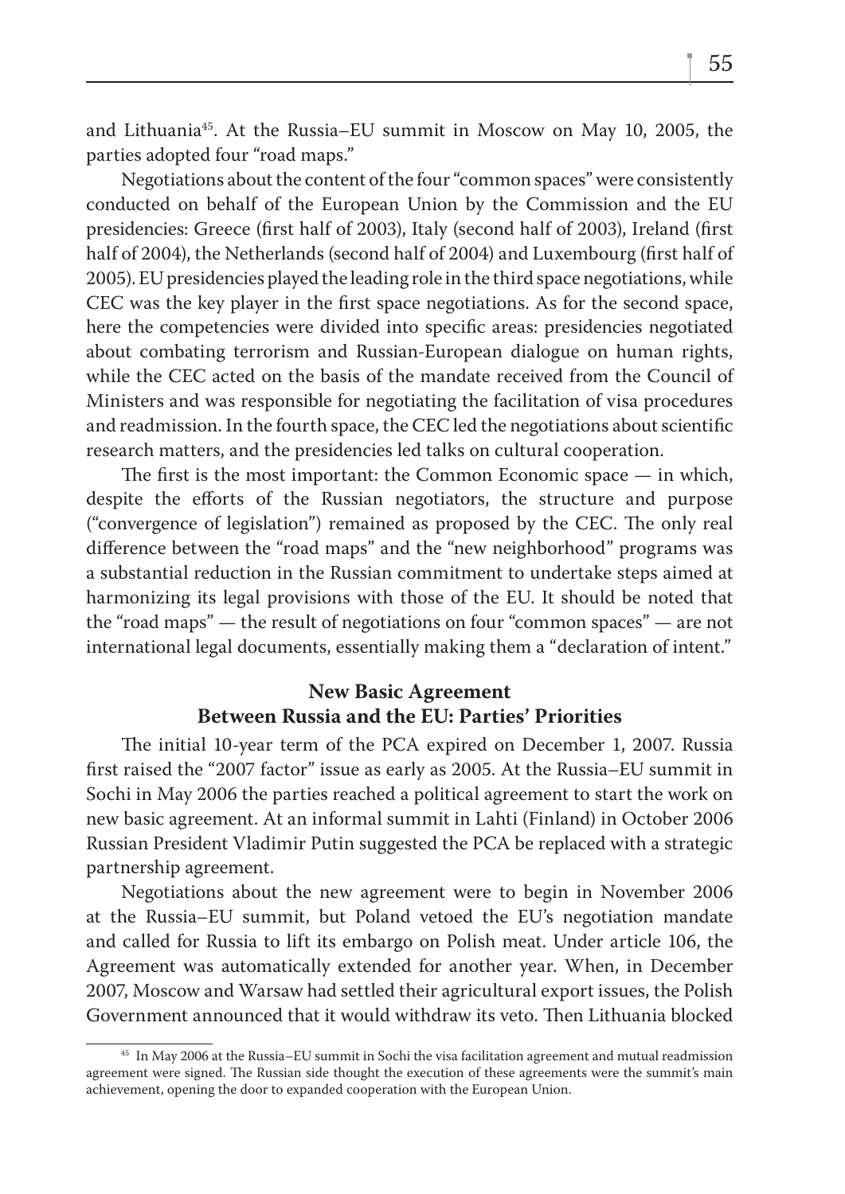and Lithuania[45]. At the Russia–EU summit in Moscow on May 10, 2005, the parties adopted four "road maps."

Negotiations about the content of the four "common spaces" were consistently conducted on behalf of the European Union by the Commission and the EU presidencies: Greece (first half of 2003), Italy (second half of 2003), Ireland (first half of 2004), the Netherlands (second half of 2004) and Luxembourg (first half of 2005). EU presidencies played the leading role in the third space negotiations, while CEC was the key player in the first space negotiations. As for the second space, here the competencies were divided into specific areas: presidencies negotiated about combating terrorism and Russian-European dialogue on human rights, while the CEC acted on the basis of the mandate received from the Council of Ministers and was responsible for negotiating the facilitation of visa procedures and readmission. In the fourth space, the CEC led the negotiations about scientific research matters, and the presidencies led talks on cultural cooperation.

The first is the most important: the Common Economic space — in which, despite the efforts of the Russian negotiators, the structure and purpose ("convergence of legislation") remained as proposed by the CEC. The only real difference between the "road maps" and the "new neighborhood" programs was a substantial reduction in the Russian commitment to undertake steps aimed at harmonizing its legal provisions with those of the EU. It should be noted that the "road maps" — the result of negotiations on four "common spaces" — are not international legal documents, essentially making them a "declaration of intent."

### New Basic Agreement Between Russia and the EU: Parties' Priorities

The initial 10-year term of the PCA expired on December 1, 2007. Russia first raised the "2007 factor" issue as early as 2005. At the Russia–EU summit in Sochi in May 2006 the parties reached a political agreement to start the work on new basic agreement. At an informal summit in Lahti (Finland) in October 2006 Russian President Vladimir Putin suggested the PCA be replaced with a strategic partnership agreement.

Negotiations about the new agreement were to begin in November 2006 at the Russia–EU summit, but Poland vetoed the EU's negotiation mandate and called for Russia to lift its embargo on Polish meat. Under article 106, the Agreement was automatically extended for another year. When, in December 2007, Moscow and Warsaw had settled their agricultural export issues, the Polish Government announced that it would withdraw its veto. Then Lithuania blocked

---

[45] In May 2006 at the Russia–EU summit in Sochi the visa facilitation agreement and mutual readmission agreement were signed. The Russian side thought the execution of these agreements were the summit's main achievement, opening the door to expanded cooperation with the European Union.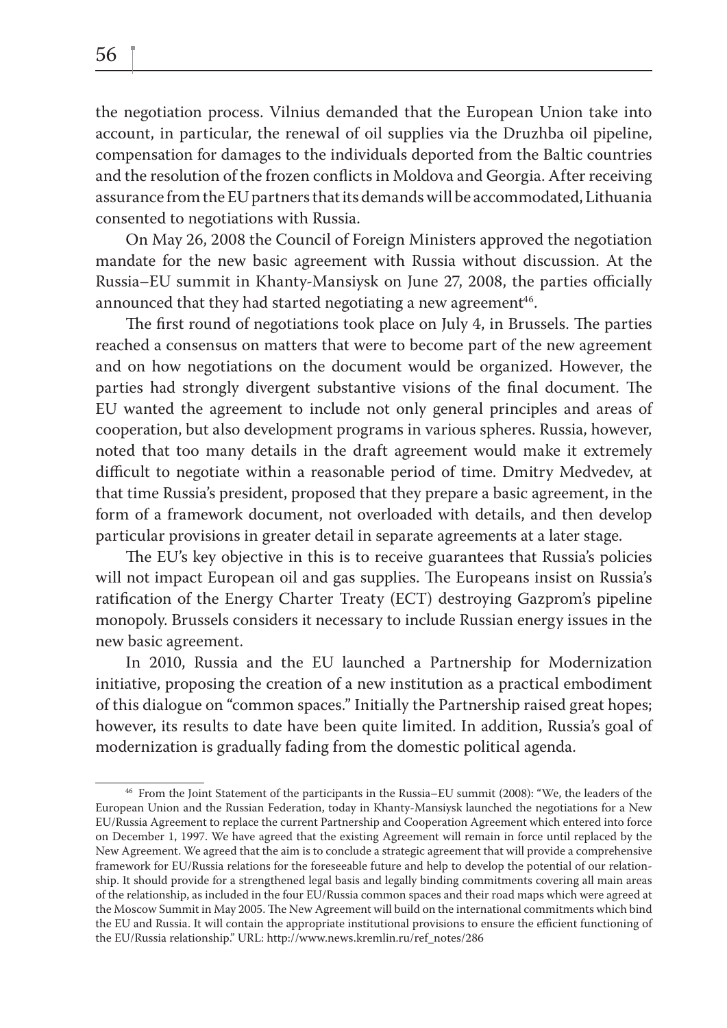the negotiation process. Vilnius demanded that the European Union take into account, in particular, the renewal of oil supplies via the Druzhba oil pipeline, compensation for damages to the individuals deported from the Baltic countries and the resolution of the frozen conflicts in Moldova and Georgia. After receiving assurance from the EU partners that its demands will be accommodated, Lithuania consented to negotiations with Russia.

On May 26, 2008 the Council of Foreign Ministers approved the negotiation mandate for the new basic agreement with Russia without discussion. At the Russia–EU summit in Khanty-Mansiysk on June 27, 2008, the parties officially announced that they had started negotiating a new agreement[46].

The first round of negotiations took place on July 4, in Brussels. The parties reached a consensus on matters that were to become part of the new agreement and on how negotiations on the document would be organized. However, the parties had strongly divergent substantive visions of the final document. The EU wanted the agreement to include not only general principles and areas of cooperation, but also development programs in various spheres. Russia, however, noted that too many details in the draft agreement would make it extremely difficult to negotiate within a reasonable period of time. Dmitry Medvedev, at that time Russia's president, proposed that they prepare a basic agreement, in the form of a framework document, not overloaded with details, and then develop particular provisions in greater detail in separate agreements at a later stage.

The EU's key objective in this is to receive guarantees that Russia's policies will not impact European oil and gas supplies. The Europeans insist on Russia's ratification of the Energy Charter Treaty (ECT) destroying Gazprom's pipeline monopoly. Brussels considers it necessary to include Russian energy issues in the new basic agreement.

In 2010, Russia and the EU launched a Partnership for Modernization initiative, proposing the creation of a new institution as a practical embodiment of this dialogue on "common spaces." Initially the Partnership raised great hopes; however, its results to date have been quite limited. In addition, Russia's goal of modernization is gradually fading from the domestic political agenda.

[46] From the Joint Statement of the participants in the Russia–EU summit (2008): "We, the leaders of the European Union and the Russian Federation, today in Khanty-Mansiysk launched the negotiations for a New EU/Russia Agreement to replace the current Partnership and Cooperation Agreement which entered into force on December 1, 1997. We have agreed that the existing Agreement will remain in force until replaced by the New Agreement. We agreed that the aim is to conclude a strategic agreement that will provide a comprehensive framework for EU/Russia relations for the foreseeable future and help to develop the potential of our relationship. It should provide for a strengthened legal basis and legally binding commitments covering all main areas of the relationship, as included in the four EU/Russia common spaces and their road maps which were agreed at the Moscow Summit in May 2005. The New Agreement will build on the international commitments which bind the EU and Russia. It will contain the appropriate institutional provisions to ensure the efficient functioning of the EU/Russia relationship." URL: http://www.news.kremlin.ru/ref_notes/286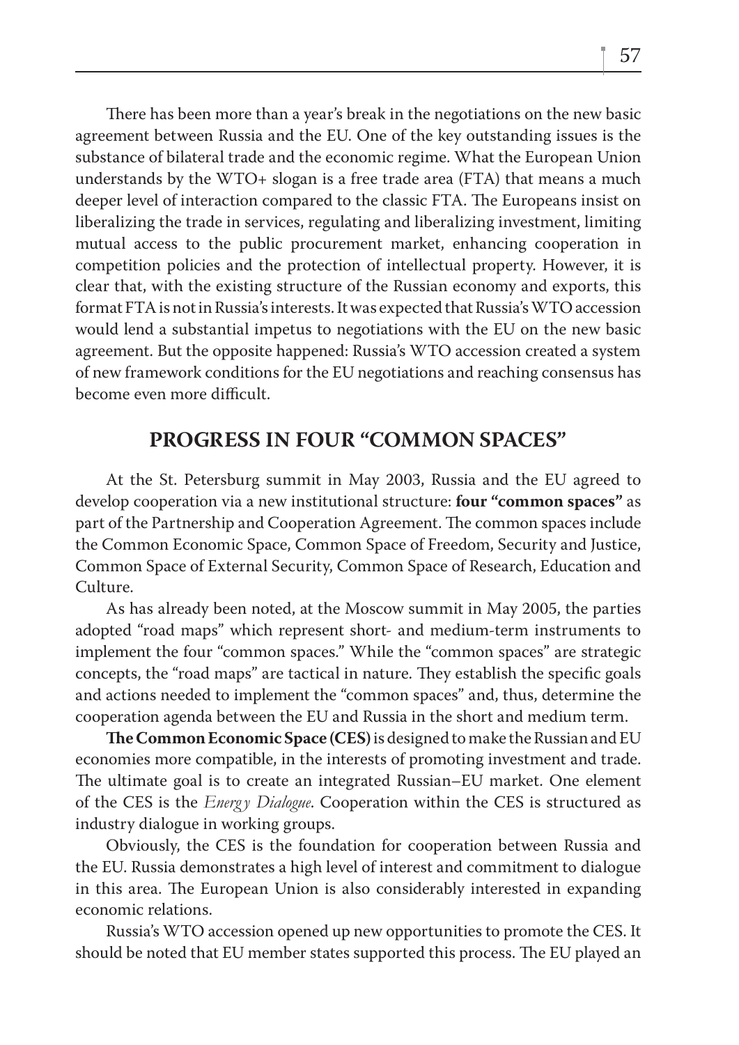There has been more than a year's break in the negotiations on the new basic agreement between Russia and the EU. One of the key outstanding issues is the substance of bilateral trade and the economic regime. What the European Union understands by the WTO+ slogan is a free trade area (FTA) that means a much deeper level of interaction compared to the classic FTA. The Europeans insist on liberalizing the trade in services, regulating and liberalizing investment, limiting mutual access to the public procurement market, enhancing cooperation in competition policies and the protection of intellectual property. However, it is clear that, with the existing structure of the Russian economy and exports, this format FTA is not in Russia's interests. It was expected that Russia's WTO accession would lend a substantial impetus to negotiations with the EU on the new basic agreement. But the opposite happened: Russia's WTO accession created a system of new framework conditions for the EU negotiations and reaching consensus has become even more difficult.

## PROGRESS IN FOUR "COMMON SPACES"

At the St. Petersburg summit in May 2003, Russia and the EU agreed to develop cooperation via a new institutional structure: **four "common spaces"** as part of the Partnership and Cooperation Agreement. The common spaces include the Common Economic Space, Common Space of Freedom, Security and Justice, Common Space of External Security, Common Space of Research, Education and Culture.

As has already been noted, at the Moscow summit in May 2005, the parties adopted "road maps" which represent short- and medium-term instruments to implement the four "common spaces." While the "common spaces" are strategic concepts, the "road maps" are tactical in nature. They establish the specific goals and actions needed to implement the "common spaces" and, thus, determine the cooperation agenda between the EU and Russia in the short and medium term.

**The Common Economic Space (CES)** is designed to make the Russian and EU economies more compatible, in the interests of promoting investment and trade. The ultimate goal is to create an integrated Russian–EU market. One element of the CES is the *Energy Dialogue*. Cooperation within the CES is structured as industry dialogue in working groups.

Obviously, the CES is the foundation for cooperation between Russia and the EU. Russia demonstrates a high level of interest and commitment to dialogue in this area. The European Union is also considerably interested in expanding economic relations.

Russia's WTO accession opened up new opportunities to promote the CES. It should be noted that EU member states supported this process. The EU played an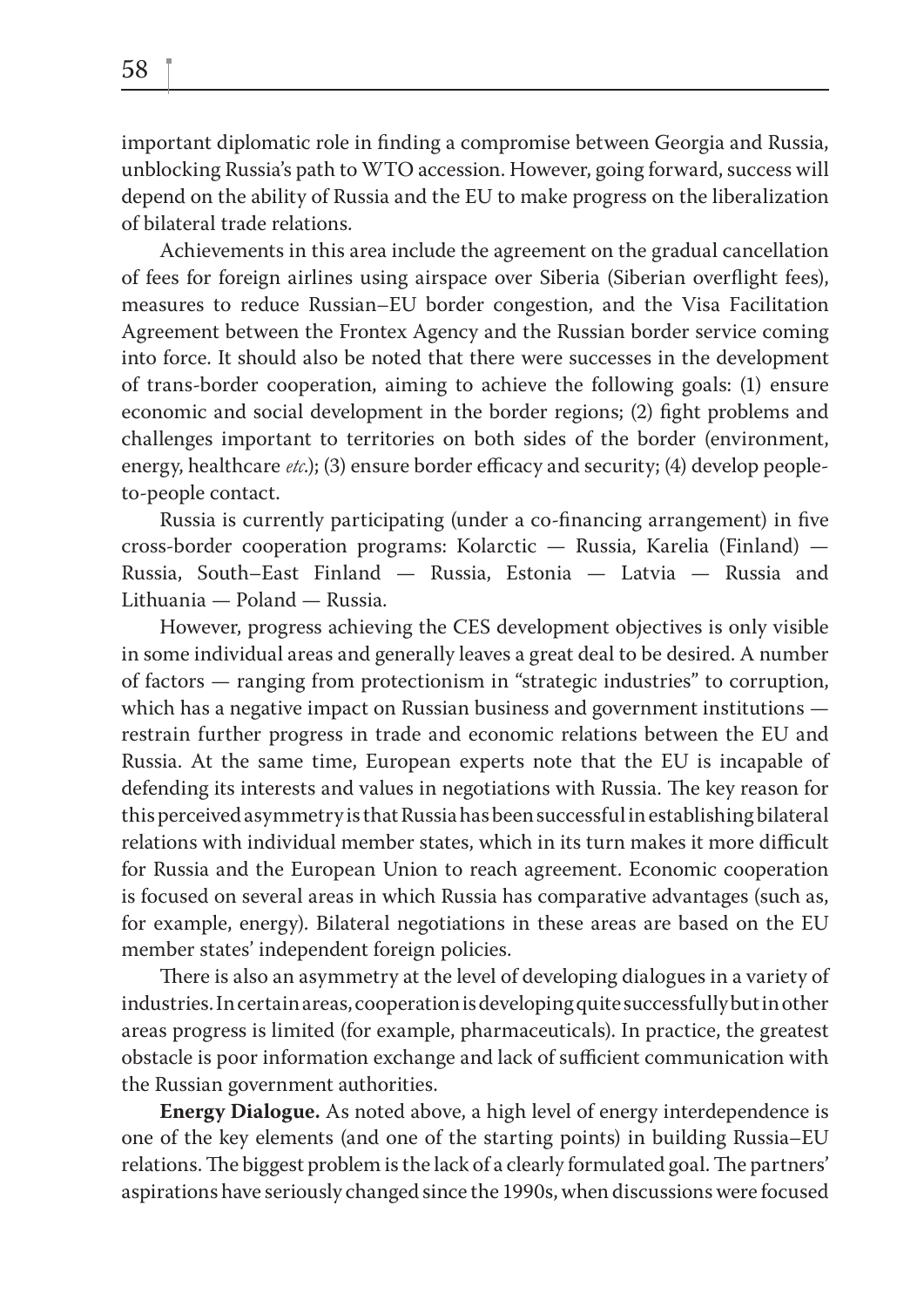important diplomatic role in finding a compromise between Georgia and Russia, unblocking Russia's path to WTO accession. However, going forward, success will depend on the ability of Russia and the EU to make progress on the liberalization of bilateral trade relations.

Achievements in this area include the agreement on the gradual cancellation of fees for foreign airlines using airspace over Siberia (Siberian overflight fees), measures to reduce Russian–EU border congestion, and the Visa Facilitation Agreement between the Frontex Agency and the Russian border service coming into force. It should also be noted that there were successes in the development of trans-border cooperation, aiming to achieve the following goals: (1) ensure economic and social development in the border regions; (2) fight problems and challenges important to territories on both sides of the border (environment, energy, healthcare *etc.*); (3) ensure border efficacy and security; (4) develop people-to-people contact.

Russia is currently participating (under a co-financing arrangement) in five cross-border cooperation programs: Kolarctic — Russia, Karelia (Finland) — Russia, South–East Finland — Russia, Estonia — Latvia — Russia and Lithuania — Poland — Russia.

However, progress achieving the CES development objectives is only visible in some individual areas and generally leaves a great deal to be desired. A number of factors — ranging from protectionism in "strategic industries" to corruption, which has a negative impact on Russian business and government institutions — restrain further progress in trade and economic relations between the EU and Russia. At the same time, European experts note that the EU is incapable of defending its interests and values in negotiations with Russia. The key reason for this perceived asymmetry is that Russia has been successful in establishing bilateral relations with individual member states, which in its turn makes it more difficult for Russia and the European Union to reach agreement. Economic cooperation is focused on several areas in which Russia has comparative advantages (such as, for example, energy). Bilateral negotiations in these areas are based on the EU member states' independent foreign policies.

There is also an asymmetry at the level of developing dialogues in a variety of industries. In certain areas, cooperation is developing quite successfully but in other areas progress is limited (for example, pharmaceuticals). In practice, the greatest obstacle is poor information exchange and lack of sufficient communication with the Russian government authorities.

**Energy Dialogue.** As noted above, a high level of energy interdependence is one of the key elements (and one of the starting points) in building Russia–EU relations. The biggest problem is the lack of a clearly formulated goal. The partners' aspirations have seriously changed since the 1990s, when discussions were focused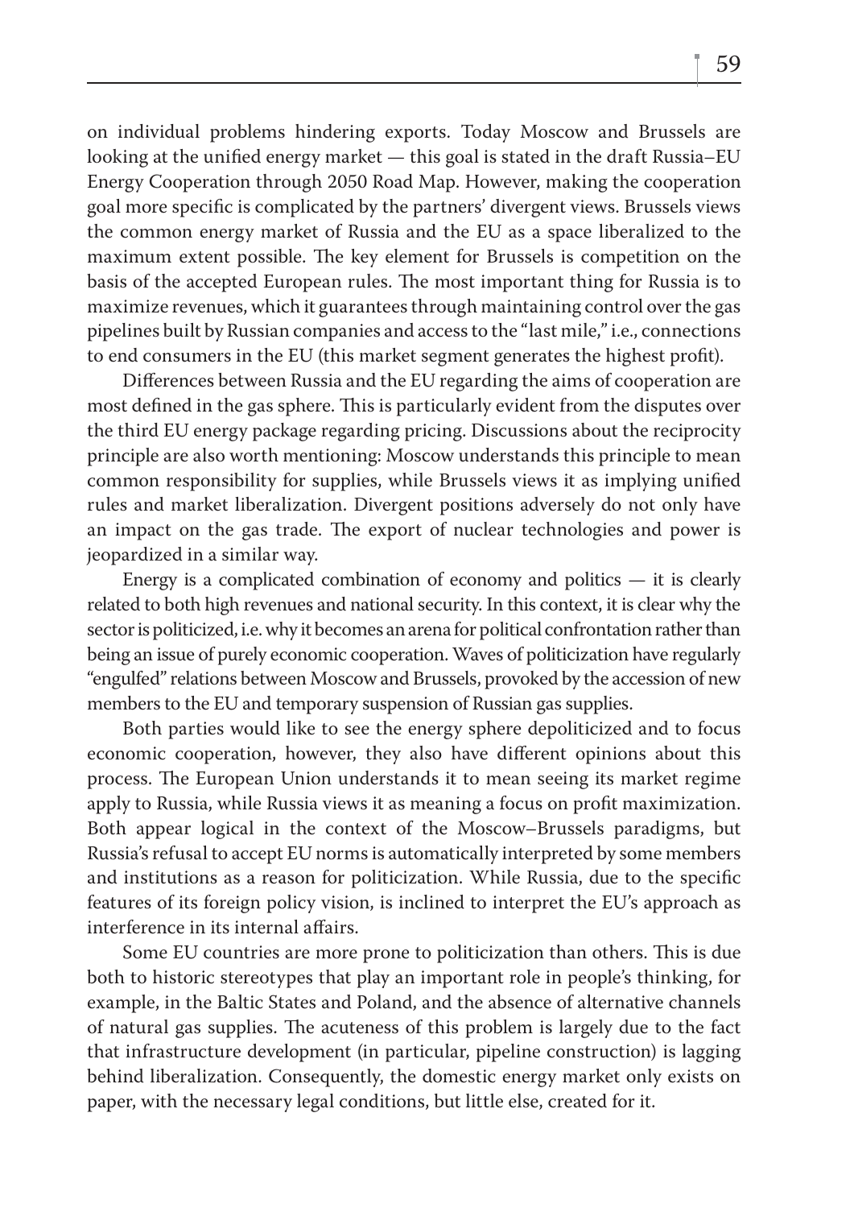on individual problems hindering exports. Today Moscow and Brussels are looking at the unified energy market — this goal is stated in the draft Russia–EU Energy Cooperation through 2050 Road Map. However, making the cooperation goal more specific is complicated by the partners' divergent views. Brussels views the common energy market of Russia and the EU as a space liberalized to the maximum extent possible. The key element for Brussels is competition on the basis of the accepted European rules. The most important thing for Russia is to maximize revenues, which it guarantees through maintaining control over the gas pipelines built by Russian companies and access to the "last mile," i.e., connections to end consumers in the EU (this market segment generates the highest profit).

Differences between Russia and the EU regarding the aims of cooperation are most defined in the gas sphere. This is particularly evident from the disputes over the third EU energy package regarding pricing. Discussions about the reciprocity principle are also worth mentioning: Moscow understands this principle to mean common responsibility for supplies, while Brussels views it as implying unified rules and market liberalization. Divergent positions adversely do not only have an impact on the gas trade. The export of nuclear technologies and power is jeopardized in a similar way.

Energy is a complicated combination of economy and politics — it is clearly related to both high revenues and national security. In this context, it is clear why the sector is politicized, i.e. why it becomes an arena for political confrontation rather than being an issue of purely economic cooperation. Waves of politicization have regularly "engulfed" relations between Moscow and Brussels, provoked by the accession of new members to the EU and temporary suspension of Russian gas supplies.

Both parties would like to see the energy sphere depoliticized and to focus economic cooperation, however, they also have different opinions about this process. The European Union understands it to mean seeing its market regime apply to Russia, while Russia views it as meaning a focus on profit maximization. Both appear logical in the context of the Moscow–Brussels paradigms, but Russia's refusal to accept EU norms is automatically interpreted by some members and institutions as a reason for politicization. While Russia, due to the specific features of its foreign policy vision, is inclined to interpret the EU's approach as interference in its internal affairs.

Some EU countries are more prone to politicization than others. This is due both to historic stereotypes that play an important role in people's thinking, for example, in the Baltic States and Poland, and the absence of alternative channels of natural gas supplies. The acuteness of this problem is largely due to the fact that infrastructure development (in particular, pipeline construction) is lagging behind liberalization. Consequently, the domestic energy market only exists on paper, with the necessary legal conditions, but little else, created for it.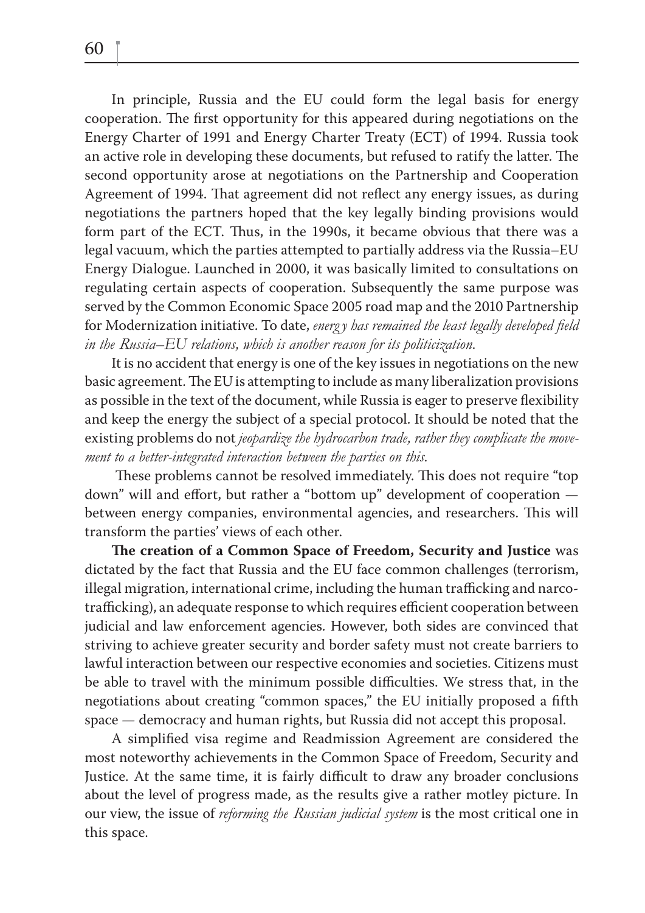In principle, Russia and the EU could form the legal basis for energy cooperation. The first opportunity for this appeared during negotiations on the Energy Charter of 1991 and Energy Charter Treaty (ECT) of 1994. Russia took an active role in developing these documents, but refused to ratify the latter. The second opportunity arose at negotiations on the Partnership and Cooperation Agreement of 1994. That agreement did not reflect any energy issues, as during negotiations the partners hoped that the key legally binding provisions would form part of the ECT. Thus, in the 1990s, it became obvious that there was a legal vacuum, which the parties attempted to partially address via the Russia–EU Energy Dialogue. Launched in 2000, it was basically limited to consultations on regulating certain aspects of cooperation. Subsequently the same purpose was served by the Common Economic Space 2005 road map and the 2010 Partnership for Modernization initiative. To date, *energy has remained the least legally developed field in the Russia–EU relations, which is another reason for its politicization*.

It is no accident that energy is one of the key issues in negotiations on the new basic agreement. The EU is attempting to include as many liberalization provisions as possible in the text of the document, while Russia is eager to preserve flexibility and keep the energy the subject of a special protocol. It should be noted that the existing problems do not *jeopardize the hydrocarbon trade, rather they complicate the movement to a better-integrated interaction between the parties on this*.

These problems cannot be resolved immediately. This does not require "top down" will and effort, but rather a "bottom up" development of cooperation — between energy companies, environmental agencies, and researchers. This will transform the parties' views of each other.

**The creation of a Common Space of Freedom, Security and Justice** was dictated by the fact that Russia and the EU face common challenges (terrorism, illegal migration, international crime, including the human trafficking and narcotrafficking), an adequate response to which requires efficient cooperation between judicial and law enforcement agencies. However, both sides are convinced that striving to achieve greater security and border safety must not create barriers to lawful interaction between our respective economies and societies. Citizens must be able to travel with the minimum possible difficulties. We stress that, in the negotiations about creating "common spaces," the EU initially proposed a fifth space — democracy and human rights, but Russia did not accept this proposal.

A simplified visa regime and Readmission Agreement are considered the most noteworthy achievements in the Common Space of Freedom, Security and Justice. At the same time, it is fairly difficult to draw any broader conclusions about the level of progress made, as the results give a rather motley picture. In our view, the issue of *reforming the Russian judicial system* is the most critical one in this space.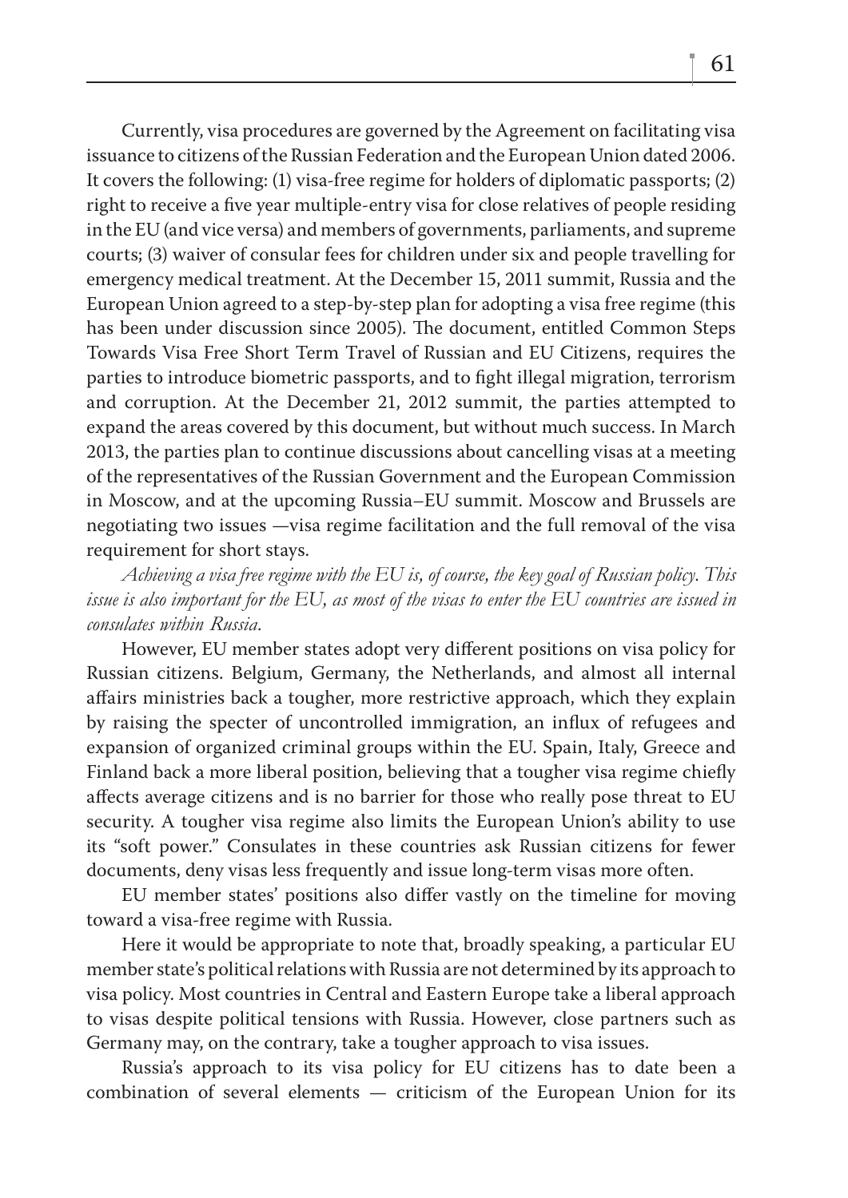Currently, visa procedures are governed by the Agreement on facilitating visa issuance to citizens of the Russian Federation and the European Union dated 2006. It covers the following: (1) visa-free regime for holders of diplomatic passports; (2) right to receive a five year multiple-entry visa for close relatives of people residing in the EU (and vice versa) and members of governments, parliaments, and supreme courts; (3) waiver of consular fees for children under six and people travelling for emergency medical treatment. At the December 15, 2011 summit, Russia and the European Union agreed to a step-by-step plan for adopting a visa free regime (this has been under discussion since 2005). The document, entitled Common Steps Towards Visa Free Short Term Travel of Russian and EU Citizens, requires the parties to introduce biometric passports, and to fight illegal migration, terrorism and corruption. At the December 21, 2012 summit, the parties attempted to expand the areas covered by this document, but without much success. In March 2013, the parties plan to continue discussions about cancelling visas at a meeting of the representatives of the Russian Government and the European Commission in Moscow, and at the upcoming Russia–EU summit. Moscow and Brussels are negotiating two issues —visa regime facilitation and the full removal of the visa requirement for short stays.

*Achieving a visa free regime with the EU is, of course, the key goal of Russian policy. This issue is also important for the EU, as most of the visas to enter the EU countries are issued in consulates within Russia.*

However, EU member states adopt very different positions on visa policy for Russian citizens. Belgium, Germany, the Netherlands, and almost all internal affairs ministries back a tougher, more restrictive approach, which they explain by raising the specter of uncontrolled immigration, an influx of refugees and expansion of organized criminal groups within the EU. Spain, Italy, Greece and Finland back a more liberal position, believing that a tougher visa regime chiefly affects average citizens and is no barrier for those who really pose threat to EU security. A tougher visa regime also limits the European Union's ability to use its "soft power." Consulates in these countries ask Russian citizens for fewer documents, deny visas less frequently and issue long-term visas more often.

EU member states' positions also differ vastly on the timeline for moving toward a visa-free regime with Russia.

Here it would be appropriate to note that, broadly speaking, a particular EU member state's political relations with Russia are not determined by its approach to visa policy. Most countries in Central and Eastern Europe take a liberal approach to visas despite political tensions with Russia. However, close partners such as Germany may, on the contrary, take a tougher approach to visa issues.

Russia's approach to its visa policy for EU citizens has to date been a combination of several elements — criticism of the European Union for its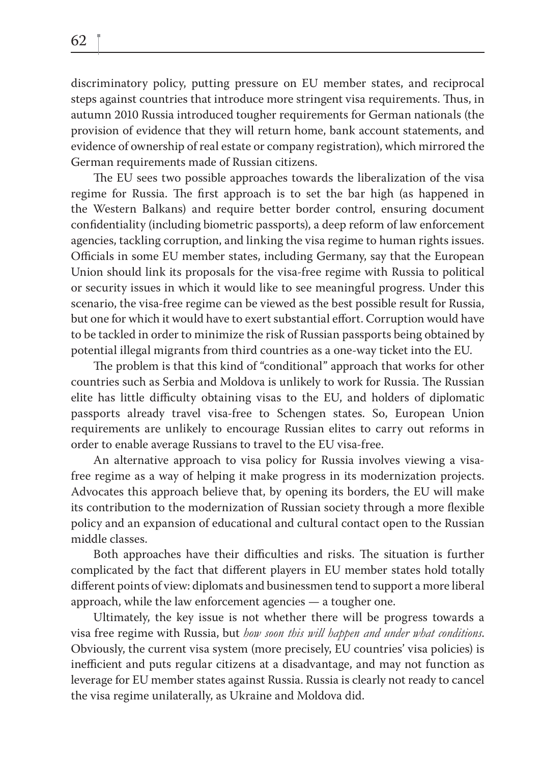discriminatory policy, putting pressure on EU member states, and reciprocal steps against countries that introduce more stringent visa requirements. Thus, in autumn 2010 Russia introduced tougher requirements for German nationals (the provision of evidence that they will return home, bank account statements, and evidence of ownership of real estate or company registration), which mirrored the German requirements made of Russian citizens.

The EU sees two possible approaches towards the liberalization of the visa regime for Russia. The first approach is to set the bar high (as happened in the Western Balkans) and require better border control, ensuring document confidentiality (including biometric passports), a deep reform of law enforcement agencies, tackling corruption, and linking the visa regime to human rights issues. Officials in some EU member states, including Germany, say that the European Union should link its proposals for the visa-free regime with Russia to political or security issues in which it would like to see meaningful progress. Under this scenario, the visa-free regime can be viewed as the best possible result for Russia, but one for which it would have to exert substantial effort. Corruption would have to be tackled in order to minimize the risk of Russian passports being obtained by potential illegal migrants from third countries as a one-way ticket into the EU.

The problem is that this kind of "conditional" approach that works for other countries such as Serbia and Moldova is unlikely to work for Russia. The Russian elite has little difficulty obtaining visas to the EU, and holders of diplomatic passports already travel visa-free to Schengen states. So, European Union requirements are unlikely to encourage Russian elites to carry out reforms in order to enable average Russians to travel to the EU visa-free.

An alternative approach to visa policy for Russia involves viewing a visa-free regime as a way of helping it make progress in its modernization projects. Advocates this approach believe that, by opening its borders, the EU will make its contribution to the modernization of Russian society through a more flexible policy and an expansion of educational and cultural contact open to the Russian middle classes.

Both approaches have their difficulties and risks. The situation is further complicated by the fact that different players in EU member states hold totally different points of view: diplomats and businessmen tend to support a more liberal approach, while the law enforcement agencies — a tougher one.

Ultimately, the key issue is not whether there will be progress towards a visa free regime with Russia, but *how soon this will happen and under what conditions*. Obviously, the current visa system (more precisely, EU countries' visa policies) is inefficient and puts regular citizens at a disadvantage, and may not function as leverage for EU member states against Russia. Russia is clearly not ready to cancel the visa regime unilaterally, as Ukraine and Moldova did.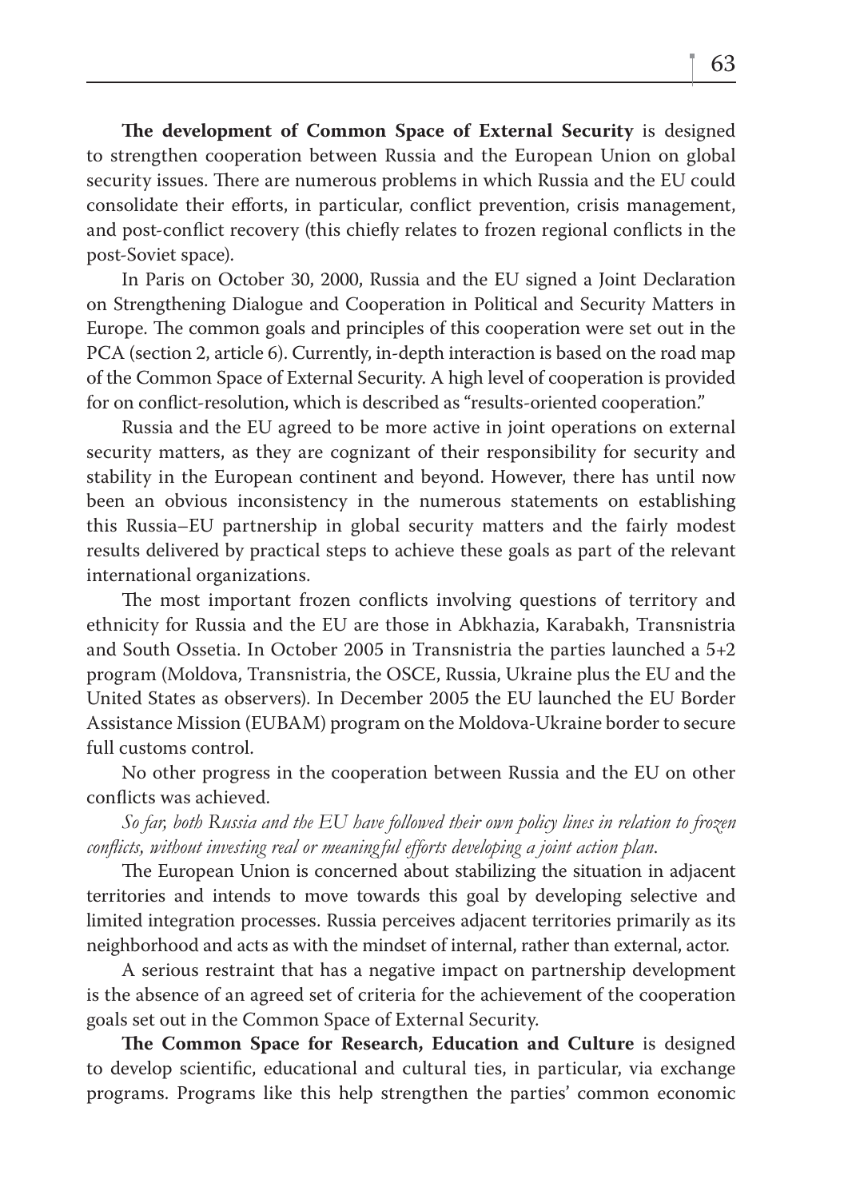**The development of Common Space of External Security** is designed to strengthen cooperation between Russia and the European Union on global security issues. There are numerous problems in which Russia and the EU could consolidate their efforts, in particular, conflict prevention, crisis management, and post-conflict recovery (this chiefly relates to frozen regional conflicts in the post-Soviet space).

In Paris on October 30, 2000, Russia and the EU signed a Joint Declaration on Strengthening Dialogue and Cooperation in Political and Security Matters in Europe. The common goals and principles of this cooperation were set out in the PCA (section 2, article 6). Currently, in-depth interaction is based on the road map of the Common Space of External Security. A high level of cooperation is provided for on conflict-resolution, which is described as "results-oriented cooperation."

Russia and the EU agreed to be more active in joint operations on external security matters, as they are cognizant of their responsibility for security and stability in the European continent and beyond. However, there has until now been an obvious inconsistency in the numerous statements on establishing this Russia–EU partnership in global security matters and the fairly modest results delivered by practical steps to achieve these goals as part of the relevant international organizations.

The most important frozen conflicts involving questions of territory and ethnicity for Russia and the EU are those in Abkhazia, Karabakh, Transnistria and South Ossetia. In October 2005 in Transnistria the parties launched a 5+2 program (Moldova, Transnistria, the OSCE, Russia, Ukraine plus the EU and the United States as observers). In December 2005 the EU launched the EU Border Assistance Mission (EUBAM) program on the Moldova-Ukraine border to secure full customs control.

No other progress in the cooperation between Russia and the EU on other conflicts was achieved.

*So far, both Russia and the EU have followed their own policy lines in relation to frozen conflicts, without investing real or meaningful efforts developing a joint action plan.*

The European Union is concerned about stabilizing the situation in adjacent territories and intends to move towards this goal by developing selective and limited integration processes. Russia perceives adjacent territories primarily as its neighborhood and acts as with the mindset of internal, rather than external, actor.

A serious restraint that has a negative impact on partnership development is the absence of an agreed set of criteria for the achievement of the cooperation goals set out in the Common Space of External Security.

**The Common Space for Research, Education and Culture** is designed to develop scientific, educational and cultural ties, in particular, via exchange programs. Programs like this help strengthen the parties' common economic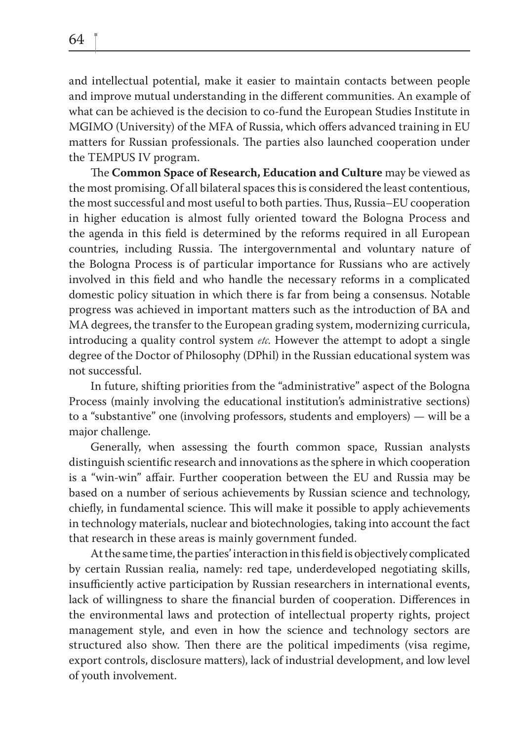and intellectual potential, make it easier to maintain contacts between people and improve mutual understanding in the different communities. An example of what can be achieved is the decision to co-fund the European Studies Institute in MGIMO (University) of the MFA of Russia, which offers advanced training in EU matters for Russian professionals. The parties also launched cooperation under the TEMPUS IV program.

The **Common Space of Research, Education and Culture** may be viewed as the most promising. Of all bilateral spaces this is considered the least contentious, the most successful and most useful to both parties. Thus, Russia–EU cooperation in higher education is almost fully oriented toward the Bologna Process and the agenda in this field is determined by the reforms required in all European countries, including Russia. The intergovernmental and voluntary nature of the Bologna Process is of particular importance for Russians who are actively involved in this field and who handle the necessary reforms in a complicated domestic policy situation in which there is far from being a consensus. Notable progress was achieved in important matters such as the introduction of BA and MA degrees, the transfer to the European grading system, modernizing curricula, introducing a quality control system *etc.* However the attempt to adopt a single degree of the Doctor of Philosophy (DPhil) in the Russian educational system was not successful.

In future, shifting priorities from the "administrative" aspect of the Bologna Process (mainly involving the educational institution's administrative sections) to a "substantive" one (involving professors, students and employers) — will be a major challenge.

Generally, when assessing the fourth common space, Russian analysts distinguish scientific research and innovations as the sphere in which cooperation is a "win-win" affair. Further cooperation between the EU and Russia may be based on a number of serious achievements by Russian science and technology, chiefly, in fundamental science. This will make it possible to apply achievements in technology materials, nuclear and biotechnologies, taking into account the fact that research in these areas is mainly government funded.

At the same time, the parties' interaction in this field is objectively complicated by certain Russian realia, namely: red tape, underdeveloped negotiating skills, insufficiently active participation by Russian researchers in international events, lack of willingness to share the financial burden of cooperation. Differences in the environmental laws and protection of intellectual property rights, project management style, and even in how the science and technology sectors are structured also show. Then there are the political impediments (visa regime, export controls, disclosure matters), lack of industrial development, and low level of youth involvement.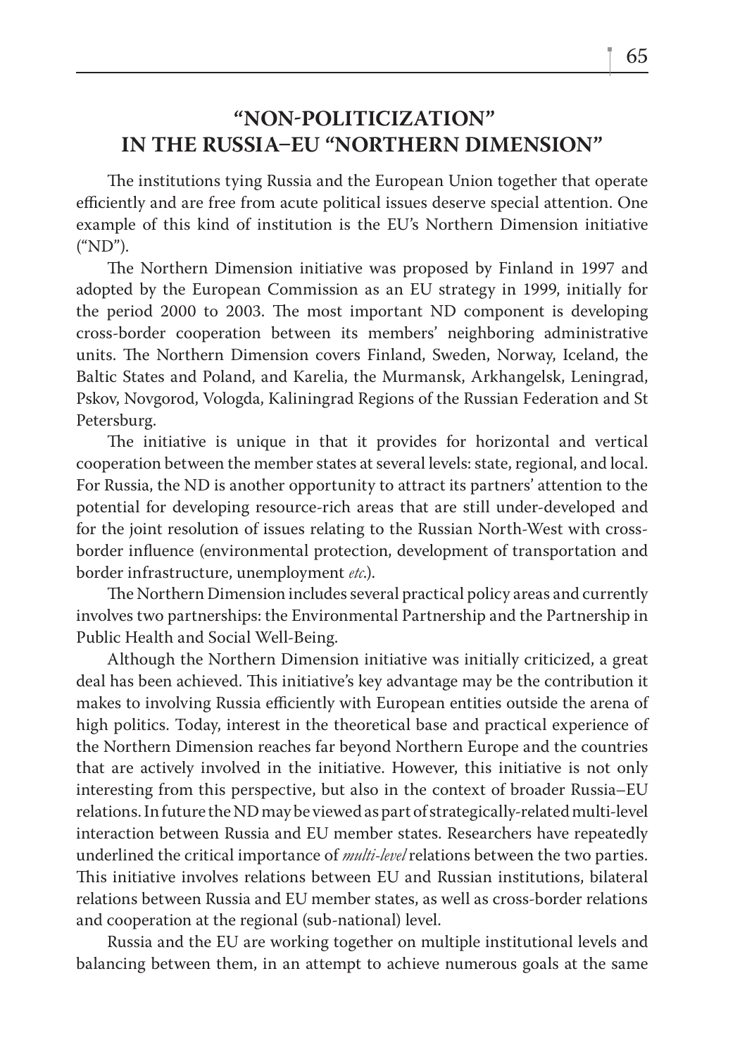## "NON-POLITICIZATION" IN THE RUSSIA–EU "NORTHERN DIMENSION"

The institutions tying Russia and the European Union together that operate efficiently and are free from acute political issues deserve special attention. One example of this kind of institution is the EU's Northern Dimension initiative ("ND").

The Northern Dimension initiative was proposed by Finland in 1997 and adopted by the European Commission as an EU strategy in 1999, initially for the period 2000 to 2003. The most important ND component is developing cross-border cooperation between its members' neighboring administrative units. The Northern Dimension covers Finland, Sweden, Norway, Iceland, the Baltic States and Poland, and Karelia, the Murmansk, Arkhangelsk, Leningrad, Pskov, Novgorod, Vologda, Kaliningrad Regions of the Russian Federation and St Petersburg.

The initiative is unique in that it provides for horizontal and vertical cooperation between the member states at several levels: state, regional, and local. For Russia, the ND is another opportunity to attract its partners' attention to the potential for developing resource-rich areas that are still under-developed and for the joint resolution of issues relating to the Russian North-West with cross-border influence (environmental protection, development of transportation and border infrastructure, unemployment *etc.*).

The Northern Dimension includes several practical policy areas and currently involves two partnerships: the Environmental Partnership and the Partnership in Public Health and Social Well-Being.

Although the Northern Dimension initiative was initially criticized, a great deal has been achieved. This initiative's key advantage may be the contribution it makes to involving Russia efficiently with European entities outside the arena of high politics. Today, interest in the theoretical base and practical experience of the Northern Dimension reaches far beyond Northern Europe and the countries that are actively involved in the initiative. However, this initiative is not only interesting from this perspective, but also in the context of broader Russia–EU relations. In future the ND may be viewed as part of strategically-related multi-level interaction between Russia and EU member states. Researchers have repeatedly underlined the critical importance of *multi-level* relations between the two parties. This initiative involves relations between EU and Russian institutions, bilateral relations between Russia and EU member states, as well as cross-border relations and cooperation at the regional (sub-national) level.

Russia and the EU are working together on multiple institutional levels and balancing between them, in an attempt to achieve numerous goals at the same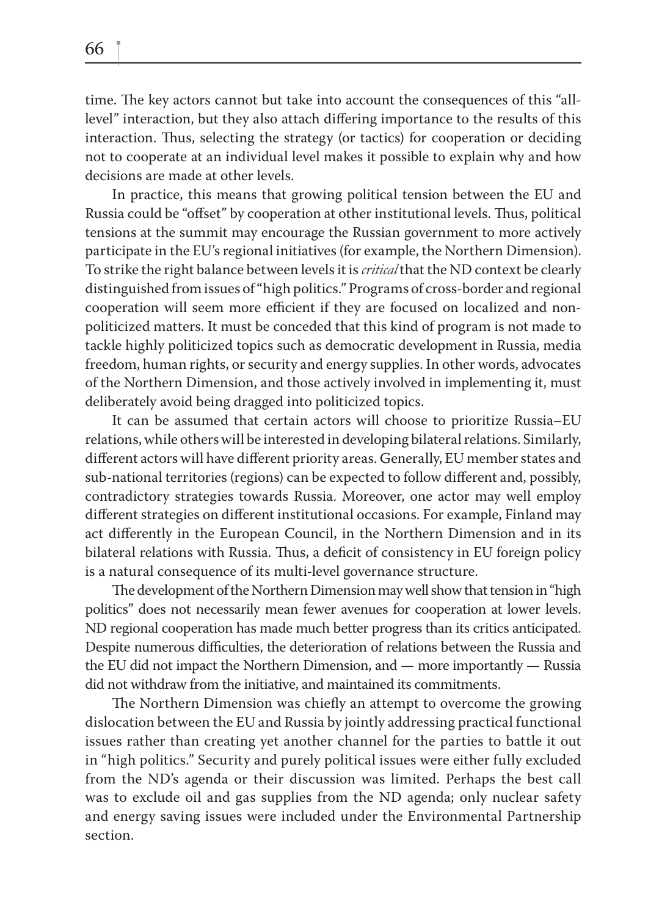time. The key actors cannot but take into account the consequences of this "all-level" interaction, but they also attach differing importance to the results of this interaction. Thus, selecting the strategy (or tactics) for cooperation or deciding not to cooperate at an individual level makes it possible to explain why and how decisions are made at other levels.

In practice, this means that growing political tension between the EU and Russia could be "offset" by cooperation at other institutional levels. Thus, political tensions at the summit may encourage the Russian government to more actively participate in the EU's regional initiatives (for example, the Northern Dimension). To strike the right balance between levels it is *critical* that the ND context be clearly distinguished from issues of "high politics." Programs of cross-border and regional cooperation will seem more efficient if they are focused on localized and non-politicized matters. It must be conceded that this kind of program is not made to tackle highly politicized topics such as democratic development in Russia, media freedom, human rights, or security and energy supplies. In other words, advocates of the Northern Dimension, and those actively involved in implementing it, must deliberately avoid being dragged into politicized topics.

It can be assumed that certain actors will choose to prioritize Russia–EU relations, while others will be interested in developing bilateral relations. Similarly, different actors will have different priority areas. Generally, EU member states and sub-national territories (regions) can be expected to follow different and, possibly, contradictory strategies towards Russia. Moreover, one actor may well employ different strategies on different institutional occasions. For example, Finland may act differently in the European Council, in the Northern Dimension and in its bilateral relations with Russia. Thus, a deficit of consistency in EU foreign policy is a natural consequence of its multi-level governance structure.

The development of the Northern Dimension may well show that tension in "high politics" does not necessarily mean fewer avenues for cooperation at lower levels. ND regional cooperation has made much better progress than its critics anticipated. Despite numerous difficulties, the deterioration of relations between the Russia and the EU did not impact the Northern Dimension, and — more importantly — Russia did not withdraw from the initiative, and maintained its commitments.

The Northern Dimension was chiefly an attempt to overcome the growing dislocation between the EU and Russia by jointly addressing practical functional issues rather than creating yet another channel for the parties to battle it out in "high politics." Security and purely political issues were either fully excluded from the ND's agenda or their discussion was limited. Perhaps the best call was to exclude oil and gas supplies from the ND agenda; only nuclear safety and energy saving issues were included under the Environmental Partnership section.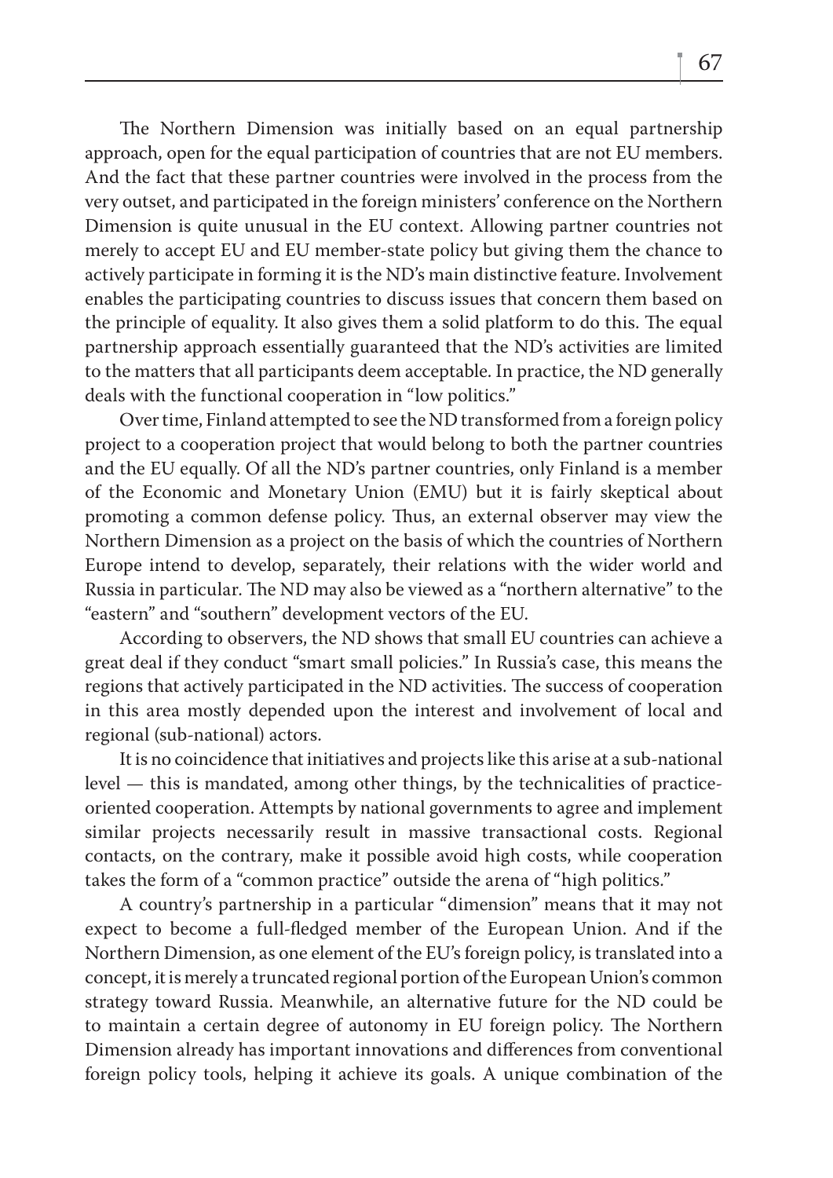The Northern Dimension was initially based on an equal partnership approach, open for the equal participation of countries that are not EU members. And the fact that these partner countries were involved in the process from the very outset, and participated in the foreign ministers' conference on the Northern Dimension is quite unusual in the EU context. Allowing partner countries not merely to accept EU and EU member-state policy but giving them the chance to actively participate in forming it is the ND's main distinctive feature. Involvement enables the participating countries to discuss issues that concern them based on the principle of equality. It also gives them a solid platform to do this. The equal partnership approach essentially guaranteed that the ND's activities are limited to the matters that all participants deem acceptable. In practice, the ND generally deals with the functional cooperation in "low politics."

Over time, Finland attempted to see the ND transformed from a foreign policy project to a cooperation project that would belong to both the partner countries and the EU equally. Of all the ND's partner countries, only Finland is a member of the Economic and Monetary Union (EMU) but it is fairly skeptical about promoting a common defense policy. Thus, an external observer may view the Northern Dimension as a project on the basis of which the countries of Northern Europe intend to develop, separately, their relations with the wider world and Russia in particular. The ND may also be viewed as a "northern alternative" to the "eastern" and "southern" development vectors of the EU.

According to observers, the ND shows that small EU countries can achieve a great deal if they conduct "smart small policies." In Russia's case, this means the regions that actively participated in the ND activities. The success of cooperation in this area mostly depended upon the interest and involvement of local and regional (sub-national) actors.

It is no coincidence that initiatives and projects like this arise at a sub-national level — this is mandated, among other things, by the technicalities of practice-oriented cooperation. Attempts by national governments to agree and implement similar projects necessarily result in massive transactional costs. Regional contacts, on the contrary, make it possible avoid high costs, while cooperation takes the form of a "common practice" outside the arena of "high politics."

A country's partnership in a particular "dimension" means that it may not expect to become a full-fledged member of the European Union. And if the Northern Dimension, as one element of the EU's foreign policy, is translated into a concept, it is merely a truncated regional portion of the European Union's common strategy toward Russia. Meanwhile, an alternative future for the ND could be to maintain a certain degree of autonomy in EU foreign policy. The Northern Dimension already has important innovations and differences from conventional foreign policy tools, helping it achieve its goals. A unique combination of the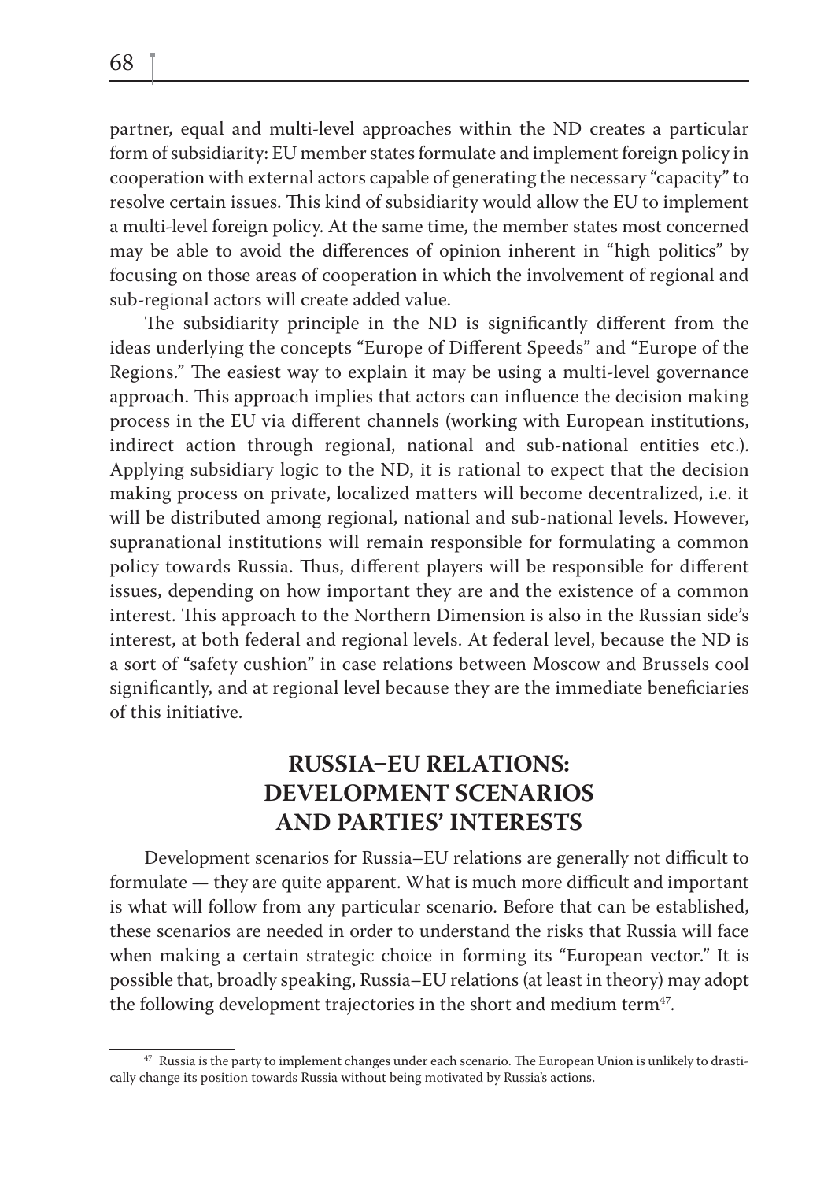partner, equal and multi-level approaches within the ND creates a particular form of subsidiarity: EU member states formulate and implement foreign policy in cooperation with external actors capable of generating the necessary "capacity" to resolve certain issues. This kind of subsidiarity would allow the EU to implement a multi-level foreign policy. At the same time, the member states most concerned may be able to avoid the differences of opinion inherent in "high politics" by focusing on those areas of cooperation in which the involvement of regional and sub-regional actors will create added value.

The subsidiarity principle in the ND is significantly different from the ideas underlying the concepts "Europe of Different Speeds" and "Europe of the Regions." The easiest way to explain it may be using a multi-level governance approach. This approach implies that actors can influence the decision making process in the EU via different channels (working with European institutions, indirect action through regional, national and sub-national entities etc.). Applying subsidiary logic to the ND, it is rational to expect that the decision making process on private, localized matters will become decentralized, i.e. it will be distributed among regional, national and sub-national levels. However, supranational institutions will remain responsible for formulating a common policy towards Russia. Thus, different players will be responsible for different issues, depending on how important they are and the existence of a common interest. This approach to the Northern Dimension is also in the Russian side's interest, at both federal and regional levels. At federal level, because the ND is a sort of "safety cushion" in case relations between Moscow and Brussels cool significantly, and at regional level because they are the immediate beneficiaries of this initiative.

## RUSSIA–EU RELATIONS: DEVELOPMENT SCENARIOS AND PARTIES' INTERESTS

Development scenarios for Russia–EU relations are generally not difficult to formulate — they are quite apparent. What is much more difficult and important is what will follow from any particular scenario. Before that can be established, these scenarios are needed in order to understand the risks that Russia will face when making a certain strategic choice in forming its "European vector." It is possible that, broadly speaking, Russia–EU relations (at least in theory) may adopt the following development trajectories in the short and medium term[47].

[47] Russia is the party to implement changes under each scenario. The European Union is unlikely to drastically change its position towards Russia without being motivated by Russia's actions.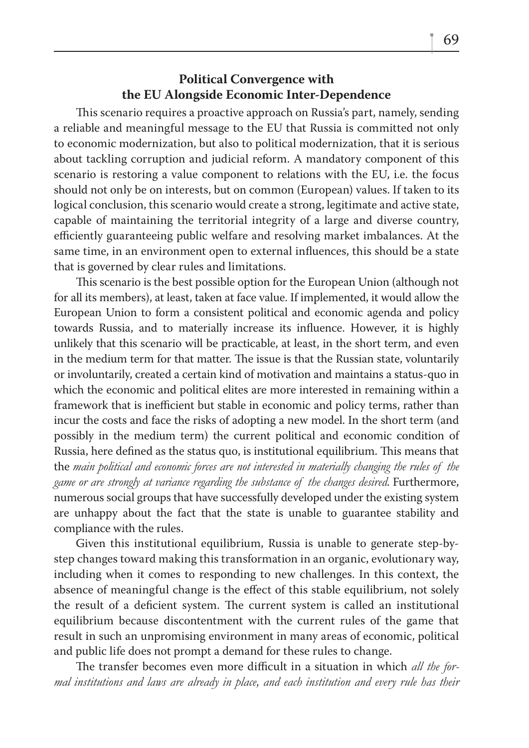## Political Convergence with the EU Alongside Economic Inter-Dependence

This scenario requires a proactive approach on Russia's part, namely, sending a reliable and meaningful message to the EU that Russia is committed not only to economic modernization, but also to political modernization, that it is serious about tackling corruption and judicial reform. A mandatory component of this scenario is restoring a value component to relations with the EU, i.e. the focus should not only be on interests, but on common (European) values. If taken to its logical conclusion, this scenario would create a strong, legitimate and active state, capable of maintaining the territorial integrity of a large and diverse country, efficiently guaranteeing public welfare and resolving market imbalances. At the same time, in an environment open to external influences, this should be a state that is governed by clear rules and limitations.

This scenario is the best possible option for the European Union (although not for all its members), at least, taken at face value. If implemented, it would allow the European Union to form a consistent political and economic agenda and policy towards Russia, and to materially increase its influence. However, it is highly unlikely that this scenario will be practicable, at least, in the short term, and even in the medium term for that matter. The issue is that the Russian state, voluntarily or involuntarily, created a certain kind of motivation and maintains a status-quo in which the economic and political elites are more interested in remaining within a framework that is inefficient but stable in economic and policy terms, rather than incur the costs and face the risks of adopting a new model. In the short term (and possibly in the medium term) the current political and economic condition of Russia, here defined as the status quo, is institutional equilibrium. This means that the *main political and economic forces are not interested in materially changing the rules of the game or are strongly at variance regarding the substance of the changes desired*. Furthermore, numerous social groups that have successfully developed under the existing system are unhappy about the fact that the state is unable to guarantee stability and compliance with the rules.

Given this institutional equilibrium, Russia is unable to generate step-by-step changes toward making this transformation in an organic, evolutionary way, including when it comes to responding to new challenges. In this context, the absence of meaningful change is the effect of this stable equilibrium, not solely the result of a deficient system. The current system is called an institutional equilibrium because discontentment with the current rules of the game that result in such an unpromising environment in many areas of economic, political and public life does not prompt a demand for these rules to change.

The transfer becomes even more difficult in a situation in which *all the formal institutions and laws are already in place, and each institution and every rule has their*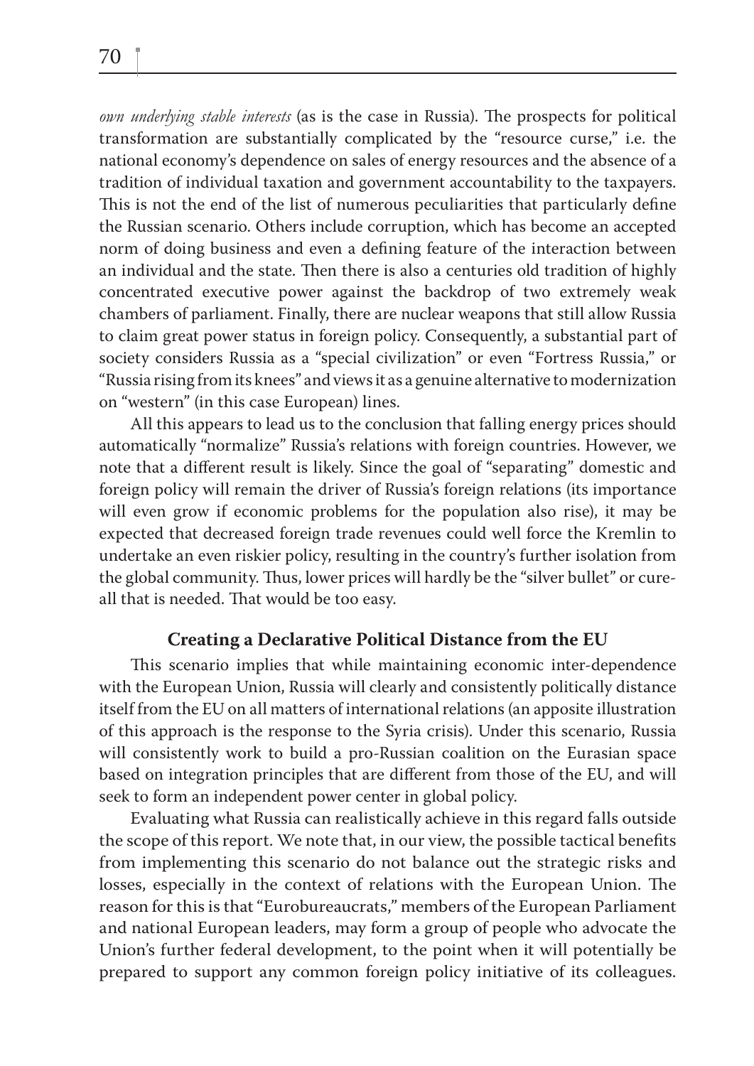*own underlying stable interests* (as is the case in Russia). The prospects for political transformation are substantially complicated by the "resource curse," i.e. the national economy's dependence on sales of energy resources and the absence of a tradition of individual taxation and government accountability to the taxpayers. This is not the end of the list of numerous peculiarities that particularly define the Russian scenario. Others include corruption, which has become an accepted norm of doing business and even a defining feature of the interaction between an individual and the state. Then there is also a centuries old tradition of highly concentrated executive power against the backdrop of two extremely weak chambers of parliament. Finally, there are nuclear weapons that still allow Russia to claim great power status in foreign policy. Consequently, a substantial part of society considers Russia as a "special civilization" or even "Fortress Russia," or "Russia rising from its knees" and views it as a genuine alternative to modernization on "western" (in this case European) lines.

All this appears to lead us to the conclusion that falling energy prices should automatically "normalize" Russia's relations with foreign countries. However, we note that a different result is likely. Since the goal of "separating" domestic and foreign policy will remain the driver of Russia's foreign relations (its importance will even grow if economic problems for the population also rise), it may be expected that decreased foreign trade revenues could well force the Kremlin to undertake an even riskier policy, resulting in the country's further isolation from the global community. Thus, lower prices will hardly be the "silver bullet" or cure-all that is needed. That would be too easy.

### Creating a Declarative Political Distance from the EU

This scenario implies that while maintaining economic inter-dependence with the European Union, Russia will clearly and consistently politically distance itself from the EU on all matters of international relations (an apposite illustration of this approach is the response to the Syria crisis). Under this scenario, Russia will consistently work to build a pro-Russian coalition on the Eurasian space based on integration principles that are different from those of the EU, and will seek to form an independent power center in global policy.

Evaluating what Russia can realistically achieve in this regard falls outside the scope of this report. We note that, in our view, the possible tactical benefits from implementing this scenario do not balance out the strategic risks and losses, especially in the context of relations with the European Union. The reason for this is that "Eurobureaucrats," members of the European Parliament and national European leaders, may form a group of people who advocate the Union's further federal development, to the point when it will potentially be prepared to support any common foreign policy initiative of its colleagues.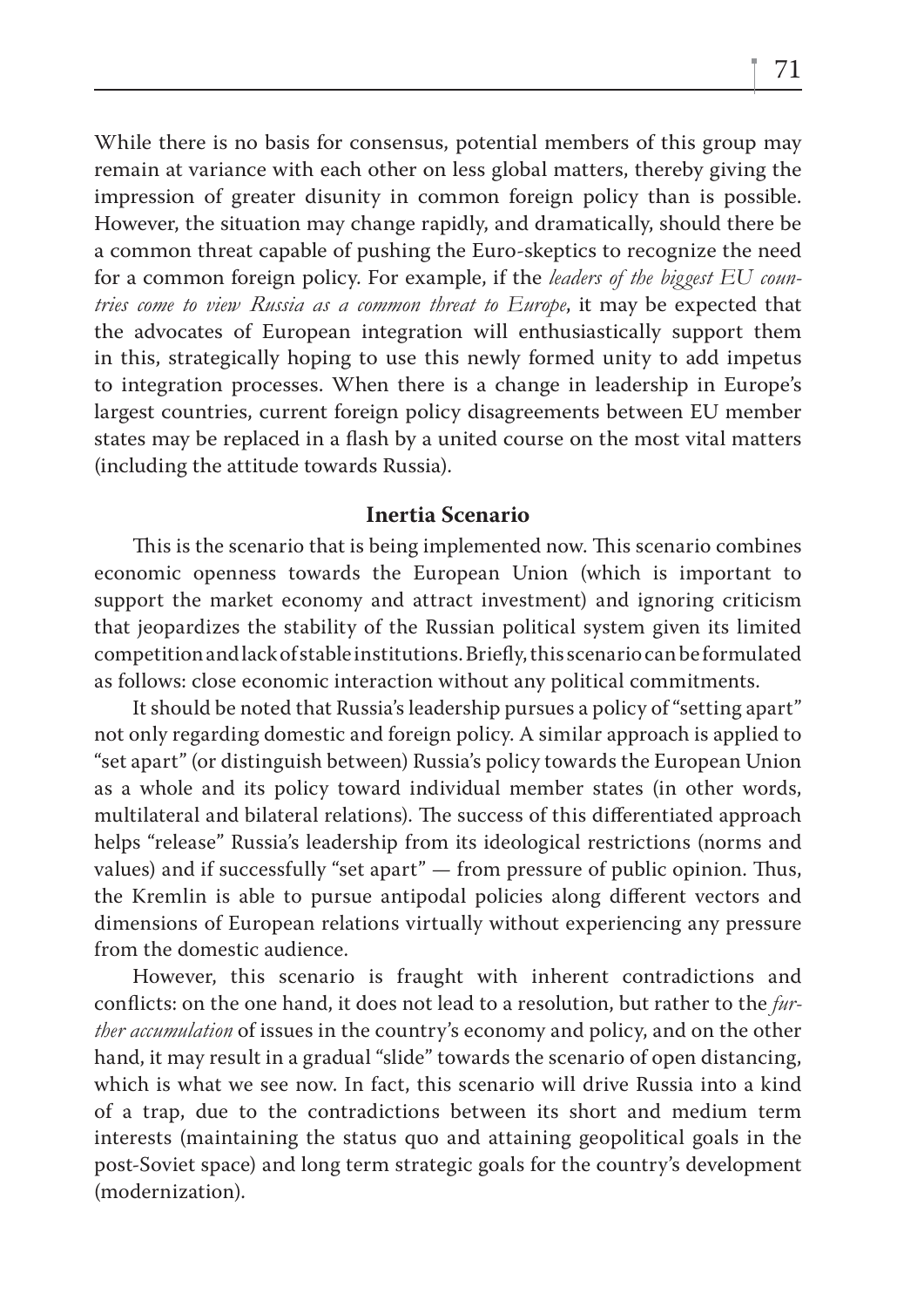While there is no basis for consensus, potential members of this group may remain at variance with each other on less global matters, thereby giving the impression of greater disunity in common foreign policy than is possible. However, the situation may change rapidly, and dramatically, should there be a common threat capable of pushing the Euro-skeptics to recognize the need for a common foreign policy. For example, if the *leaders of the biggest EU countries come to view Russia as a common threat to Europe*, it may be expected that the advocates of European integration will enthusiastically support them in this, strategically hoping to use this newly formed unity to add impetus to integration processes. When there is a change in leadership in Europe's largest countries, current foreign policy disagreements between EU member states may be replaced in a flash by a united course on the most vital matters (including the attitude towards Russia).

### Inertia Scenario

This is the scenario that is being implemented now. This scenario combines economic openness towards the European Union (which is important to support the market economy and attract investment) and ignoring criticism that jeopardizes the stability of the Russian political system given its limited competition and lack of stable institutions. Briefly, this scenario can be formulated as follows: close economic interaction without any political commitments.

It should be noted that Russia's leadership pursues a policy of "setting apart" not only regarding domestic and foreign policy. A similar approach is applied to "set apart" (or distinguish between) Russia's policy towards the European Union as a whole and its policy toward individual member states (in other words, multilateral and bilateral relations). The success of this differentiated approach helps "release" Russia's leadership from its ideological restrictions (norms and values) and if successfully "set apart" — from pressure of public opinion. Thus, the Kremlin is able to pursue antipodal policies along different vectors and dimensions of European relations virtually without experiencing any pressure from the domestic audience.

However, this scenario is fraught with inherent contradictions and conflicts: on the one hand, it does not lead to a resolution, but rather to the *further accumulation* of issues in the country's economy and policy, and on the other hand, it may result in a gradual "slide" towards the scenario of open distancing, which is what we see now. In fact, this scenario will drive Russia into a kind of a trap, due to the contradictions between its short and medium term interests (maintaining the status quo and attaining geopolitical goals in the post-Soviet space) and long term strategic goals for the country's development (modernization).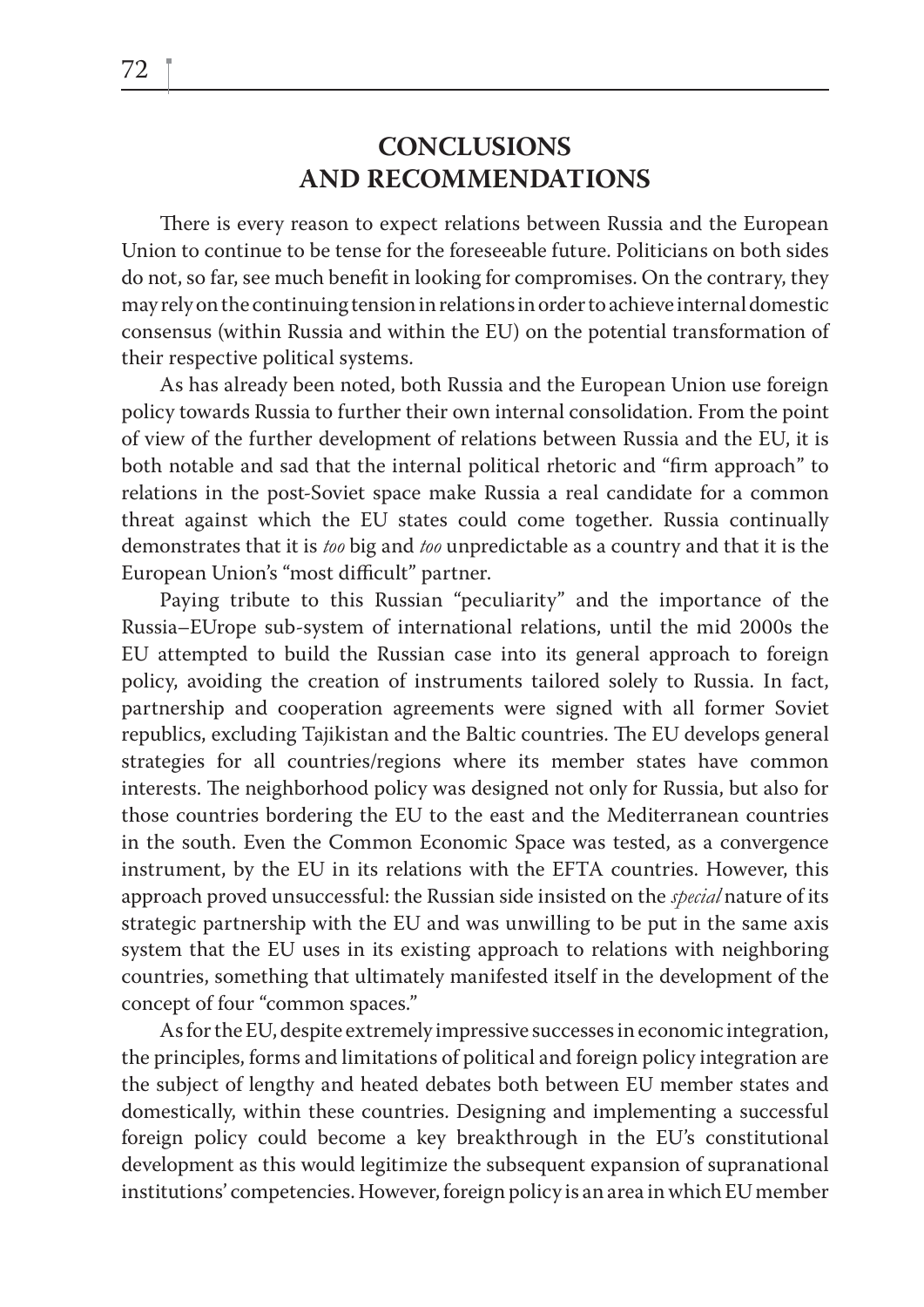# CONCLUSIONS AND RECOMMENDATIONS

There is every reason to expect relations between Russia and the European Union to continue to be tense for the foreseeable future. Politicians on both sides do not, so far, see much benefit in looking for compromises. On the contrary, they may rely on the continuing tension in relations in order to achieve internal domestic consensus (within Russia and within the EU) on the potential transformation of their respective political systems.

As has already been noted, both Russia and the European Union use foreign policy towards Russia to further their own internal consolidation. From the point of view of the further development of relations between Russia and the EU, it is both notable and sad that the internal political rhetoric and "firm approach" to relations in the post-Soviet space make Russia a real candidate for a common threat against which the EU states could come together. Russia continually demonstrates that it is *too* big and *too* unpredictable as a country and that it is the European Union's "most difficult" partner.

Paying tribute to this Russian "peculiarity" and the importance of the Russia–EUrope sub-system of international relations, until the mid 2000s the EU attempted to build the Russian case into its general approach to foreign policy, avoiding the creation of instruments tailored solely to Russia. In fact, partnership and cooperation agreements were signed with all former Soviet republics, excluding Tajikistan and the Baltic countries. The EU develops general strategies for all countries/regions where its member states have common interests. The neighborhood policy was designed not only for Russia, but also for those countries bordering the EU to the east and the Mediterranean countries in the south. Even the Common Economic Space was tested, as a convergence instrument, by the EU in its relations with the EFTA countries. However, this approach proved unsuccessful: the Russian side insisted on the *special* nature of its strategic partnership with the EU and was unwilling to be put in the same axis system that the EU uses in its existing approach to relations with neighboring countries, something that ultimately manifested itself in the development of the concept of four "common spaces."

As for the EU, despite extremely impressive successes in economic integration, the principles, forms and limitations of political and foreign policy integration are the subject of lengthy and heated debates both between EU member states and domestically, within these countries. Designing and implementing a successful foreign policy could become a key breakthrough in the EU's constitutional development as this would legitimize the subsequent expansion of supranational institutions' competencies. However, foreign policy is an area in which EU member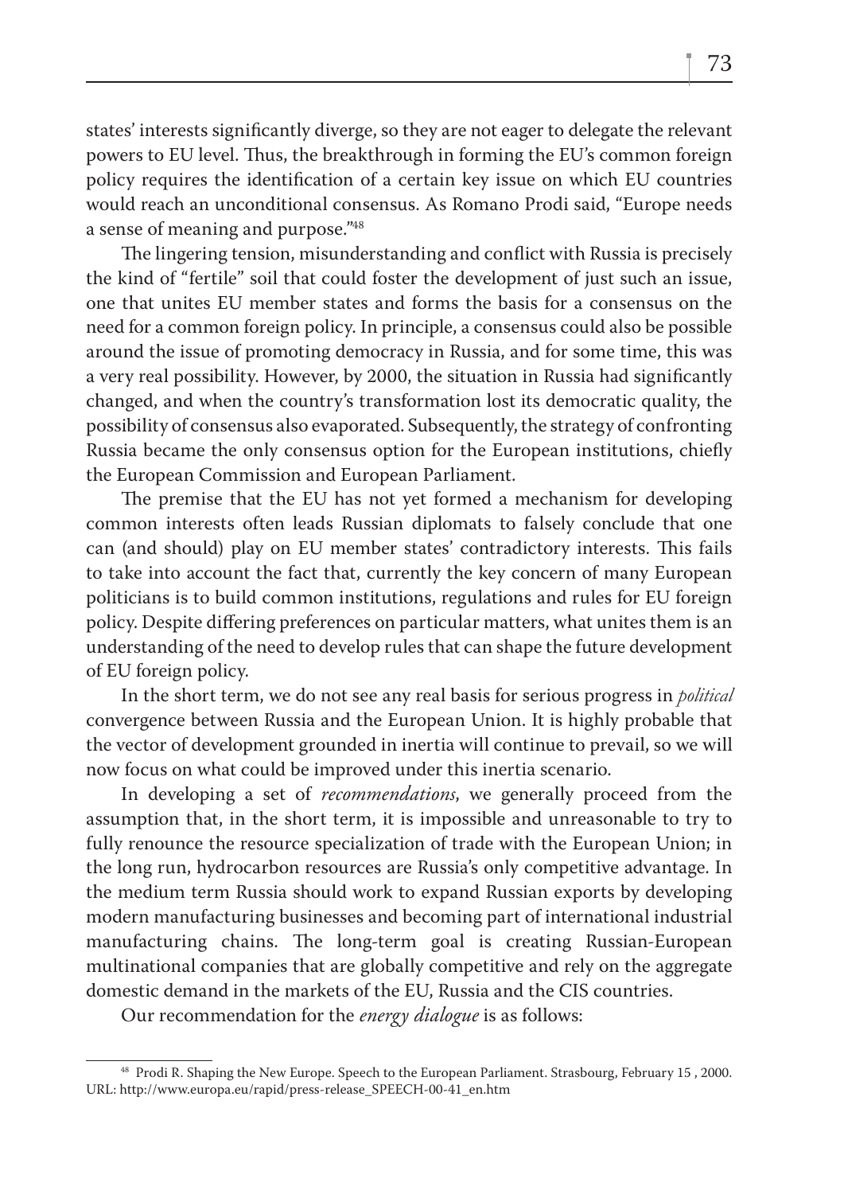states' interests significantly diverge, so they are not eager to delegate the relevant powers to EU level. Thus, the breakthrough in forming the EU's common foreign policy requires the identification of a certain key issue on which EU countries would reach an unconditional consensus. As Romano Prodi said, "Europe needs a sense of meaning and purpose."[48]

The lingering tension, misunderstanding and conflict with Russia is precisely the kind of "fertile" soil that could foster the development of just such an issue, one that unites EU member states and forms the basis for a consensus on the need for a common foreign policy. In principle, a consensus could also be possible around the issue of promoting democracy in Russia, and for some time, this was a very real possibility. However, by 2000, the situation in Russia had significantly changed, and when the country's transformation lost its democratic quality, the possibility of consensus also evaporated. Subsequently, the strategy of confronting Russia became the only consensus option for the European institutions, chiefly the European Commission and European Parliament.

The premise that the EU has not yet formed a mechanism for developing common interests often leads Russian diplomats to falsely conclude that one can (and should) play on EU member states' contradictory interests. This fails to take into account the fact that, currently the key concern of many European politicians is to build common institutions, regulations and rules for EU foreign policy. Despite differing preferences on particular matters, what unites them is an understanding of the need to develop rules that can shape the future development of EU foreign policy.

In the short term, we do not see any real basis for serious progress in *political* convergence between Russia and the European Union. It is highly probable that the vector of development grounded in inertia will continue to prevail, so we will now focus on what could be improved under this inertia scenario.

In developing a set of *recommendations*, we generally proceed from the assumption that, in the short term, it is impossible and unreasonable to try to fully renounce the resource specialization of trade with the European Union; in the long run, hydrocarbon resources are Russia's only competitive advantage. In the medium term Russia should work to expand Russian exports by developing modern manufacturing businesses and becoming part of international industrial manufacturing chains. The long-term goal is creating Russian-European multinational companies that are globally competitive and rely on the aggregate domestic demand in the markets of the EU, Russia and the CIS countries.

Our recommendation for the *energy dialogue* is as follows:

[48] Prodi R. Shaping the New Europe. Speech to the European Parliament. Strasbourg, February 15 , 2000. URL: http://www.europa.eu/rapid/press-release_SPEECH-00-41_en.htm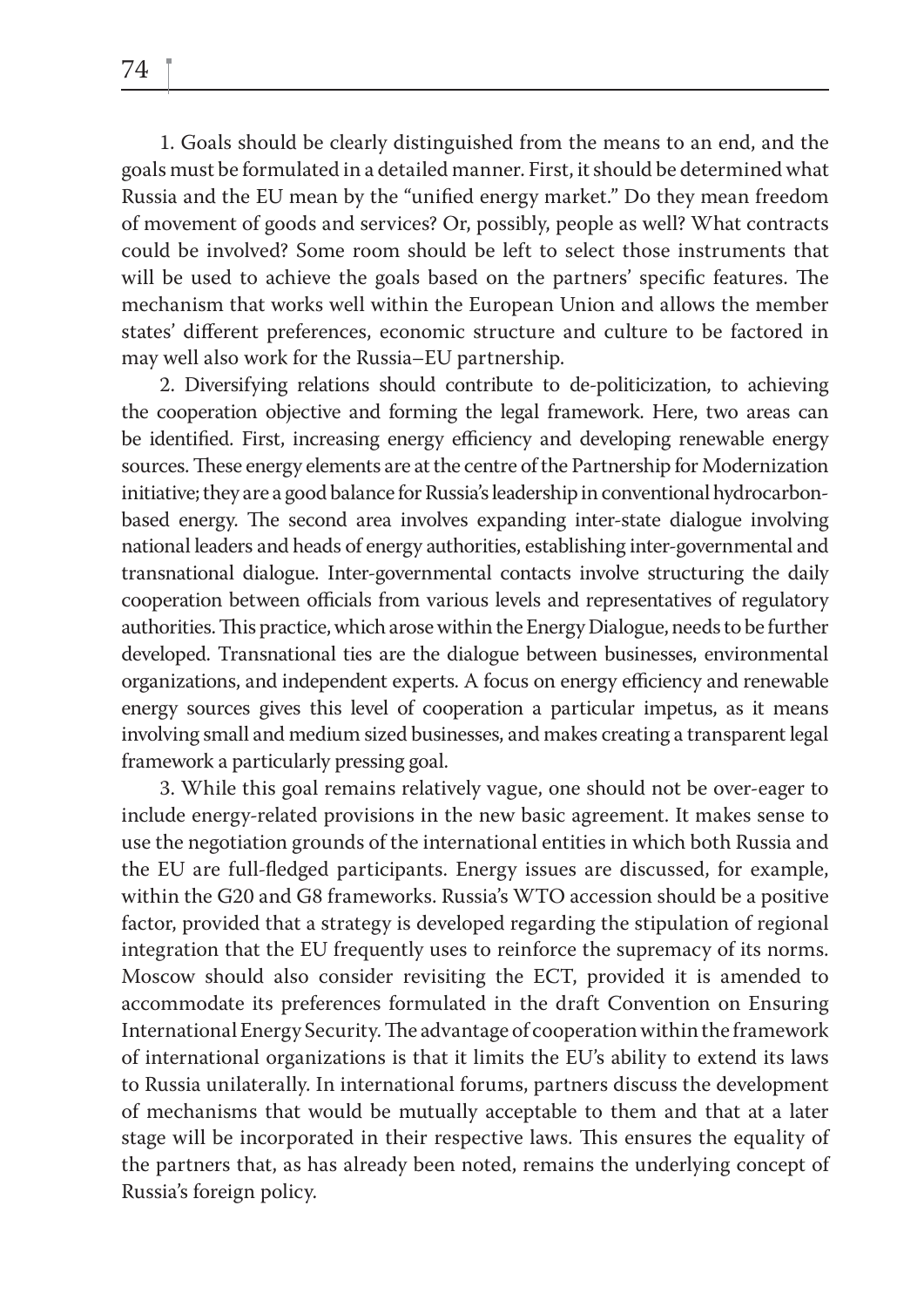1. Goals should be clearly distinguished from the means to an end, and the goals must be formulated in a detailed manner. First, it should be determined what Russia and the EU mean by the "unified energy market." Do they mean freedom of movement of goods and services? Or, possibly, people as well? What contracts could be involved? Some room should be left to select those instruments that will be used to achieve the goals based on the partners' specific features. The mechanism that works well within the European Union and allows the member states' different preferences, economic structure and culture to be factored in may well also work for the Russia–EU partnership.

2. Diversifying relations should contribute to de-politicizication, to achieving the cooperation objective and forming the legal framework. Here, two areas can be identified. First, increasing energy efficiency and developing renewable energy sources. These energy elements are at the centre of the Partnership for Modernization initiative; they are a good balance for Russia's leadership in conventional hydrocarbon-based energy. The second area involves expanding inter-state dialogue involving national leaders and heads of energy authorities, establishing inter-governmental and transnational dialogue. Inter-governmental contacts involve structuring the daily cooperation between officials from various levels and representatives of regulatory authorities. This practice, which arose within the Energy Dialogue, needs to be further developed. Transnational ties are the dialogue between businesses, environmental organizations, and independent experts. A focus on energy efficiency and renewable energy sources gives this level of cooperation a particular impetus, as it means involving small and medium sized businesses, and makes creating a transparent legal framework a particularly pressing goal.

3. While this goal remains relatively vague, one should not be over-eager to include energy-related provisions in the new basic agreement. It makes sense to use the negotiation grounds of the international entities in which both Russia and the EU are full-fledged participants. Energy issues are discussed, for example, within the G20 and G8 frameworks. Russia's WTO accession should be a positive factor, provided that a strategy is developed regarding the stipulation of regional integration that the EU frequently uses to reinforce the supremacy of its norms. Moscow should also consider revisiting the ECT, provided it is amended to accommodate its preferences formulated in the draft Convention on Ensuring International Energy Security. The advantage of cooperation within the framework of international organizations is that it limits the EU's ability to extend its laws to Russia unilaterally. In international forums, partners discuss the development of mechanisms that would be mutually acceptable to them and that at a later stage will be incorporated in their respective laws. This ensures the equality of the partners that, as has already been noted, remains the underlying concept of Russia's foreign policy.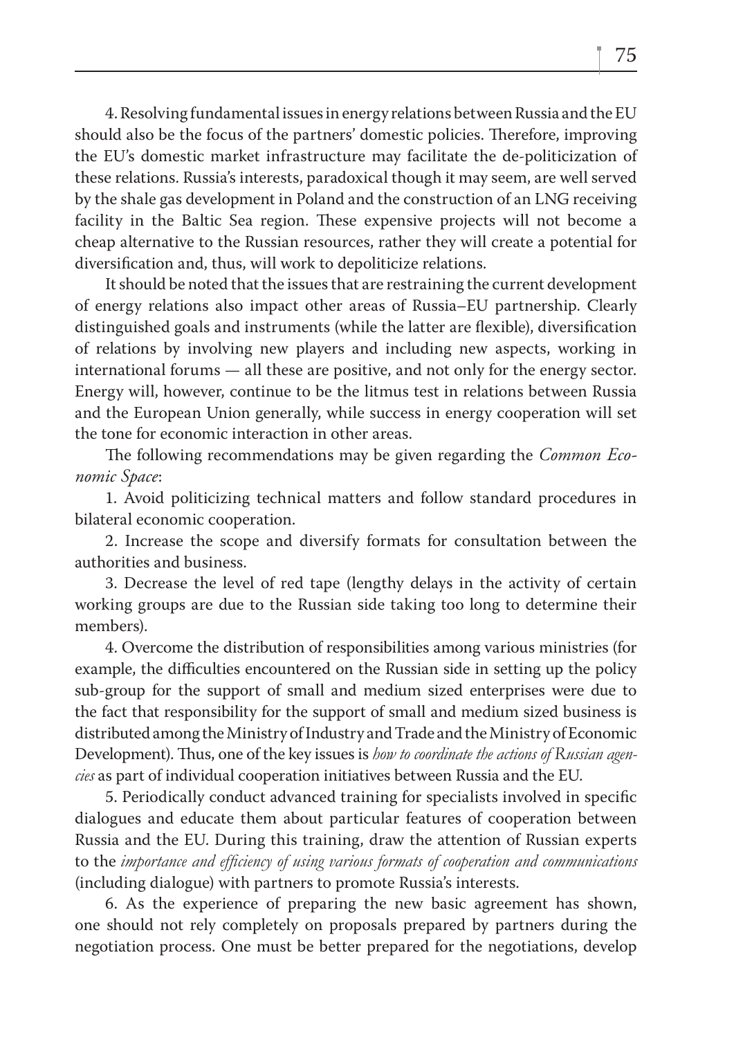4. Resolving fundamental issues in energy relations between Russia and the EU should also be the focus of the partners' domestic policies. Therefore, improving the EU's domestic market infrastructure may facilitate the de-politicizization of these relations. Russia's interests, paradoxical though it may seem, are well served by the shale gas development in Poland and the construction of an LNG receiving facility in the Baltic Sea region. These expensive projects will not become a cheap alternative to the Russian resources, rather they will create a potential for diversification and, thus, will work to depoliticize relations.

It should be noted that the issues that are restraining the current development of energy relations also impact other areas of Russia–EU partnership. Clearly distinguished goals and instruments (while the latter are flexible), diversification of relations by involving new players and including new aspects, working in international forums — all these are positive, and not only for the energy sector. Energy will, however, continue to be the litmus test in relations between Russia and the European Union generally, while success in energy cooperation will set the tone for economic interaction in other areas.

The following recommendations may be given regarding the *Common Economic Space*:

1. Avoid politicizing technical matters and follow standard procedures in bilateral economic cooperation.

2. Increase the scope and diversify formats for consultation between the authorities and business.

3. Decrease the level of red tape (lengthy delays in the activity of certain working groups are due to the Russian side taking too long to determine their members).

4. Overcome the distribution of responsibilities among various ministries (for example, the difficulties encountered on the Russian side in setting up the policy sub-group for the support of small and medium sized enterprises were due to the fact that responsibility for the support of small and medium sized business is distributed among the Ministry of Industry and Trade and the Ministry of Economic Development). Thus, one of the key issues is *how to coordinate the actions of Russian agencies* as part of individual cooperation initiatives between Russia and the EU.

5. Periodically conduct advanced training for specialists involved in specific dialogues and educate them about particular features of cooperation between Russia and the EU. During this training, draw the attention of Russian experts to the *importance and efficiency of using various formats of cooperation and communications* (including dialogue) with partners to promote Russia's interests.

6. As the experience of preparing the new basic agreement has shown, one should not rely completely on proposals prepared by partners during the negotiation process. One must be better prepared for the negotiations, develop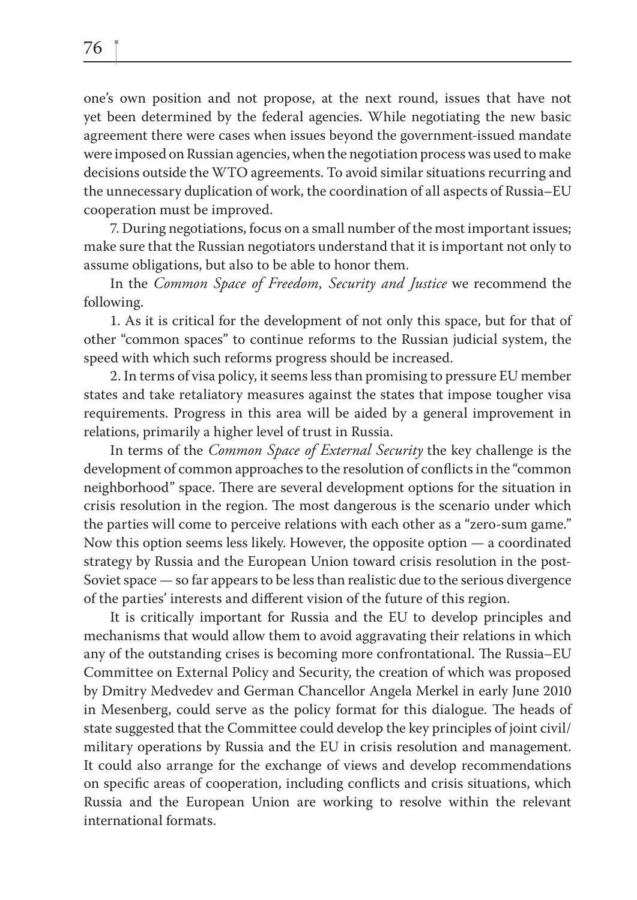one's own position and not propose, at the next round, issues that have not yet been determined by the federal agencies. While negotiating the new basic agreement there were cases when issues beyond the government-issued mandate were imposed on Russian agencies, when the negotiation process was used to make decisions outside the WTO agreements. To avoid similar situations recurring and the unnecessary duplication of work, the coordination of all aspects of Russia–EU cooperation must be improved.

7. During negotiations, focus on a small number of the most important issues; make sure that the Russian negotiators understand that it is important not only to assume obligations, but also to be able to honor them.

In the *Common Space of Freedom, Security and Justice* we recommend the following.

1. As it is critical for the development of not only this space, but for that of other "common spaces" to continue reforms to the Russian judicial system, the speed with which such reforms progress should be increased.

2. In terms of visa policy, it seems less than promising to pressure EU member states and take retaliatory measures against the states that impose tougher visa requirements. Progress in this area will be aided by a general improvement in relations, primarily a higher level of trust in Russia.

In terms of the *Common Space of External Security* the key challenge is the development of common approaches to the resolution of conflicts in the "common neighborhood" space. There are several development options for the situation in crisis resolution in the region. The most dangerous is the scenario under which the parties will come to perceive relations with each other as a "zero-sum game." Now this option seems less likely. However, the opposite option — a coordinated strategy by Russia and the European Union toward crisis resolution in the post-Soviet space — so far appears to be less than realistic due to the serious divergence of the parties' interests and different vision of the future of this region.

It is critically important for Russia and the EU to develop principles and mechanisms that would allow them to avoid aggravating their relations in which any of the outstanding crises is becoming more confrontational. The Russia–EU Committee on External Policy and Security, the creation of which was proposed by Dmitry Medvedev and German Chancellor Angela Merkel in early June 2010 in Mesenberg, could serve as the policy format for this dialogue. The heads of state suggested that the Committee could develop the key principles of joint civil/military operations by Russia and the EU in crisis resolution and management. It could also arrange for the exchange of views and develop recommendations on specific areas of cooperation, including conflicts and crisis situations, which Russia and the European Union are working to resolve within the relevant international formats.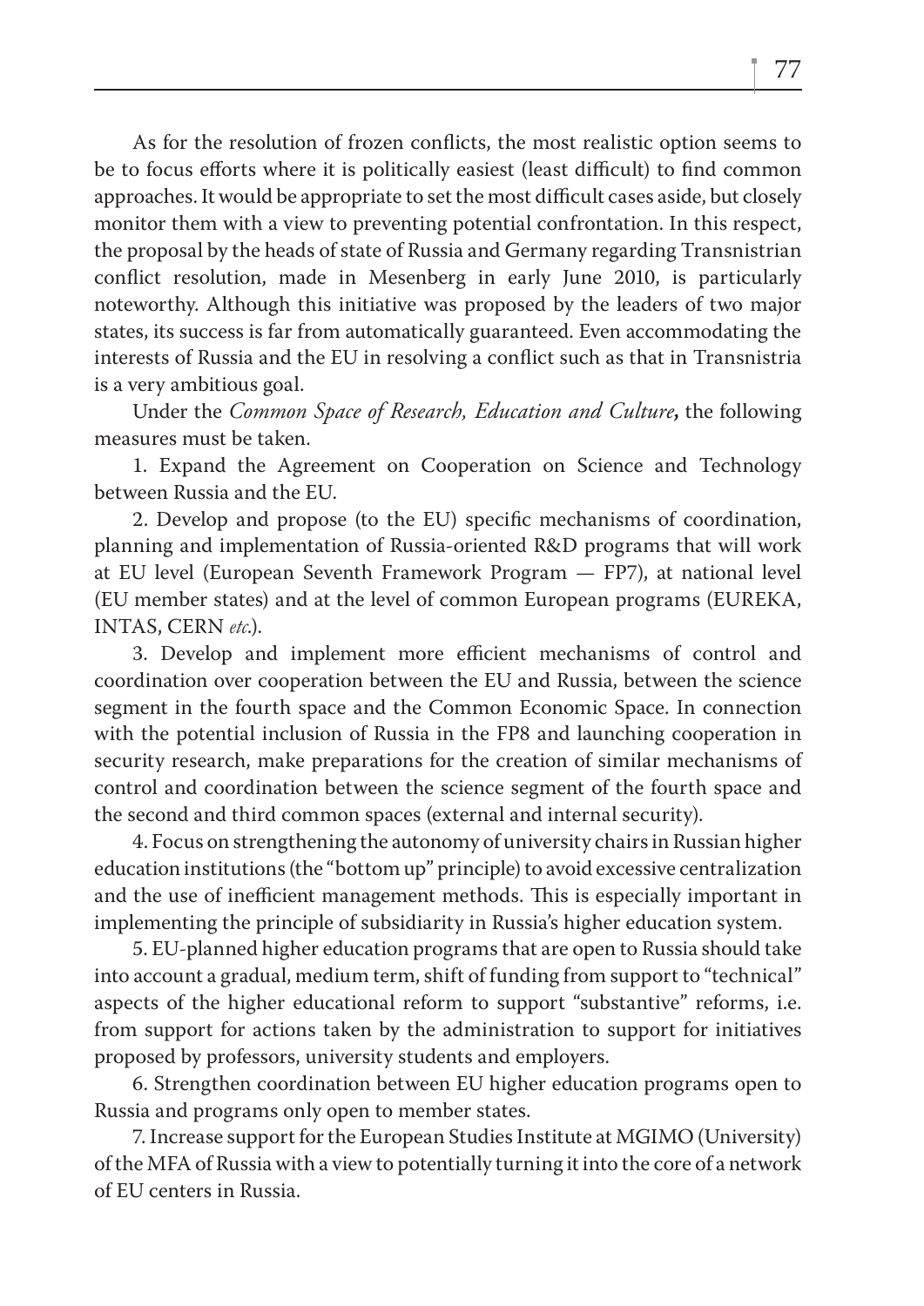As for the resolution of frozen conflicts, the most realistic option seems to be to focus efforts where it is politically easiest (least difficult) to find common approaches. It would be appropriate to set the most difficult cases aside, but closely monitor them with a view to preventing potential confrontation. In this respect, the proposal by the heads of state of Russia and Germany regarding Transnistrian conflict resolution, made in Mesenberg in early June 2010, is particularly noteworthy. Although this initiative was proposed by the leaders of two major states, its success is far from automatically guaranteed. Even accommodating the interests of Russia and the EU in resolving a conflict such as that in Transnistria is a very ambitious goal.

Under the *Common Space of Research, Education and Culture***,** the following measures must be taken.

1. Expand the Agreement on Cooperation on Science and Technology between Russia and the EU.

2. Develop and propose (to the EU) specific mechanisms of coordination, planning and implementation of Russia-oriented R&D programs that will work at EU level (European Seventh Framework Program — FP7), at national level (EU member states) and at the level of common European programs (EUREKA, INTAS, CERN *etc*.).

3. Develop and implement more efficient mechanisms of control and coordination over cooperation between the EU and Russia, between the science segment in the fourth space and the Common Economic Space. In connection with the potential inclusion of Russia in the FP8 and launching cooperation in security research, make preparations for the creation of similar mechanisms of control and coordination between the science segment of the fourth space and the second and third common spaces (external and internal security).

4. Focus on strengthening the autonomy of university chairs in Russian higher education institutions (the "bottom up" principle) to avoid excessive centralization and the use of inefficient management methods. This is especially important in implementing the principle of subsidiarity in Russia's higher education system.

5. EU-planned higher education programs that are open to Russia should take into account a gradual, medium term, shift of funding from support to "technical" aspects of the higher educational reform to support "substantive" reforms, i.e. from support for actions taken by the administration to support for initiatives proposed by professors, university students and employers.

6. Strengthen coordination between EU higher education programs open to Russia and programs only open to member states.

7. Increase support for the European Studies Institute at MGIMO (University) of the MFA of Russia with a view to potentially turning it into the core of a network of EU centers in Russia.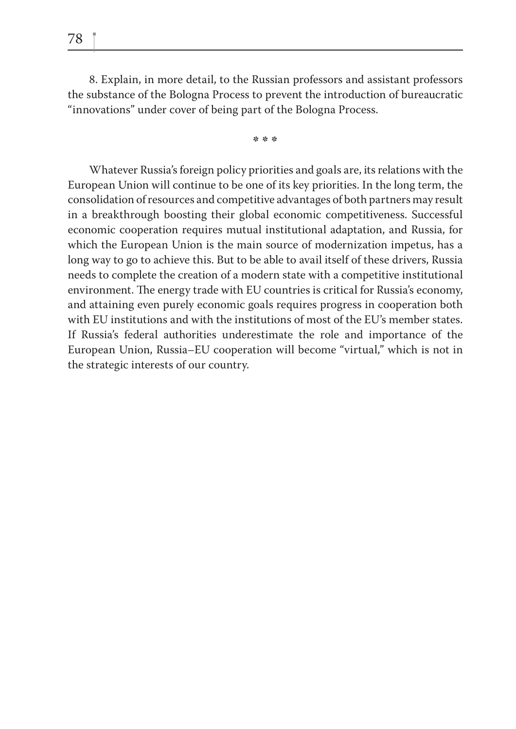8. Explain, in more detail, to the Russian professors and assistant professors the substance of the Bologna Process to prevent the introduction of bureaucratic "innovations" under cover of being part of the Bologna Process.

\* \* \*

Whatever Russia's foreign policy priorities and goals are, its relations with the European Union will continue to be one of its key priorities. In the long term, the consolidation of resources and competitive advantages of both partners may result in a breakthrough boosting their global economic competitiveness. Successful economic cooperation requires mutual institutional adaptation, and Russia, for which the European Union is the main source of modernization impetus, has a long way to go to achieve this. But to be able to avail itself of these drivers, Russia needs to complete the creation of a modern state with a competitive institutional environment. The energy trade with EU countries is critical for Russia's economy, and attaining even purely economic goals requires progress in cooperation both with EU institutions and with the institutions of most of the EU's member states. If Russia's federal authorities underestimate the role and importance of the European Union, Russia–EU cooperation will become "virtual," which is not in the strategic interests of our country.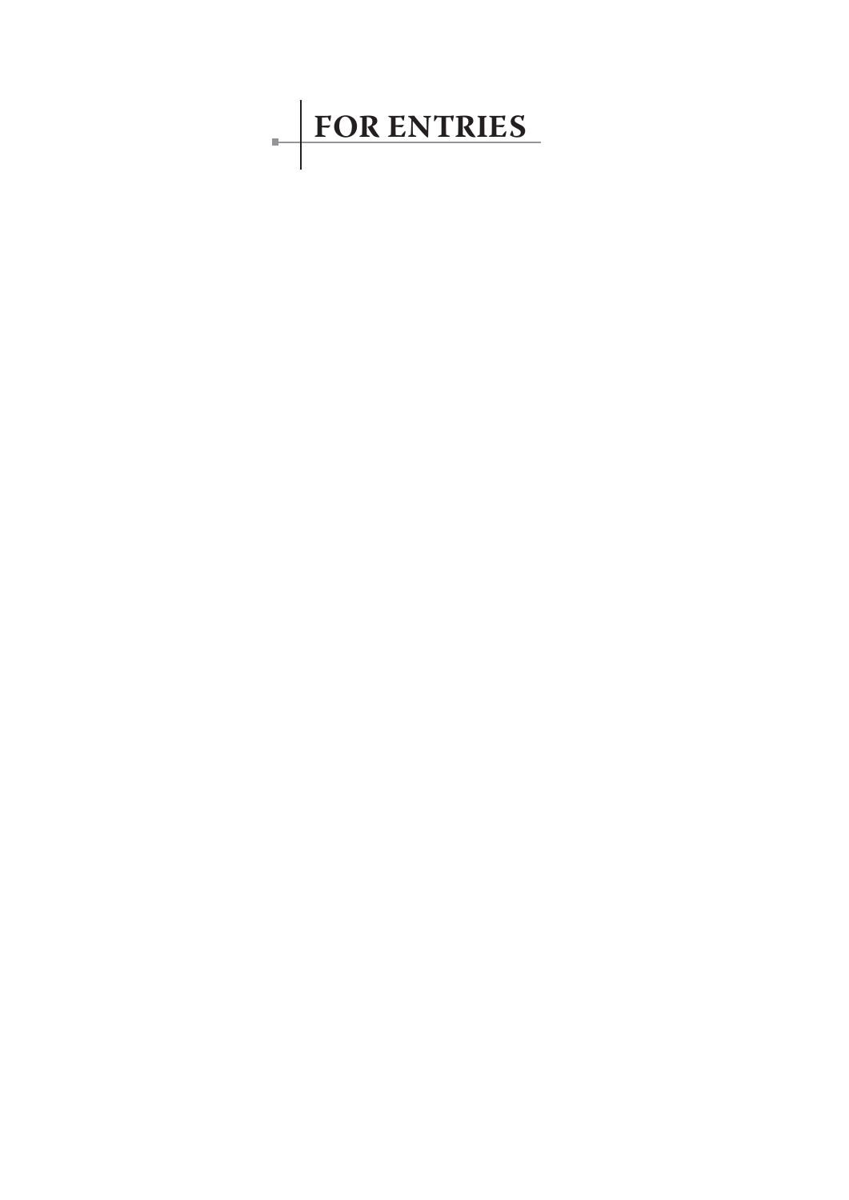# FOR ENTRIES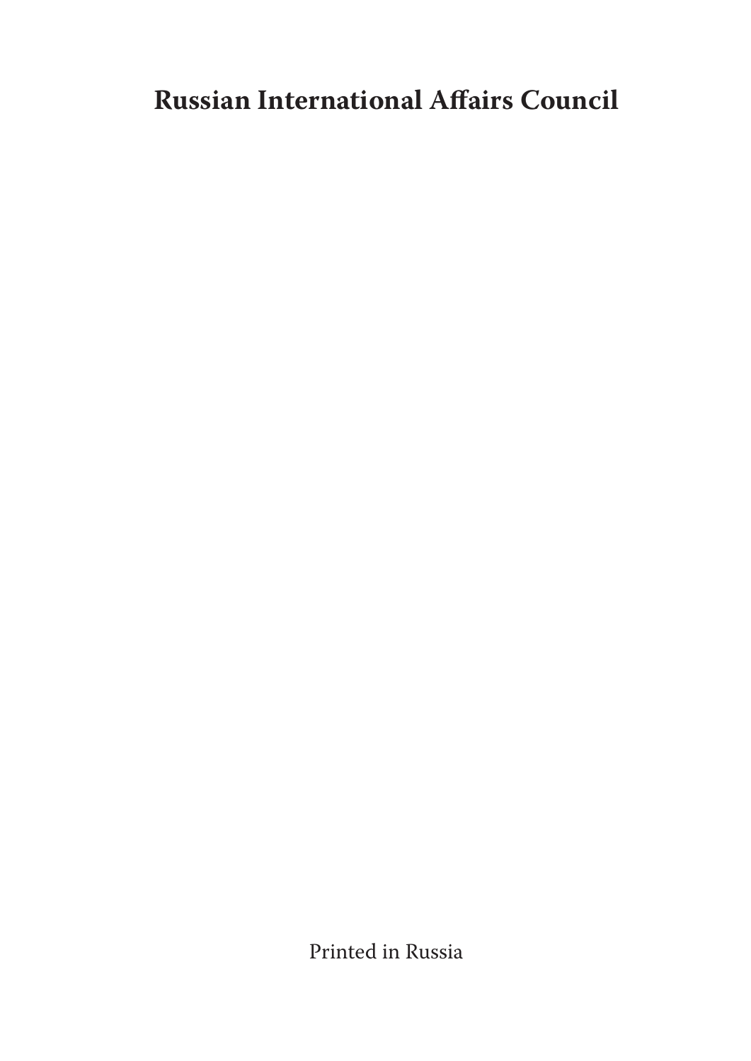**Russian International Affairs Council**

Printed in Russia